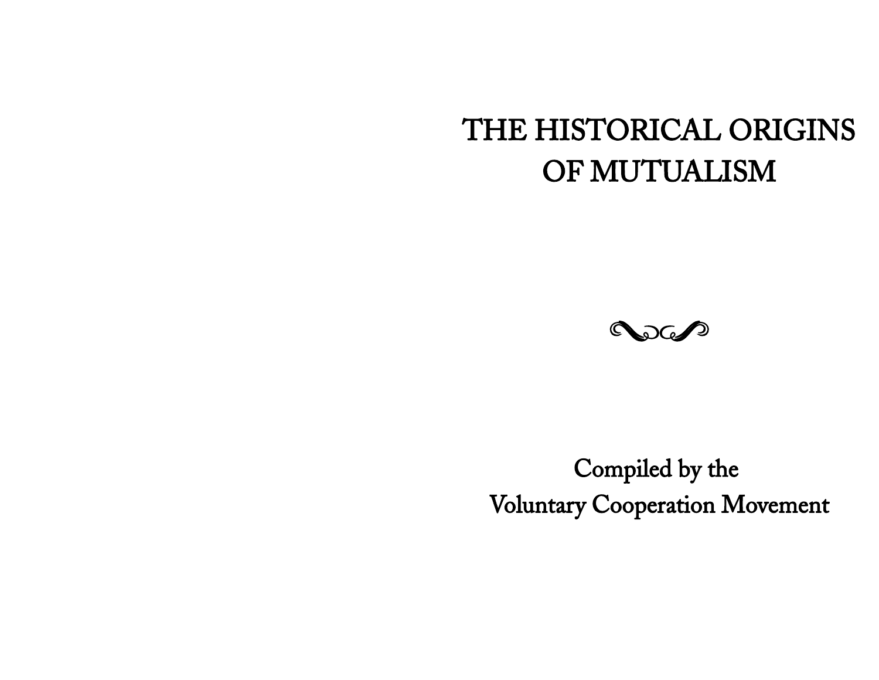# THE HISTORICAL ORIGINS OF MUTUALISM

Compiled by the
Voluntary Cooperation Movement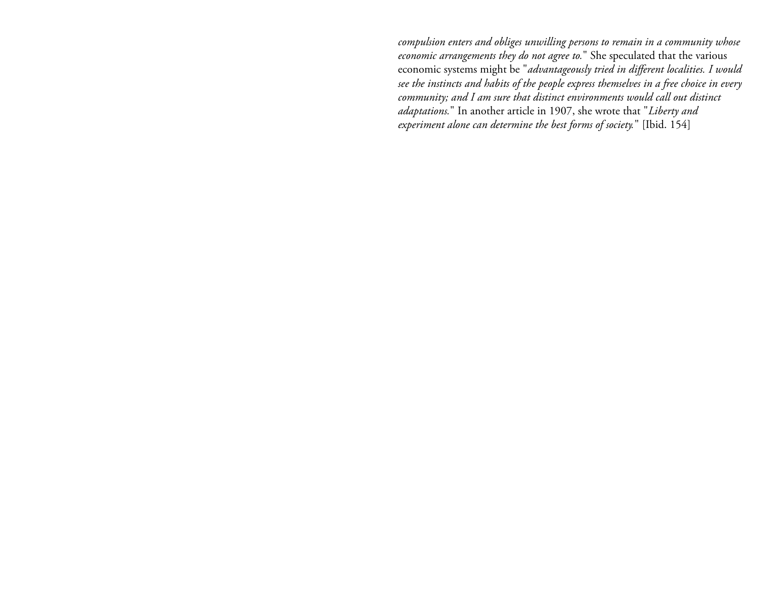*compulsion enters and obliges unwilling persons to remain in a community whose economic arrangements they do not agree to.*" She speculated that the various economic systems might be "*advantageously tried in different localities. I would see the instincts and habits of the people express themselves in a free choice in every community; and I am sure that distinct environments would call out distinct adaptations.*" In another article in 1907, she wrote that "*Liberty and experiment alone can determine the best forms of society.*" [Ibid. 154]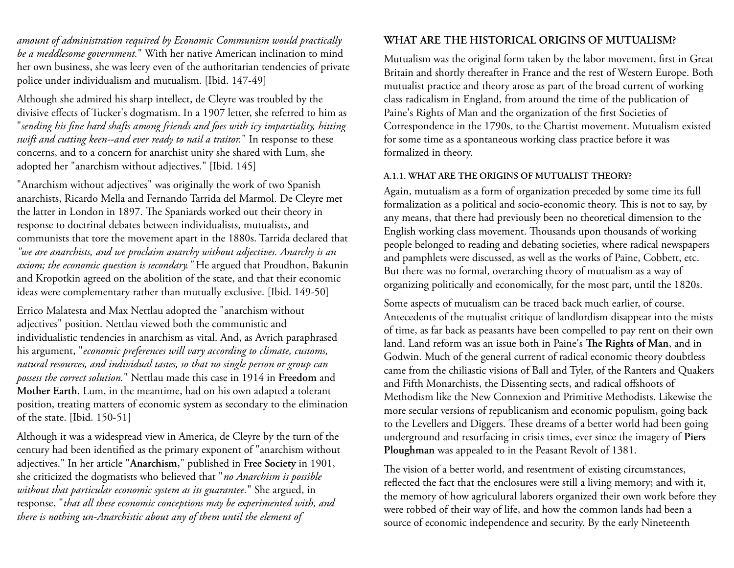*amount of administration required by Economic Communism would practically be a meddlesome government.*" With her native American inclination to mind her own business, she was leery even of the authoritarian tendencies of private police under individualism and mutualism. [Ibid. 147-49]

Although she admired his sharp intellect, de Cleyre was troubled by the divisive effects of Tucker's dogmatism. In a 1907 letter, she referred to him as "*sending his fine hard shafts among friends and foes with icy impartiality, hitting swift and cutting keen--and ever ready to nail a traitor.*" In response to these concerns, and to a concern for anarchist unity she shared with Lum, she adopted her "anarchism without adjectives." [Ibid. 145]

"Anarchism without adjectives" was originally the work of two Spanish anarchists, Ricardo Mella and Fernando Tarrida del Marmol. De Cleyre met the latter in London in 1897. The Spaniards worked out their theory in response to doctrinal debates between individualists, mutualists, and communists that tore the movement apart in the 1880s. Tarrida declared that *"we are anarchists, and we proclaim anarchy without adjectives. Anarchy is an axiom; the economic question is secondary."* He argued that Proudhon, Bakunin and Kropotkin agreed on the abolition of the state, and that their economic ideas were complementary rather than mutually exclusive. [Ibid. 149-50]

Errico Malatesta and Max Nettlau adopted the "anarchism without adjectives" position. Nettlau viewed both the communistic and individualistic tendencies in anarchism as vital. And, as Avrich paraphrased his argument, "*economic preferences will vary according to climate, customs, natural resources, and individual tastes, so that no single person or group can possess the correct solution.*" Nettlau made this case in 1914 in **Freedom** and **Mother Earth.** Lum, in the meantime, had on his own adapted a tolerant position, treating matters of economic system as secondary to the elimination of the state. [Ibid. 150-51]

Although it was a widespread view in America, de Cleyre by the turn of the century had been identified as the primary exponent of "anarchism without adjectives." In her article "**Anarchism,**" published in **Free Society** in 1901, she criticized the dogmatists who believed that "*no Anarchism is possible without that particular economic system as its guarantee.*" She argued, in response, "*that all these economic conceptions may be experimented with, and there is nothing un-Anarchistic about any of them until the element of*

## WHAT ARE THE HISTORICAL ORIGINS OF MUTUALISM?

Mutualism was the original form taken by the labor movement, first in Great Britain and shortly thereafter in France and the rest of Western Europe. Both mutualist practice and theory arose as part of the broad current of working class radicalism in England, from around the time of the publication of Paine's Rights of Man and the organization of the first Societies of Correspondence in the 1790s, to the Chartist movement. Mutualism existed for some time as a spontaneous working class practice before it was formalized in theory.

### A.1.1. WHAT ARE THE ORIGINS OF MUTUALIST THEORY?

Again, mutualism as a form of organization preceded by some time its full formalization as a political and socio-economic theory. This is not to say, by any means, that there had previously been no theoretical dimension to the English working class movement. Thousands upon thousands of working people belonged to reading and debating societies, where radical newspapers and pamphlets were discussed, as well as the works of Paine, Cobbett, etc. But there was no formal, overarching theory of mutualism as a way of organizing politically and economically, for the most part, until the 1820s.

Some aspects of mutualism can be traced back much earlier, of course. Antecedents of the mutualist critique of landlordism disappear into the mists of time, as far back as peasants have been compelled to pay rent on their own land. Land reform was an issue both in Paine's **The Rights of Man**, and in Godwin. Much of the general current of radical economic theory doubtless came from the chiliastic visions of Ball and Tyler, of the Ranters and Quakers and Fifth Monarchists, the Dissenting sects, and radical offshoots of Methodism like the New Connexion and Primitive Methodists. Likewise the more secular versions of republicanism and economic populism, going back to the Levellers and Diggers. These dreams of a better world had been going underground and resurfacing in crisis times, ever since the imagery of **Piers Ploughman** was appealed to in the Peasant Revolt of 1381.

The vision of a better world, and resentment of existing circumstances, reflected the fact that the enclosures were still a living memory; and with it, the memory of how agriculural laborers organized their own work before they were robbed of their way of life, and how the common lands had been a source of economic independence and security. By the early Nineteenth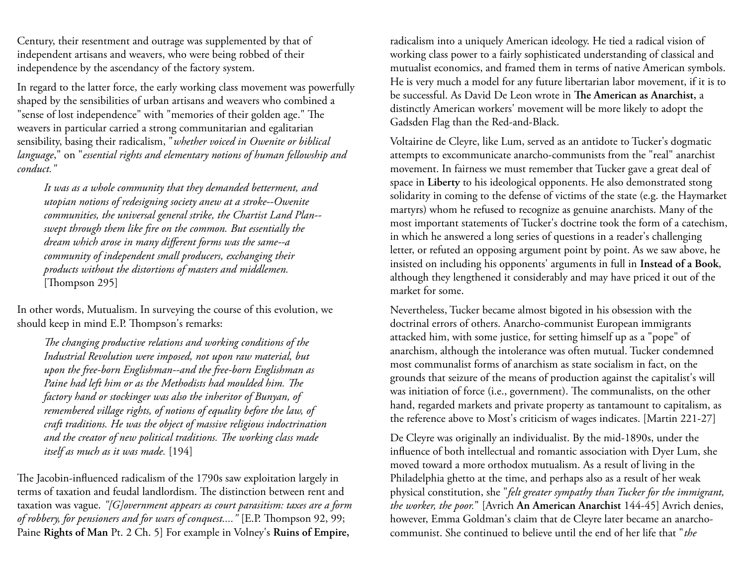Century, their resentment and outrage was supplemented by that of independent artisans and weavers, who were being robbed of their independence by the ascendancy of the factory system.

In regard to the latter force, the early working class movement was powerfully shaped by the sensibilities of urban artisans and weavers who combined a "sense of lost independence" with "memories of their golden age." The weavers in particular carried a strong communitarian and egalitarian sensibility, basing their radicalism, "*whether voiced in Owenite or biblical language*," on "*essential rights and elementary notions of human fellowship and conduct.*"

> *It was as a whole community that they demanded betterment, and utopian notions of redesigning society anew at a stroke--Owenite communities, the universal general strike, the Chartist Land Plan--swept through them like fire on the common. But essentially the dream which arose in many different forms was the same--a community of independent small producers, exchanging their products without the distortions of masters and middlemen.* [Thompson 295]

In other words, Mutualism. In surveying the course of this evolution, we should keep in mind E.P. Thompson's remarks:

> *The changing productive relations and working conditions of the Industrial Revolution were imposed, not upon raw material, but upon the free-born Englishman--and the free-born Englishman as Paine had left him or as the Methodists had moulded him. The factory hand or stockinger was also the inheritor of Bunyan, of remembered village rights, of notions of equality before the law, of craft traditions. He was the object of massive religious indoctrination and the creator of new political traditions. The working class made itself as much as it was made.* [194]

The Jacobin-influenced radicalism of the 1790s saw exploitation largely in terms of taxation and feudal landlordism. The distinction between rent and taxation was vague. *"[G]overnment appears as court parasitism: taxes are a form of robbery, for pensioners and for wars of conquest...."* [E.P. Thompson 92, 99; Paine **Rights of Man** Pt. 2 Ch. 5] For example in Volney's **Ruins of Empire,**

radicalism into a uniquely American ideology. He tied a radical vision of working class power to a fairly sophisticated understanding of classical and mutualist economics, and framed them in terms of native American symbols. He is very much a model for any future libertarian labor movement, if it is to be successful. As David De Leon wrote in **The American as Anarchist,** a distinctly American workers' movement will be more likely to adopt the Gadsden Flag than the Red-and-Black.

Voltairine de Cleyre, like Lum, served as an antidote to Tucker's dogmatic attempts to excommunicate anarcho-communists from the "real" anarchist movement. In fairness we must remember that Tucker gave a great deal of space in **Liberty** to his ideological opponents. He also demonstrated stong solidarity in coming to the defense of victims of the state (e.g. the Haymarket martyrs) whom he refused to recognize as genuine anarchists. Many of the most important statements of Tucker's doctrine took the form of a catechism, in which he answered a long series of questions in a reader's challenging letter, or refuted an opposing argument point by point. As we saw above, he insisted on including his opponents' arguments in full in **Instead of a Book**, although they lengthened it considerably and may have priced it out of the market for some.

Nevertheless, Tucker became almost bigoted in his obsession with the doctrinal errors of others. Anarcho-communist European immigrants attacked him, with some justice, for setting himself up as a "pope" of anarchism, although the intolerance was often mutual. Tucker condemned most communalist forms of anarchism as state socialism in fact, on the grounds that seizure of the means of production against the capitalist's will was initiation of force (i.e., government). The communalists, on the other hand, regarded markets and private property as tantamount to capitalism, as the reference above to Most's criticism of wages indicates. [Martin 221-27]

De Cleyre was originally an individualist. By the mid-1890s, under the influence of both intellectual and romantic association with Dyer Lum, she moved toward a more orthodox mutualism. As a result of living in the Philadelphia ghetto at the time, and perhaps also as a result of her weak physical constitution, she "*felt greater sympathy than Tucker for the immigrant, the worker, the poor.*" [Avrich **An American Anarchist** 144-45] Avrich denies, however, Emma Goldman's claim that de Cleyre later became an anarcho-communist. She continued to believe until the end of her life that "*the*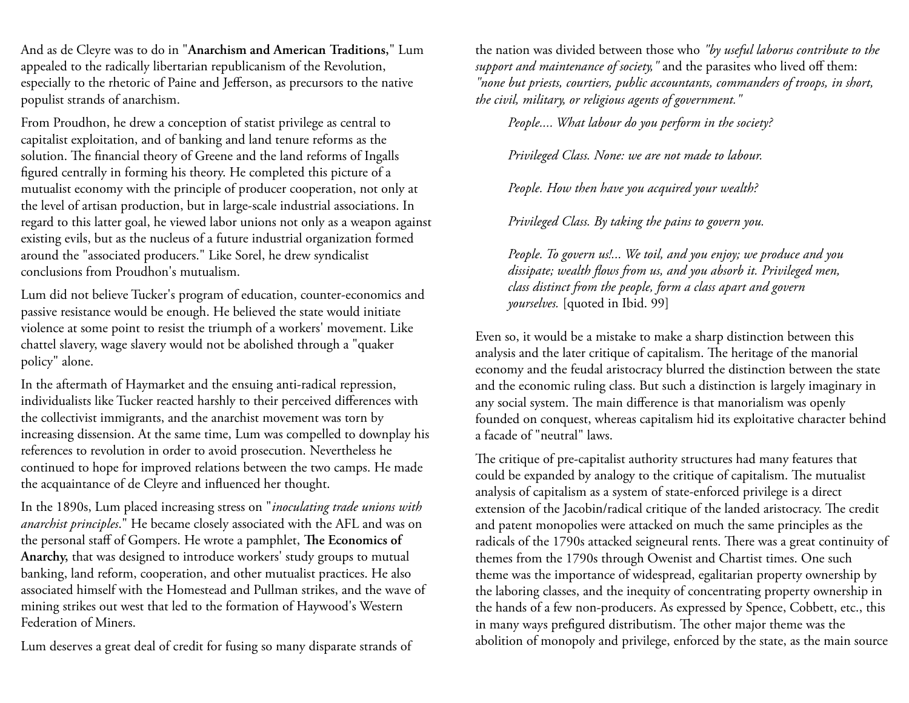And as de Cleyre was to do in "**Anarchism and American Traditions,**" Lum appealed to the radically libertarian republicanism of the Revolution, especially to the rhetoric of Paine and Jefferson, as precursors to the native populist strands of anarchism.

From Proudhon, he drew a conception of statist privilege as central to capitalist exploitation, and of banking and land tenure reforms as the solution. The financial theory of Greene and the land reforms of Ingalls figured centrally in forming his theory. He completed this picture of a mutualist economy with the principle of producer cooperation, not only at the level of artisan production, but in large-scale industrial associations. In regard to this latter goal, he viewed labor unions not only as a weapon against existing evils, but as the nucleus of a future industrial organization formed around the "associated producers." Like Sorel, he drew syndicalist conclusions from Proudhon's mutualism.

Lum did not believe Tucker's program of education, counter-economics and passive resistance would be enough. He believed the state would initiate violence at some point to resist the triumph of a workers' movement. Like chattel slavery, wage slavery would not be abolished through a "quaker policy" alone.

In the aftermath of Haymarket and the ensuing anti-radical repression, individualists like Tucker reacted harshly to their perceived differences with the collectivist immigrants, and the anarchist movement was torn by increasing dissension. At the same time, Lum was compelled to downplay his references to revolution in order to avoid prosecution. Nevertheless he continued to hope for improved relations between the two camps. He made the acquaintance of de Cleyre and influenced her thought.

In the 1890s, Lum placed increasing stress on "*inoculating trade unions with anarchist principles*." He became closely associated with the AFL and was on the personal staff of Gompers. He wrote a pamphlet, **The Economics of Anarchy,** that was designed to introduce workers' study groups to mutual banking, land reform, cooperation, and other mutualist practices. He also associated himself with the Homestead and Pullman strikes, and the wave of mining strikes out west that led to the formation of Haywood's Western Federation of Miners.

Lum deserves a great deal of credit for fusing so many disparate strands of

the nation was divided between those who *"by useful laborus contribute to the support and maintenance of society,"* and the parasites who lived off them: *"none but priests, courtiers, public accountants, commanders of troops, in short, the civil, military, or religious agents of government."*

> *People.... What labour do you perform in the society?*
>
> *Privileged Class. None: we are not made to labour.*
>
> *People. How then have you acquired your wealth?*
>
> *Privileged Class. By taking the pains to govern you.*
>
> *People. To govern us!... We toil, and you enjoy; we produce and you dissipate; wealth flows from us, and you absorb it. Privileged men, class distinct from the people, form a class apart and govern yourselves.* [quoted in Ibid. 99]

Even so, it would be a mistake to make a sharp distinction between this analysis and the later critique of capitalism. The heritage of the manorial economy and the feudal aristocracy blurred the distinction between the state and the economic ruling class. But such a distinction is largely imaginary in any social system. The main difference is that manorialism was openly founded on conquest, whereas capitalism hid its exploitative character behind a facade of "neutral" laws.

The critique of pre-capitalist authority structures had many features that could be expanded by analogy to the critique of capitalism. The mutualist analysis of capitalism as a system of state-enforced privilege is a direct extension of the Jacobin/radical critique of the landed aristocracy. The credit and patent monopolies were attacked on much the same principles as the radicals of the 1790s attacked seigneural rents. There was a great continuity of themes from the 1790s through Owenist and Chartist times. One such theme was the importance of widespread, egalitarian property ownership by the laboring classes, and the inequity of concentrating property ownership in the hands of a few non-producers. As expressed by Spence, Cobbett, etc., this in many ways prefigured distributism. The other major theme was the abolition of monopoly and privilege, enforced by the state, as the main source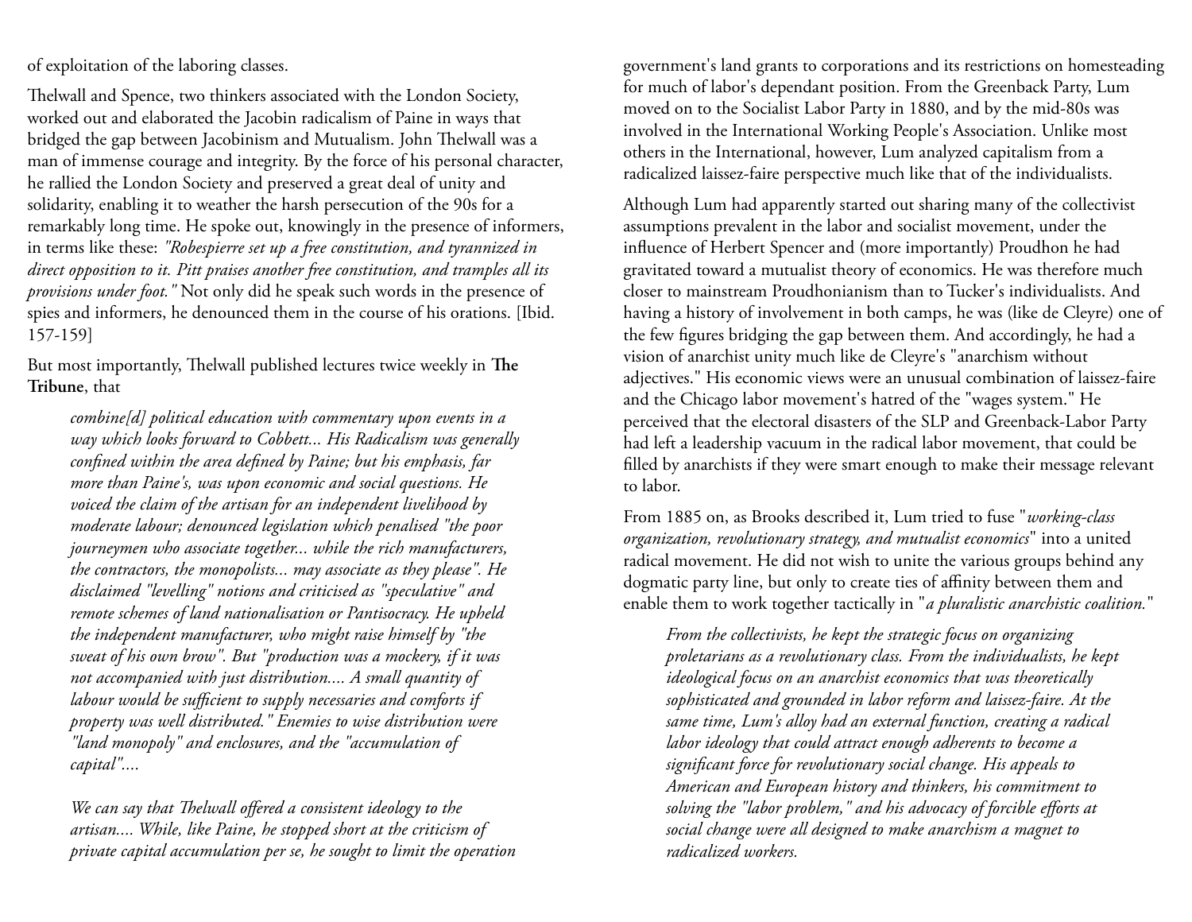of exploitation of the laboring classes.

Thelwall and Spence, two thinkers associated with the London Society, worked out and elaborated the Jacobin radicalism of Paine in ways that bridged the gap between Jacobinism and Mutualism. John Thelwall was a man of immense courage and integrity. By the force of his personal character, he rallied the London Society and preserved a great deal of unity and solidarity, enabling it to weather the harsh persecution of the 90s for a remarkably long time. He spoke out, knowingly in the presence of informers, in terms like these: *"Robespierre set up a free constitution, and tyrannized in direct opposition to it. Pitt praises another free constitution, and tramples all its provisions under foot."* Not only did he speak such words in the presence of spies and informers, he denounced them in the course of his orations. [Ibid. 157-159]

But most importantly, Thelwall published lectures twice weekly in **The Tribune**, that

> *combine[d] political education with commentary upon events in a way which looks forward to Cobbett... His Radicalism was generally confined within the area defined by Paine; but his emphasis, far more than Paine's, was upon economic and social questions. He voiced the claim of the artisan for an independent livelihood by moderate labour; denounced legislation which penalised "the poor journeymen who associate together... while the rich manufacturers, the contractors, the monopolists... may associate as they please". He disclaimed "levelling" notions and criticised as "speculative" and remote schemes of land nationalisation or Pantisocracy. He upheld the independent manufacturer, who might raise himself by "the sweat of his own brow". But "production was a mockery, if it was not accompanied with just distribution.... A small quantity of labour would be sufficient to supply necessaries and comforts if property was well distributed." Enemies to wise distribution were "land monopoly" and enclosures, and the "accumulation of capital"....*
>
> *We can say that Thelwall offered a consistent ideology to the artisan.... While, like Paine, he stopped short at the criticism of private capital accumulation per se, he sought to limit the operation*

government's land grants to corporations and its restrictions on homesteading for much of labor's dependant position. From the Greenback Party, Lum moved on to the Socialist Labor Party in 1880, and by the mid-80s was involved in the International Working People's Association. Unlike most others in the International, however, Lum analyzed capitalism from a radicalized laissez-faire perspective much like that of the individualists.

Although Lum had apparently started out sharing many of the collectivist assumptions prevalent in the labor and socialist movement, under the influence of Herbert Spencer and (more importantly) Proudhon he had gravitated toward a mutualist theory of economics. He was therefore much closer to mainstream Proudhonianism than to Tucker's individualists. And having a history of involvement in both camps, he was (like de Cleyre) one of the few figures bridging the gap between them. And accordingly, he had a vision of anarchist unity much like de Cleyre's "anarchism without adjectives." His economic views were an unusual combination of laissez-faire and the Chicago labor movement's hatred of the "wages system." He perceived that the electoral disasters of the SLP and Greenback-Labor Party had left a leadership vacuum in the radical labor movement, that could be filled by anarchists if they were smart enough to make their message relevant to labor.

From 1885 on, as Brooks described it, Lum tried to fuse "*working-class organization, revolutionary strategy, and mutualist economics*" into a united radical movement. He did not wish to unite the various groups behind any dogmatic party line, but only to create ties of affinity between them and enable them to work together tactically in "*a pluralistic anarchistic coalition.*"

> *From the collectivists, he kept the strategic focus on organizing proletarians as a revolutionary class. From the individualists, he kept ideological focus on an anarchist economics that was theoretically sophisticated and grounded in labor reform and laissez-faire. At the same time, Lum's alloy had an external function, creating a radical labor ideology that could attract enough adherents to become a significant force for revolutionary social change. His appeals to American and European history and thinkers, his commitment to solving the "labor problem," and his advocacy of forcible efforts at social change were all designed to make anarchism a magnet to radicalized workers.*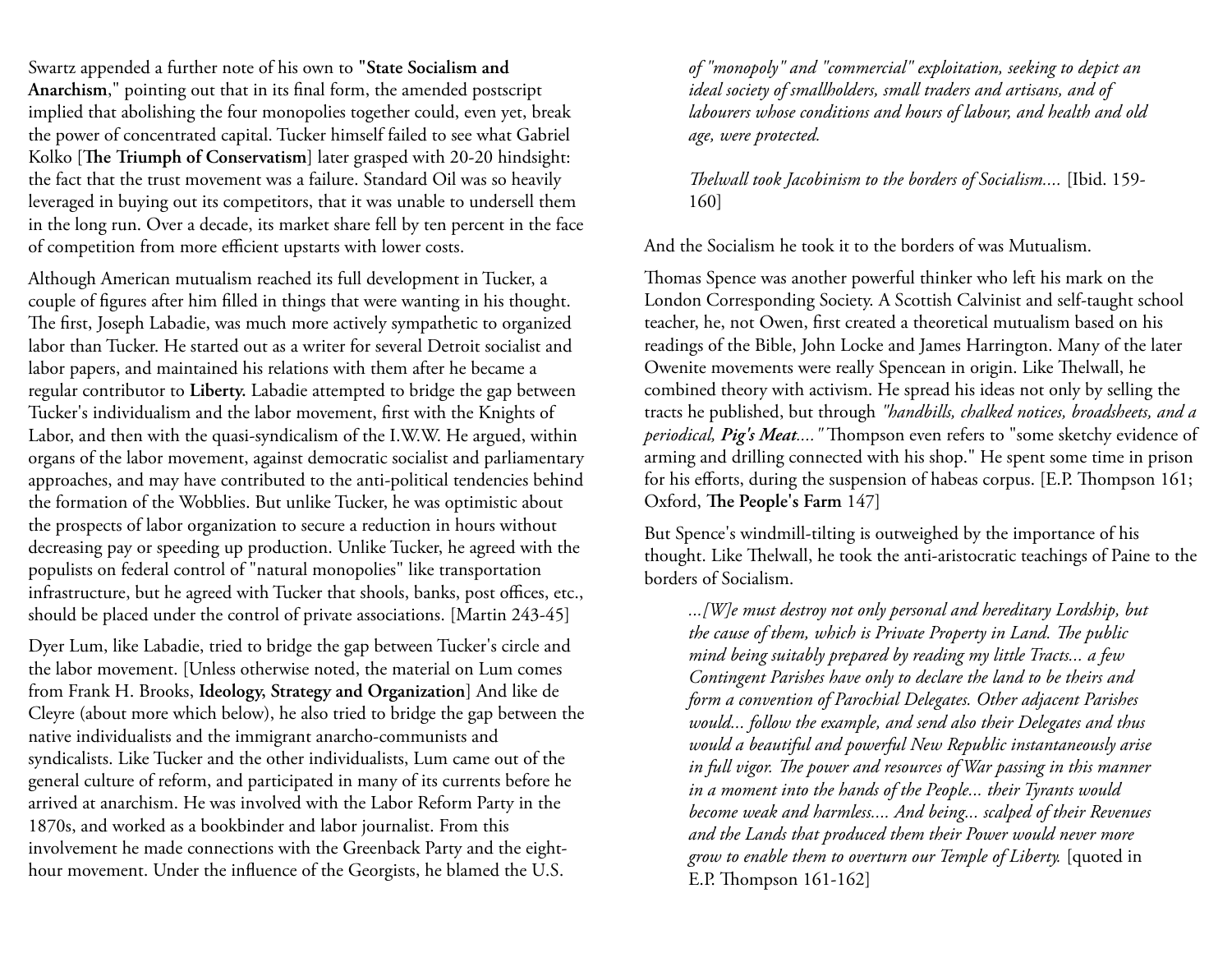Swartz appended a further note of his own to **"State Socialism and Anarchism**," pointing out that in its final form, the amended postscript implied that abolishing the four monopolies together could, even yet, break the power of concentrated capital. Tucker himself failed to see what Gabriel Kolko [**The Triumph of Conservatism**] later grasped with 20-20 hindsight: the fact that the trust movement was a failure. Standard Oil was so heavily leveraged in buying out its competitors, that it was unable to undersell them in the long run. Over a decade, its market share fell by ten percent in the face of competition from more efficient upstarts with lower costs.

Although American mutualism reached its full development in Tucker, a couple of figures after him filled in things that were wanting in his thought. The first, Joseph Labadie, was much more actively sympathetic to organized labor than Tucker. He started out as a writer for several Detroit socialist and labor papers, and maintained his relations with them after he became a regular contributor to **Liberty.** Labadie attempted to bridge the gap between Tucker's individualism and the labor movement, first with the Knights of Labor, and then with the quasi-syndicalism of the I.W.W. He argued, within organs of the labor movement, against democratic socialist and parliamentary approaches, and may have contributed to the anti-political tendencies behind the formation of the Wobblies. But unlike Tucker, he was optimistic about the prospects of labor organization to secure a reduction in hours without decreasing pay or speeding up production. Unlike Tucker, he agreed with the populists on federal control of "natural monopolies" like transportation infrastructure, but he agreed with Tucker that shools, banks, post offices, etc., should be placed under the control of private associations. [Martin 243-45]

Dyer Lum, like Labadie, tried to bridge the gap between Tucker's circle and the labor movement. [Unless otherwise noted, the material on Lum comes from Frank H. Brooks, **Ideology, Strategy and Organization**] And like de Cleyre (about more which below), he also tried to bridge the gap between the native individualists and the immigrant anarcho-communists and syndicalists. Like Tucker and the other individualists, Lum came out of the general culture of reform, and participated in many of its currents before he arrived at anarchism. He was involved with the Labor Reform Party in the 1870s, and worked as a bookbinder and labor journalist. From this involvement he made connections with the Greenback Party and the eight-hour movement. Under the influence of the Georgists, he blamed the U.S.

> *of "monopoly" and "commercial" exploitation, seeking to depict an ideal society of smallholders, small traders and artisans, and of labourers whose conditions and hours of labour, and health and old age, were protected.*
>
> *Thelwall took Jacobinism to the borders of Socialism....* [Ibid. 159-160]

And the Socialism he took it to the borders of was Mutualism.

Thomas Spence was another powerful thinker who left his mark on the London Corresponding Society. A Scottish Calvinist and self-taught school teacher, he, not Owen, first created a theoretical mutualism based on his readings of the Bible, John Locke and James Harrington. Many of the later Owenite movements were really Spencean in origin. Like Thelwall, he combined theory with activism. He spread his ideas not only by selling the tracts he published, but through *"handbills, chalked notices, broadsheets, and a periodical, **Pig's Meat**...."* Thompson even refers to "some sketchy evidence of arming and drilling connected with his shop." He spent some time in prison for his efforts, during the suspension of habeas corpus. [E.P. Thompson 161; Oxford, **The People's Farm** 147]

But Spence's windmill-tilting is outweighed by the importance of his thought. Like Thelwall, he took the anti-aristocratic teachings of Paine to the borders of Socialism.

> *...[W]e must destroy not only personal and hereditary Lordship, but the cause of them, which is Private Property in Land. The public mind being suitably prepared by reading my little Tracts... a few Contingent Parishes have only to declare the land to be theirs and form a convention of Parochial Delegates. Other adjacent Parishes would... follow the example, and send also their Delegates and thus would a beautiful and powerful New Republic instantaneously arise in full vigor. The power and resources of War passing in this manner in a moment into the hands of the People... their Tyrants would become weak and harmless.... And being... scalped of their Revenues and the Lands that produced them their Power would never more grow to enable them to overturn our Temple of Liberty.* [quoted in E.P. Thompson 161-162]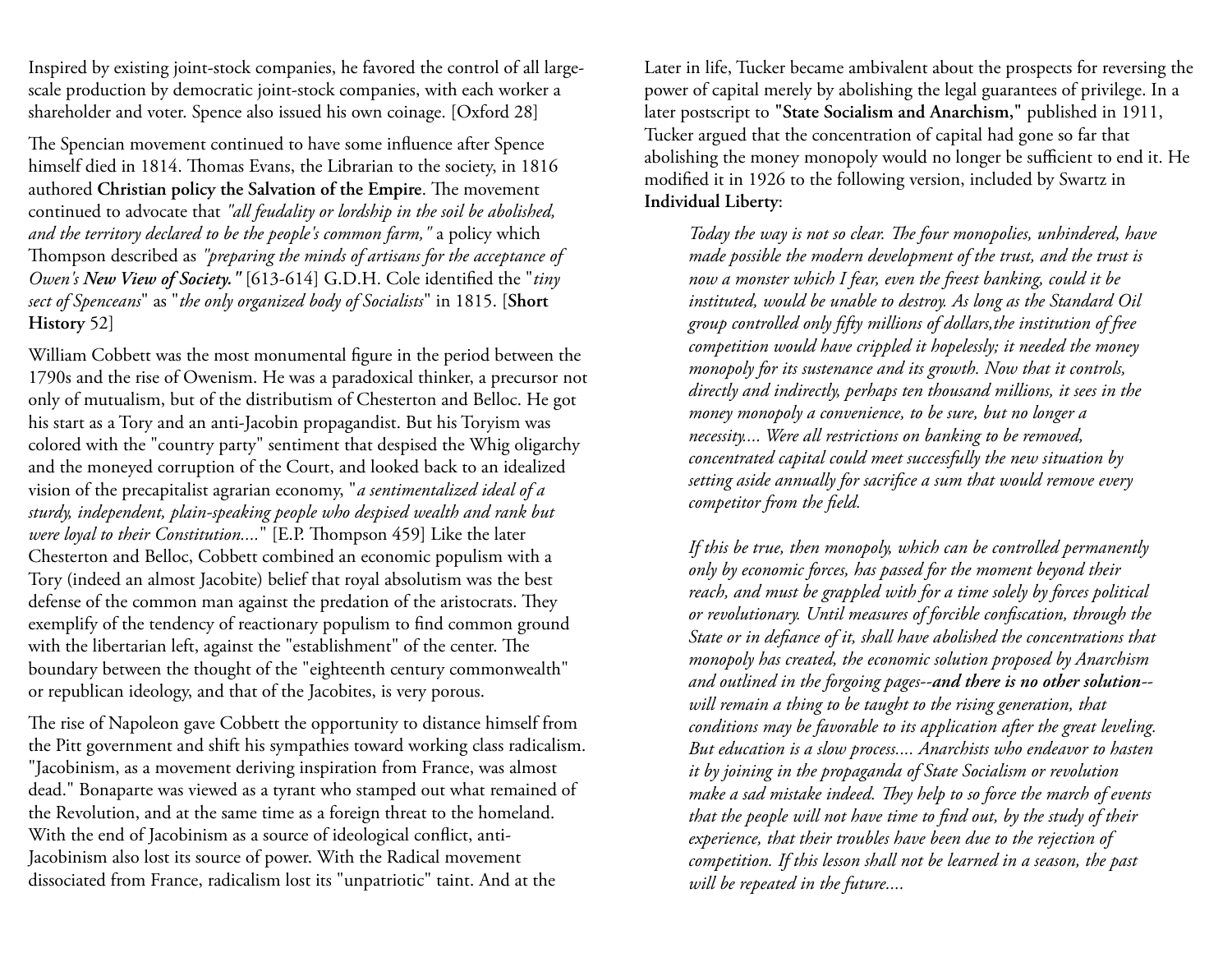Inspired by existing joint-stock companies, he favored the control of all large-scale production by democratic joint-stock companies, with each worker a shareholder and voter. Spence also issued his own coinage. [Oxford 28]

The Spencian movement continued to have some influence after Spence himself died in 1814. Thomas Evans, the Librarian to the society, in 1816 authored **Christian policy the Salvation of the Empire**. The movement continued to advocate that *"all feudality or lordship in the soil be abolished, and the territory declared to be the people's common farm,"* a policy which Thompson described as *"preparing the minds of artisans for the acceptance of Owen's **New View of Society.**"* [613-614] G.D.H. Cole identified the "*tiny sect of Spenceans*" as "*the only organized body of Socialists*" in 1815. [**Short History** 52]

William Cobbett was the most monumental figure in the period between the 1790s and the rise of Owenism. He was a paradoxical thinker, a precursor not only of mutualism, but of the distributism of Chesterton and Belloc. He got his start as a Tory and an anti-Jacobin propagandist. But his Toryism was colored with the "country party" sentiment that despised the Whig oligarchy and the moneyed corruption of the Court, and looked back to an idealized vision of the precapitalist agrarian economy, "*a sentimentalized ideal of a sturdy, independent, plain-speaking people who despised wealth and rank but were loyal to their Constitution....*" [E.P. Thompson 459] Like the later Chesterton and Belloc, Cobbett combined an economic populism with a Tory (indeed an almost Jacobite) belief that royal absolutism was the best defense of the common man against the predation of the aristocrats. They exemplify of the tendency of reactionary populism to find common ground with the libertarian left, against the "establishment" of the center. The boundary between the thought of the "eighteenth century commonwealth" or republican ideology, and that of the Jacobites, is very porous.

The rise of Napoleon gave Cobbett the opportunity to distance himself from the Pitt government and shift his sympathies toward working class radicalism. "Jacobinism, as a movement deriving inspiration from France, was almost dead." Bonaparte was viewed as a tyrant who stamped out what remained of the Revolution, and at the same time as a foreign threat to the homeland. With the end of Jacobinism as a source of ideological conflict, anti-Jacobinism also lost its source of power. With the Radical movement dissociated from France, radicalism lost its "unpatriotic" taint. And at the

Later in life, Tucker became ambivalent about the prospects for reversing the power of capital merely by abolishing the legal guarantees of privilege. In a later postscript to **"State Socialism and Anarchism,"** published in 1911, Tucker argued that the concentration of capital had gone so far that abolishing the money monopoly would no longer be sufficient to end it. He modified it in 1926 to the following version, included by Swartz in **Individual Liberty**:

> *Today the way is not so clear. The four monopolies, unhindered, have made possible the modern development of the trust, and the trust is now a monster which I fear, even the freest banking, could it be instituted, would be unable to destroy. As long as the Standard Oil group controlled only fifty millions of dollars,the institution of free competition would have crippled it hopelessly; it needed the money monopoly for its sustenance and its growth. Now that it controls, directly and indirectly, perhaps ten thousand millions, it sees in the money monopoly a convenience, to be sure, but no longer a necessity.... Were all restrictions on banking to be removed, concentrated capital could meet successfully the new situation by setting aside annually for sacrifice a sum that would remove every competitor from the field.*
>
> *If this be true, then monopoly, which can be controlled permanently only by economic forces, has passed for the moment beyond their reach, and must be grappled with for a time solely by forces political or revolutionary. Until measures of forcible confiscation, through the State or in defiance of it, shall have abolished the concentrations that monopoly has created, the economic solution proposed by Anarchism and outlined in the forgoing pages--**and there is no other solution**--will remain a thing to be taught to the rising generation, that conditions may be favorable to its application after the great leveling. But education is a slow process.... Anarchists who endeavor to hasten it by joining in the propaganda of State Socialism or revolution make a sad mistake indeed. They help to so force the march of events that the people will not have time to find out, by the study of their experience, that their troubles have been due to the rejection of competition. If this lesson shall not be learned in a season, the past will be repeated in the future....*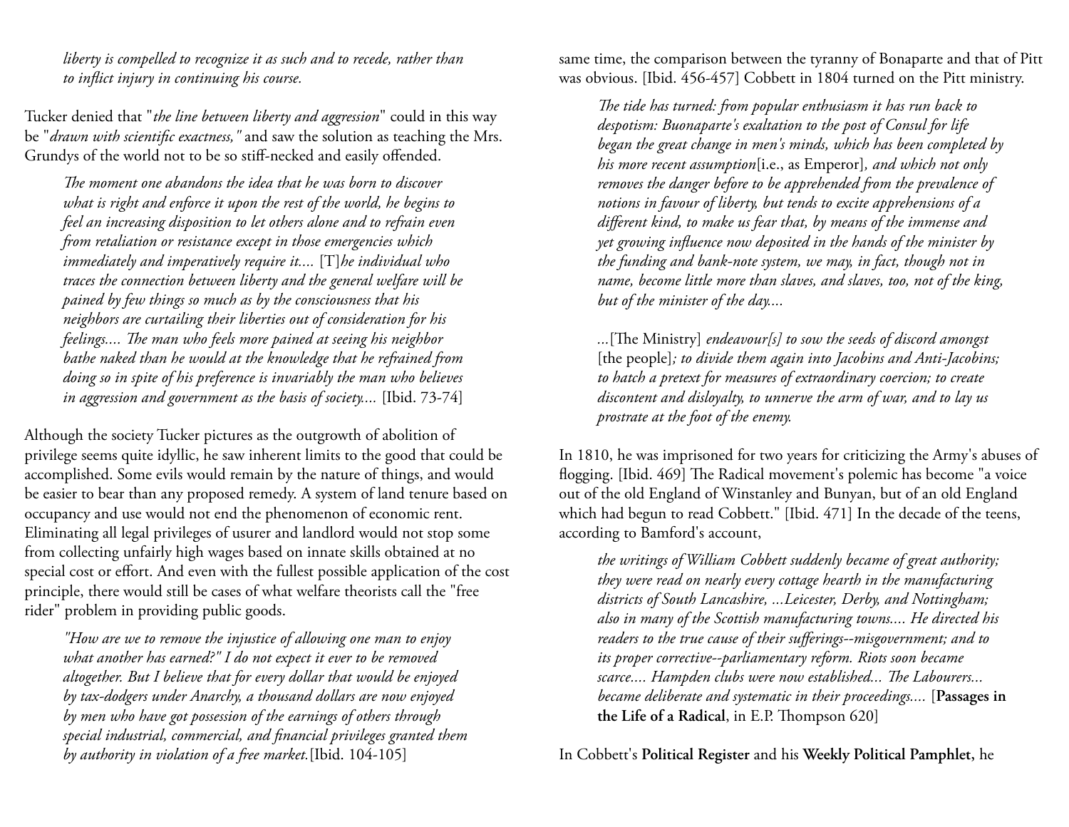> *liberty is compelled to recognize it as such and to recede, rather than to inflict injury in continuing his course.*

Tucker denied that "*the line between liberty and aggression*" could in this way be "*drawn with scientific exactness,"* and saw the solution as teaching the Mrs. Grundys of the world not to be so stiff-necked and easily offended.

> *The moment one abandons the idea that he was born to discover what is right and enforce it upon the rest of the world, he begins to feel an increasing disposition to let others alone and to refrain even from retaliation or resistance except in those emergencies which immediately and imperatively require it....* [T]*he individual who traces the connection between liberty and the general welfare will be pained by few things so much as by the consciousness that his neighbors are curtailing their liberties out of consideration for his feelings.... The man who feels more pained at seeing his neighbor bathe naked than he would at the knowledge that he refrained from doing so in spite of his preference is invariably the man who believes in aggression and government as the basis of society....* [Ibid. 73-74]

Although the society Tucker pictures as the outgrowth of abolition of privilege seems quite idyllic, he saw inherent limits to the good that could be accomplished. Some evils would remain by the nature of things, and would be easier to bear than any proposed remedy. A system of land tenure based on occupancy and use would not end the phenomenon of economic rent. Eliminating all legal privileges of usurer and landlord would not stop some from collecting unfairly high wages based on innate skills obtained at no special cost or effort. And even with the fullest possible application of the cost principle, there would still be cases of what welfare theorists call the "free rider" problem in providing public goods.

> *"How are we to remove the injustice of allowing one man to enjoy what another has earned?" I do not expect it ever to be removed altogether. But I believe that for every dollar that would be enjoyed by tax-dodgers under Anarchy, a thousand dollars are now enjoyed by men who have got possession of the earnings of others through special industrial, commercial, and financial privileges granted them by authority in violation of a free market.*[Ibid. 104-105]

same time, the comparison between the tyranny of Bonaparte and that of Pitt was obvious. [Ibid. 456-457] Cobbett in 1804 turned on the Pitt ministry.

> *The tide has turned: from popular enthusiasm it has run back to despotism: Buonaparte's exaltation to the post of Consul for life began the great change in men's minds, which has been completed by his more recent assumption*[i.e., as Emperor]*, and which not only removes the danger before to be apprehended from the prevalence of notions in favour of liberty, but tends to excite apprehensions of a different kind, to make us fear that, by means of the immense and yet growing influence now deposited in the hands of the minister by the funding and bank-note system, we may, in fact, though not in name, become little more than slaves, and slaves, too, not of the king, but of the minister of the day....*
>
> *...*[The Ministry] *endeavour[s] to sow the seeds of discord amongst* [the people]*; to divide them again into Jacobins and Anti-Jacobins; to hatch a pretext for measures of extraordinary coercion; to create discontent and disloyalty, to unnerve the arm of war, and to lay us prostrate at the foot of the enemy.*

In 1810, he was imprisoned for two years for criticizing the Army's abuses of flogging. [Ibid. 469] The Radical movement's polemic has become "a voice out of the old England of Winstanley and Bunyan, but of an old England which had begun to read Cobbett." [Ibid. 471] In the decade of the teens, according to Bamford's account,

> *the writings of William Cobbett suddenly became of great authority; they were read on nearly every cottage hearth in the manufacturing districts of South Lancashire, ...Leicester, Derby, and Nottingham; also in many of the Scottish manufacturing towns.... He directed his readers to the true cause of their sufferings--misgovernment; and to its proper corrective--parliamentary reform. Riots soon became scarce.... Hampden clubs were now established... The Labourers... became deliberate and systematic in their proceedings....* [**Passages in the Life of a Radical**, in E.P. Thompson 620]

In Cobbett's **Political Register** and his **Weekly Political Pamphlet**, he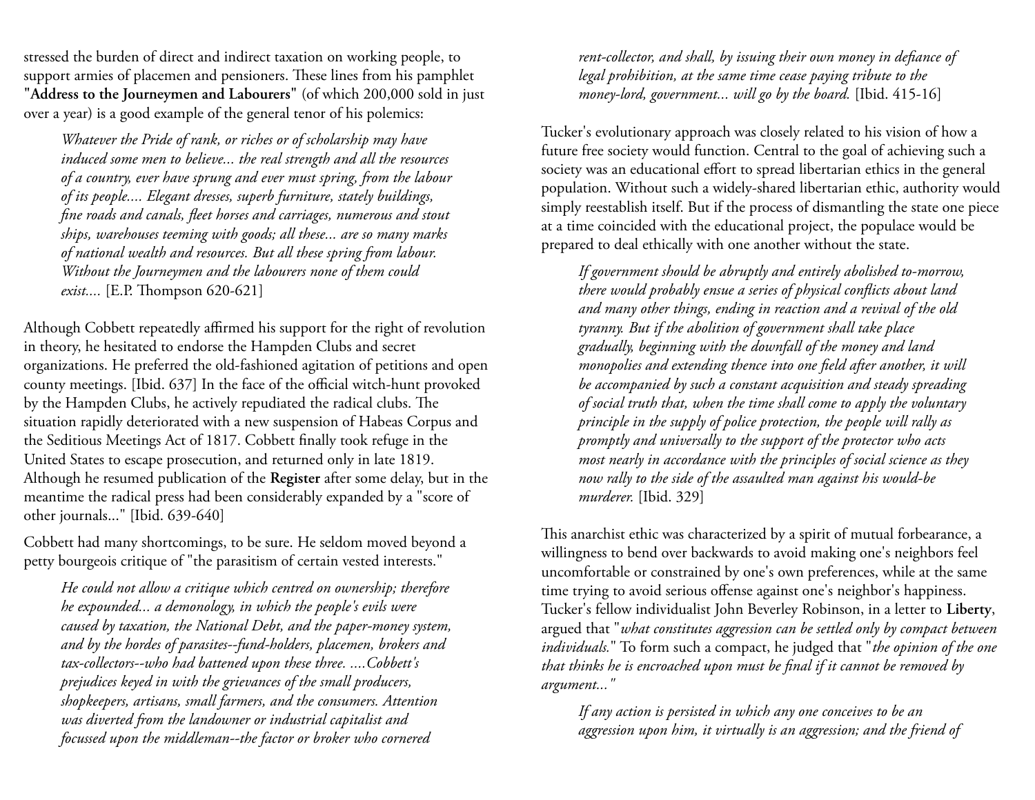stressed the burden of direct and indirect taxation on working people, to support armies of placemen and pensioners. These lines from his pamphlet **"Address to the Journeymen and Labourers"** (of which 200,000 sold in just over a year) is a good example of the general tenor of his polemics:

> *Whatever the Pride of rank, or riches or of scholarship may have induced some men to believe... the real strength and all the resources of a country, ever have sprung and ever must spring, from the labour of its people.... Elegant dresses, superb furniture, stately buildings, fine roads and canals, fleet horses and carriages, numerous and stout ships, warehouses teeming with goods; all these... are so many marks of national wealth and resources. But all these spring from labour. Without the Journeymen and the labourers none of them could exist....* [E.P. Thompson 620-621]

Although Cobbett repeatedly affirmed his support for the right of revolution in theory, he hesitated to endorse the Hampden Clubs and secret organizations. He preferred the old-fashioned agitation of petitions and open county meetings. [Ibid. 637] In the face of the official witch-hunt provoked by the Hampden Clubs, he actively repudiated the radical clubs. The situation rapidly deteriorated with a new suspension of Habeas Corpus and the Seditious Meetings Act of 1817. Cobbett finally took refuge in the United States to escape prosecution, and returned only in late 1819. Although he resumed publication of the **Register** after some delay, but in the meantime the radical press had been considerably expanded by a "score of other journals..." [Ibid. 639-640]

Cobbett had many shortcomings, to be sure. He seldom moved beyond a petty bourgeois critique of "the parasitism of certain vested interests."

> *He could not allow a critique which centred on ownership; therefore he expounded... a demonology, in which the people's evils were caused by taxation, the National Debt, and the paper-money system, and by the hordes of parasites--fund-holders, placemen, brokers and tax-collectors--who had battened upon these three. ....Cobbett's prejudices keyed in with the grievances of the small producers, shopkeepers, artisans, small farmers, and the consumers. Attention was diverted from the landowner or industrial capitalist and focussed upon the middleman--the factor or broker who cornered rent-collector, and shall, by issuing their own money in defiance of legal prohibition, at the same time cease paying tribute to the money-lord, government... will go by the board.* [Ibid. 415-16]

Tucker's evolutionary approach was closely related to his vision of how a future free society would function. Central to the goal of achieving such a society was an educational effort to spread libertarian ethics in the general population. Without such a widely-shared libertarian ethic, authority would simply reestablish itself. But if the process of dismantling the state one piece at a time coincided with the educational project, the populace would be prepared to deal ethically with one another without the state.

> *If government should be abruptly and entirely abolished to-morrow, there would probably ensue a series of physical conflicts about land and many other things, ending in reaction and a revival of the old tyranny. But if the abolition of government shall take place gradually, beginning with the downfall of the money and land monopolies and extending thence into one field after another, it will be accompanied by such a constant acquisition and steady spreading of social truth that, when the time shall come to apply the voluntary principle in the supply of police protection, the people will rally as promptly and universally to the support of the protector who acts most nearly in accordance with the principles of social science as they now rally to the side of the assaulted man against his would-be murderer.* [Ibid. 329]

This anarchist ethic was characterized by a spirit of mutual forbearance, a willingness to bend over backwards to avoid making one's neighbors feel uncomfortable or constrained by one's own preferences, while at the same time trying to avoid serious offense against one's neighbor's happiness. Tucker's fellow individualist John Beverley Robinson, in a letter to **Liberty**, argued that "*what constitutes aggression can be settled only by compact between individuals.*" To form such a compact, he judged that "*the opinion of the one that thinks he is encroached upon must be final if it cannot be removed by argument...*"

> *If any action is persisted in which any one conceives to be an aggression upon him, it virtually is an aggression; and the friend of*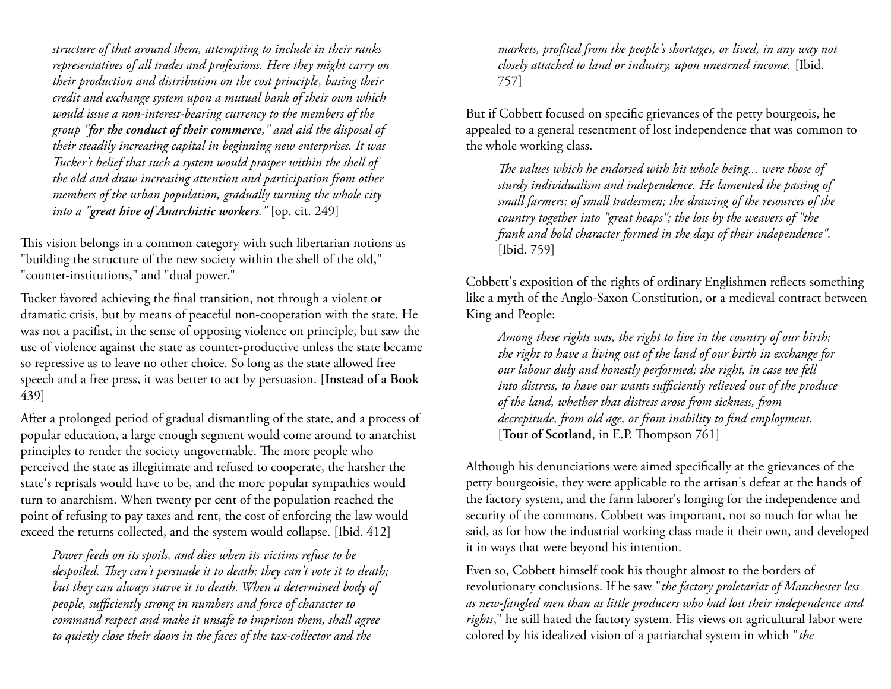> *structure of that around them, attempting to include in their ranks representatives of all trades and professions. Here they might carry on their production and distribution on the cost principle, basing their credit and exchange system upon a mutual bank of their own which would issue a non-interest-bearing currency to the members of the group "**for the conduct of their commerce**," and aid the disposal of their steadily increasing capital in beginning new enterprises. It was Tucker's belief that such a system would prosper within the shell of the old and draw increasing attention and participation from other members of the urban population, gradually turning the whole city into a "**great hive of Anarchistic workers**."* [op. cit. 249]

This vision belongs in a common category with such libertarian notions as "building the structure of the new society within the shell of the old," "counter-institutions," and "dual power."

Tucker favored achieving the final transition, not through a violent or dramatic crisis, but by means of peaceful non-cooperation with the state. He was not a pacifist, in the sense of opposing violence on principle, but saw the use of violence against the state as counter-productive unless the state became so repressive as to leave no other choice. So long as the state allowed free speech and a free press, it was better to act by persuasion. [**Instead of a Book** 439]

After a prolonged period of gradual dismantling of the state, and a process of popular education, a large enough segment would come around to anarchist principles to render the society ungovernable. The more people who perceived the state as illegitimate and refused to cooperate, the harsher the state's reprisals would have to be, and the more popular sympathies would turn to anarchism. When twenty per cent of the population reached the point of refusing to pay taxes and rent, the cost of enforcing the law would exceed the returns collected, and the system would collapse. [Ibid. 412]

> *Power feeds on its spoils, and dies when its victims refuse to be despoiled. They can't persuade it to death; they can't vote it to death; but they can always starve it to death. When a determined body of people, sufficiently strong in numbers and force of character to command respect and make it unsafe to imprison them, shall agree to quietly close their doors in the faces of the tax-collector and the markets, profited from the people's shortages, or lived, in any way not closely attached to land or industry, upon unearned income.* [Ibid. 757]

But if Cobbett focused on specific grievances of the petty bourgeois, he appealed to a general resentment of lost independence that was common to the whole working class.

> *The values which he endorsed with his whole being... were those of sturdy individualism and independence. He lamented the passing of small farmers; of small tradesmen; the drawing of the resources of the country together into "great heaps"; the loss by the weavers of "the frank and bold character formed in the days of their independence".* [Ibid. 759]

Cobbett's exposition of the rights of ordinary Englishmen reflects something like a myth of the Anglo-Saxon Constitution, or a medieval contract between King and People:

> *Among these rights was, the right to live in the country of our birth; the right to have a living out of the land of our birth in exchange for our labour duly and honestly performed; the right, in case we fell into distress, to have our wants sufficiently relieved out of the produce of the land, whether that distress arose from sickness, from decrepitude, from old age, or from inability to find employment.* [**Tour of Scotland**, in E.P. Thompson 761]

Although his denunciations were aimed specifically at the grievances of the petty bourgeoisie, they were applicable to the artisan's defeat at the hands of the factory system, and the farm laborer's longing for the independence and security of the commons. Cobbett was important, not so much for what he said, as for how the industrial working class made it their own, and developed it in ways that were beyond his intention.

Even so, Cobbett himself took his thought almost to the borders of revolutionary conclusions. If he saw "*the factory proletariat of Manchester less as new-fangled men than as little producers who had lost their independence and rights*," he still hated the factory system. His views on agricultural labor were colored by his idealized vision of a patriarchal system in which "*the*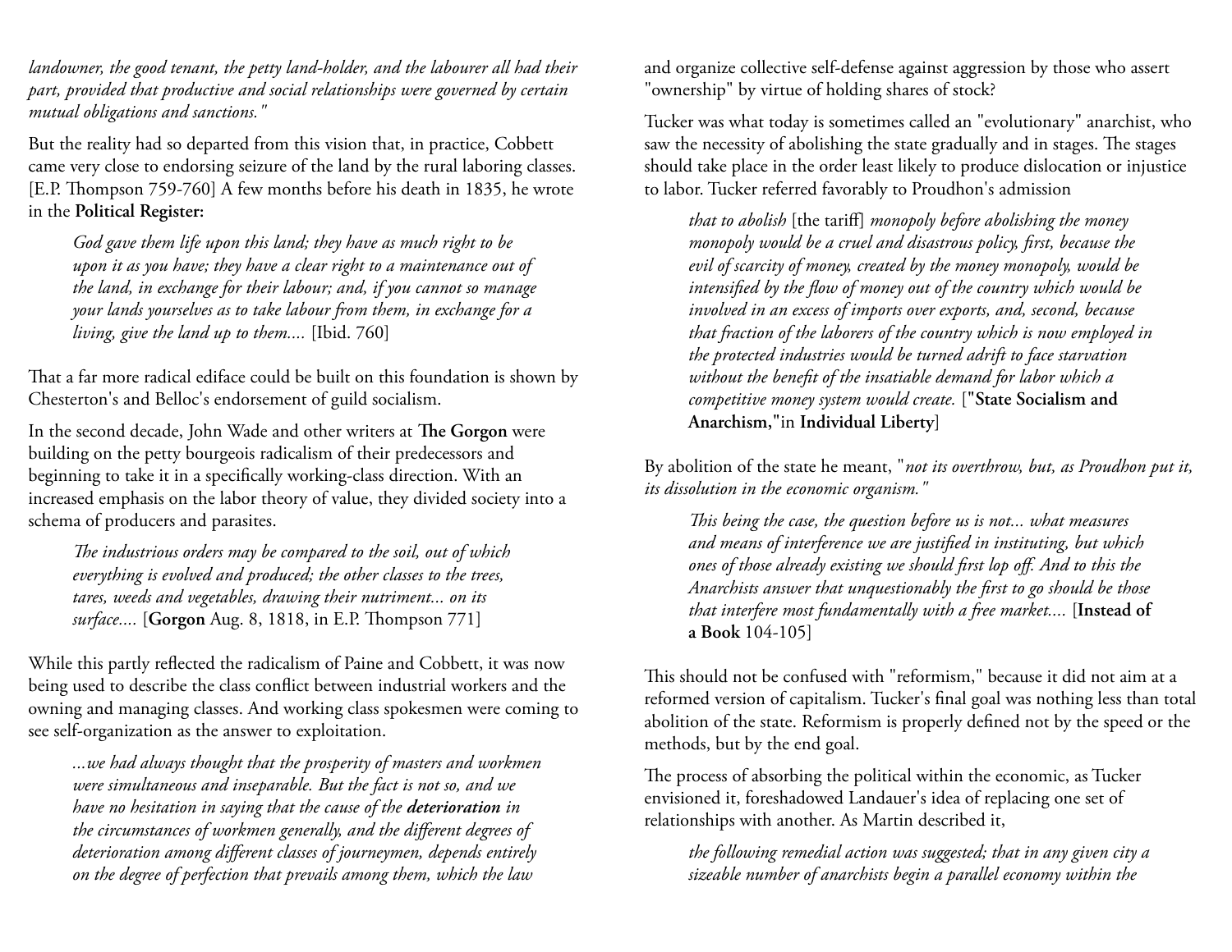*landowner, the good tenant, the petty land-holder, and the labourer all had their part, provided that productive and social relationships were governed by certain mutual obligations and sanctions."*

But the reality had so departed from this vision that, in practice, Cobbett came very close to endorsing seizure of the land by the rural laboring classes. [E.P. Thompson 759-760] A few months before his death in 1835, he wrote in the **Political Register:**

> *God gave them life upon this land; they have as much right to be upon it as you have; they have a clear right to a maintenance out of the land, in exchange for their labour; and, if you cannot so manage your lands yourselves as to take labour from them, in exchange for a living, give the land up to them....* [Ibid. 760]

That a far more radical ediface could be built on this foundation is shown by Chesterton's and Belloc's endorsement of guild socialism.

In the second decade, John Wade and other writers at **The Gorgon** were building on the petty bourgeois radicalism of their predecessors and beginning to take it in a specifically working-class direction. With an increased emphasis on the labor theory of value, they divided society into a schema of producers and parasites.

> *The industrious orders may be compared to the soil, out of which everything is evolved and produced; the other classes to the trees, tares, weeds and vegetables, drawing their nutriment... on its surface....* [**Gorgon** Aug. 8, 1818, in E.P. Thompson 771]

While this partly reflected the radicalism of Paine and Cobbett, it was now being used to describe the class conflict between industrial workers and the owning and managing classes. And working class spokesmen were coming to see self-organization as the answer to exploitation.

> *...we had always thought that the prosperity of masters and workmen were simultaneous and inseparable. But the fact is not so, and we have no hesitation in saying that the cause of the* ***deterioration*** *in the circumstances of workmen generally, and the different degrees of deterioration among different classes of journeymen, depends entirely on the degree of perfection that prevails among them, which the law*

and organize collective self-defense against aggression by those who assert "ownership" by virtue of holding shares of stock?

Tucker was what today is sometimes called an "evolutionary" anarchist, who saw the necessity of abolishing the state gradually and in stages. The stages should take place in the order least likely to produce dislocation or injustice to labor. Tucker referred favorably to Proudhon's admission

> *that to abolish* [the tariff] *monopoly before abolishing the money monopoly would be a cruel and disastrous policy, first, because the evil of scarcity of money, created by the money monopoly, would be intensified by the flow of money out of the country which would be involved in an excess of imports over exports, and, second, because that fraction of the laborers of the country which is now employed in the protected industries would be turned adrift to face starvation without the benefit of the insatiable demand for labor which a competitive money system would create.* [**"State Socialism and Anarchism,"** in **Individual Liberty**]

By abolition of the state he meant, "*not its overthrow, but, as Proudhon put it, its dissolution in the economic organism."*

> *This being the case, the question before us is not... what measures and means of interference we are justified in instituting, but which ones of those already existing we should first lop off. And to this the Anarchists answer that unquestionably the first to go should be those that interfere most fundamentally with a free market....* [**Instead of a Book** 104-105]

This should not be confused with "reformism," because it did not aim at a reformed version of capitalism. Tucker's final goal was nothing less than total abolition of the state. Reformism is properly defined not by the speed or the methods, but by the end goal.

The process of absorbing the political within the economic, as Tucker envisioned it, foreshadowed Landauer's idea of replacing one set of relationships with another. As Martin described it,

> *the following remedial action was suggested; that in any given city a sizeable number of anarchists begin a parallel economy within the*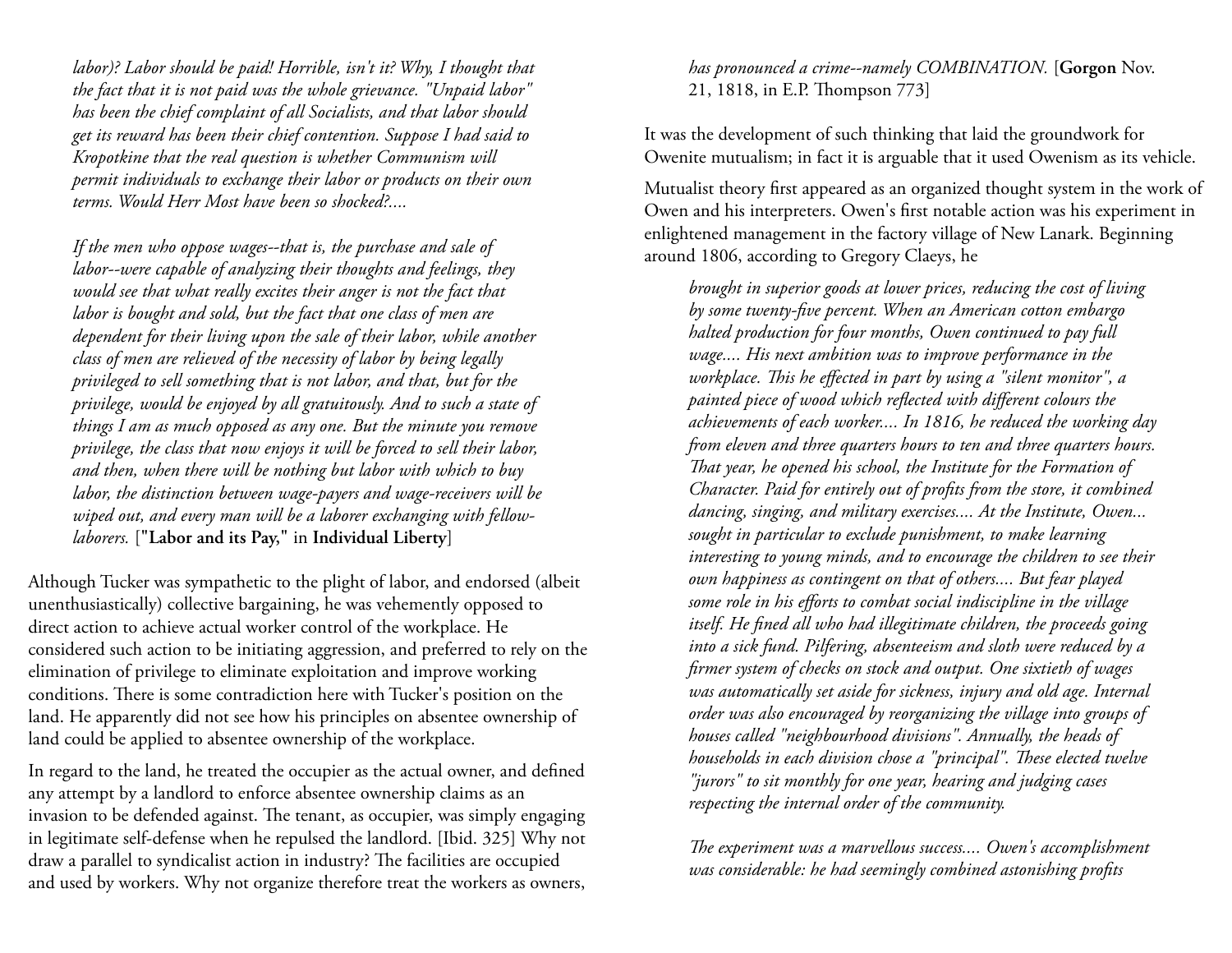*labor)? Labor should be paid! Horrible, isn't it? Why, I thought that the fact that it is not paid was the whole grievance. "Unpaid labor" has been the chief complaint of all Socialists, and that labor should get its reward has been their chief contention. Suppose I had said to Kropotkine that the real question is whether Communism will permit individuals to exchange their labor or products on their own terms. Would Herr Most have been so shocked?....*

> *If the men who oppose wages--that is, the purchase and sale of labor--were capable of analyzing their thoughts and feelings, they would see that what really excites their anger is not the fact that labor is bought and sold, but the fact that one class of men are dependent for their living upon the sale of their labor, while another class of men are relieved of the necessity of labor by being legally privileged to sell something that is not labor, and that, but for the privilege, would be enjoyed by all gratuitously. And to such a state of things I am as much opposed as any one. But the minute you remove privilege, the class that now enjoys it will be forced to sell their labor, and then, when there will be nothing but labor with which to buy labor, the distinction between wage-payers and wage-receivers will be wiped out, and every man will be a laborer exchanging with fellow-laborers.* [**"Labor and its Pay,"** in **Individual Liberty**]

Although Tucker was sympathetic to the plight of labor, and endorsed (albeit unenthusiastically) collective bargaining, he was vehemently opposed to direct action to achieve actual worker control of the workplace. He considered such action to be initiating aggression, and preferred to rely on the elimination of privilege to eliminate exploitation and improve working conditions. There is some contradiction here with Tucker's position on the land. He apparently did not see how his principles on absentee ownership of land could be applied to absentee ownership of the workplace.

In regard to the land, he treated the occupier as the actual owner, and defined any attempt by a landlord to enforce absentee ownership claims as an invasion to be defended against. The tenant, as occupier, was simply engaging in legitimate self-defense when he repulsed the landlord. [Ibid. 325] Why not draw a parallel to syndicalist action in industry? The facilities are occupied and used by workers. Why not organize therefore treat the workers as owners,

> *has pronounced a crime--namely COMBINATION.* [**Gorgon** Nov. 21, 1818, in E.P. Thompson 773]

It was the development of such thinking that laid the groundwork for Owenite mutualism; in fact it is arguable that it used Owenism as its vehicle.

Mutualist theory first appeared as an organized thought system in the work of Owen and his interpreters. Owen's first notable action was his experiment in enlightened management in the factory village of New Lanark. Beginning around 1806, according to Gregory Claeys, he

> *brought in superior goods at lower prices, reducing the cost of living by some twenty-five percent. When an American cotton embargo halted production for four months, Owen continued to pay full wage.... His next ambition was to improve performance in the workplace. This he effected in part by using a "silent monitor", a painted piece of wood which reflected with different colours the achievements of each worker.... In 1816, he reduced the working day from eleven and three quarters hours to ten and three quarters hours. That year, he opened his school, the Institute for the Formation of Character. Paid for entirely out of profits from the store, it combined dancing, singing, and military exercises.... At the Institute, Owen... sought in particular to exclude punishment, to make learning interesting to young minds, and to encourage the children to see their own happiness as contingent on that of others.... But fear played some role in his efforts to combat social indiscipline in the village itself. He fined all who had illegitimate children, the proceeds going into a sick fund. Pilfering, absenteeism and sloth were reduced by a firmer system of checks on stock and output. One sixtieth of wages was automatically set aside for sickness, injury and old age. Internal order was also encouraged by reorganizing the village into groups of houses called "neighbourhood divisions". Annually, the heads of households in each division chose a "principal". These elected twelve "jurors" to sit monthly for one year, hearing and judging cases respecting the internal order of the community.*
>
> *The experiment was a marvellous success.... Owen's accomplishment was considerable: he had seemingly combined astonishing profits*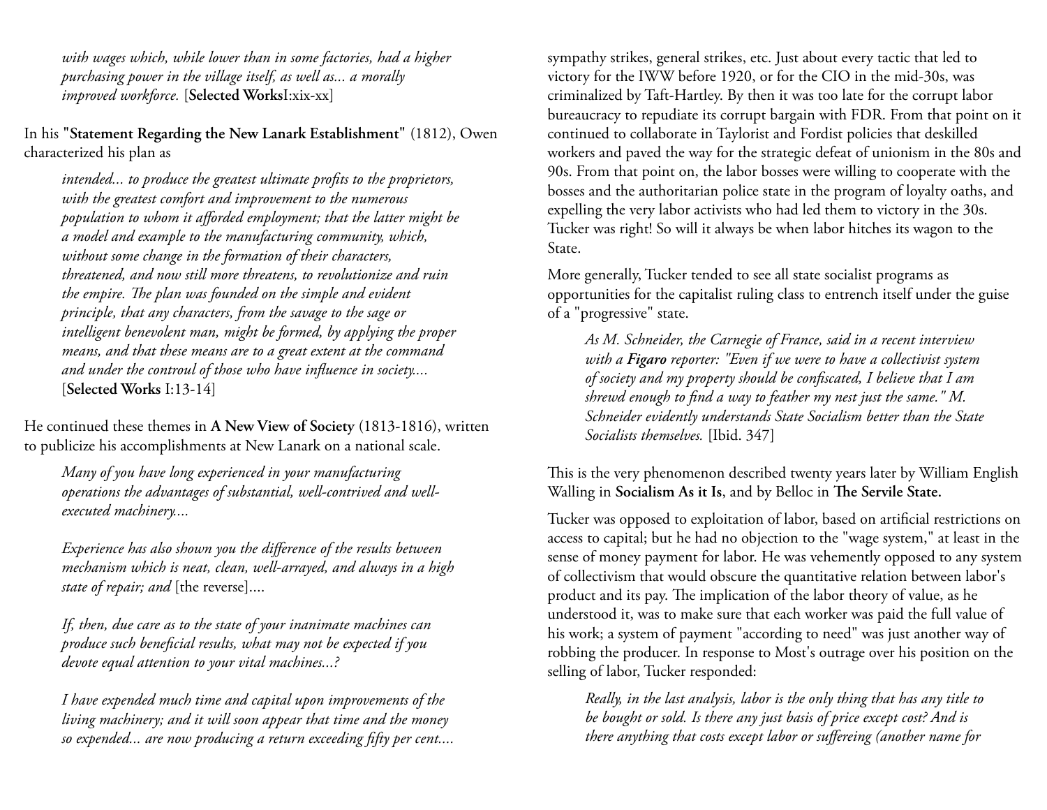*with wages which, while lower than in some factories, had a higher purchasing power in the village itself, as well as... a morally improved workforce.* [**Selected Works**I:xix-xx]

In his **"Statement Regarding the New Lanark Establishment"** (1812), Owen characterized his plan as

> *intended... to produce the greatest ultimate profits to the proprietors, with the greatest comfort and improvement to the numerous population to whom it afforded employment; that the latter might be a model and example to the manufacturing community, which, without some change in the formation of their characters, threatened, and now still more threatens, to revolutionize and ruin the empire. The plan was founded on the simple and evident principle, that any characters, from the savage to the sage or intelligent benevolent man, might be formed, by applying the proper means, and that these means are to a great extent at the command and under the controul of those who have influence in society....* [**Selected Works** I:13-14]

He continued these themes in **A New View of Society** (1813-1816), written to publicize his accomplishments at New Lanark on a national scale.

> *Many of you have long experienced in your manufacturing operations the advantages of substantial, well-contrived and well-executed machinery....*
>
> *Experience has also shown you the difference of the results between mechanism which is neat, clean, well-arrayed, and always in a high state of repair; and* [the reverse]....
>
> *If, then, due care as to the state of your inanimate machines can produce such beneficial results, what may not be expected if you devote equal attention to your vital machines...?*
>
> *I have expended much time and capital upon improvements of the living machinery; and it will soon appear that time and the money so expended... are now producing a return exceeding fifty per cent....*

sympathy strikes, general strikes, etc. Just about every tactic that led to victory for the IWW before 1920, or for the CIO in the mid-30s, was criminalized by Taft-Hartley. By then it was too late for the corrupt labor bureaucracy to repudiate its corrupt bargain with FDR. From that point on it continued to collaborate in Taylorist and Fordist policies that deskilled workers and paved the way for the strategic defeat of unionism in the 80s and 90s. From that point on, the labor bosses were willing to cooperate with the bosses and the authoritarian police state in the program of loyalty oaths, and expelling the very labor activists who had led them to victory in the 30s. Tucker was right! So will it always be when labor hitches its wagon to the State.

More generally, Tucker tended to see all state socialist programs as opportunities for the capitalist ruling class to entrench itself under the guise of a "progressive" state.

> *As M. Schneider, the Carnegie of France, said in a recent interview with a **Figaro** reporter: "Even if we were to have a collectivist system of society and my property should be confiscated, I believe that I am shrewd enough to find a way to feather my nest just the same." M. Schneider evidently understands State Socialism better than the State Socialists themselves.* [Ibid. 347]

This is the very phenomenon described twenty years later by William English Walling in **Socialism As it Is**, and by Belloc in **The Servile State.**

Tucker was opposed to exploitation of labor, based on artificial restrictions on access to capital; but he had no objection to the "wage system," at least in the sense of money payment for labor. He was vehemently opposed to any system of collectivism that would obscure the quantitative relation between labor's product and its pay. The implication of the labor theory of value, as he understood it, was to make sure that each worker was paid the full value of his work; a system of payment "according to need" was just another way of robbing the producer. In response to Most's outrage over his position on the selling of labor, Tucker responded:

> *Really, in the last analysis, labor is the only thing that has any title to be bought or sold. Is there any just basis of price except cost? And is there anything that costs except labor or suffereing (another name for*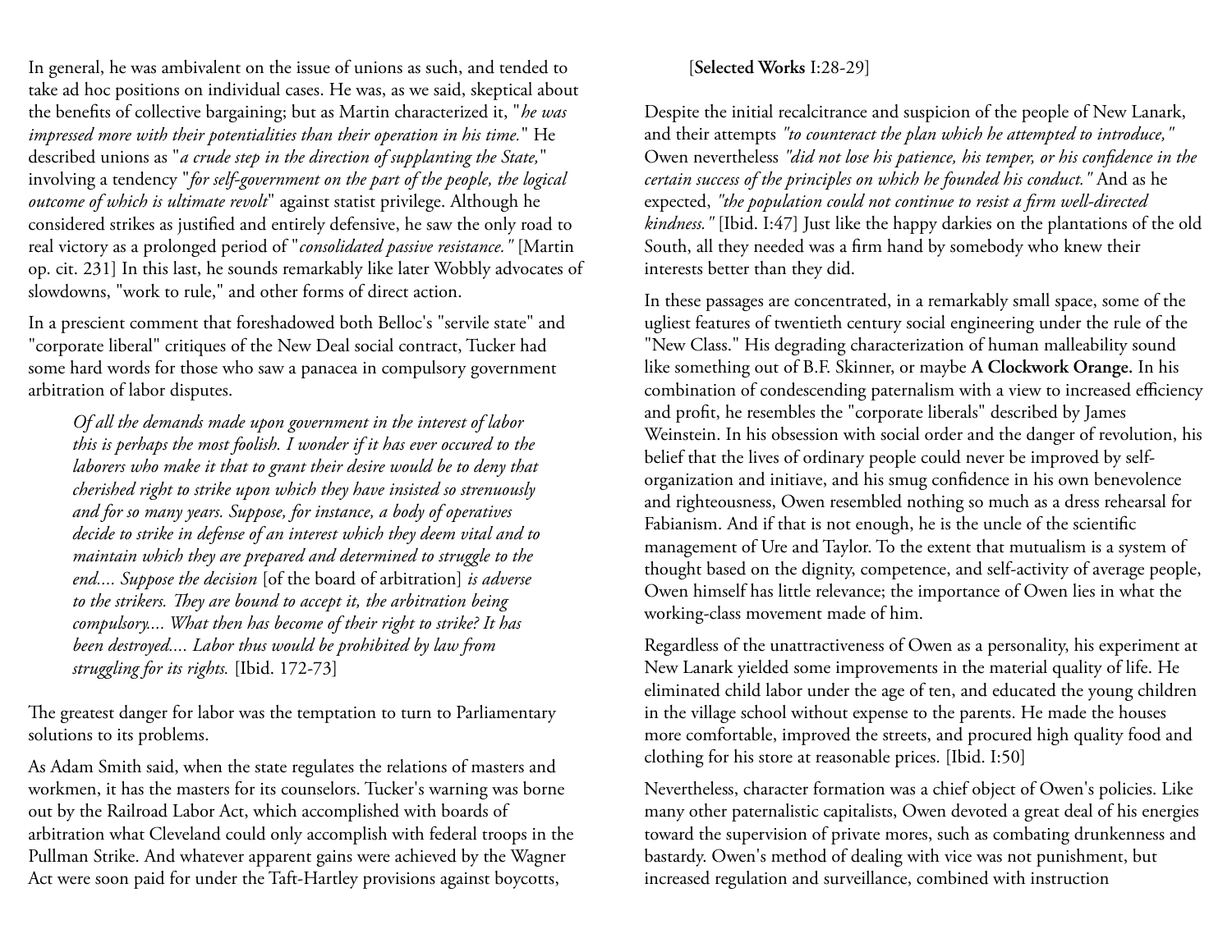In general, he was ambivalent on the issue of unions as such, and tended to take ad hoc positions on individual cases. He was, as we said, skeptical about the benefits of collective bargaining; but as Martin characterized it, "*he was impressed more with their potentialities than their operation in his time.*" He described unions as "*a crude step in the direction of supplanting the State,*" involving a tendency "*for self-government on the part of the people, the logical outcome of which is ultimate revolt*" against statist privilege. Although he considered strikes as justified and entirely defensive, he saw the only road to real victory as a prolonged period of "*consolidated passive resistance."* [Martin op. cit. 231] In this last, he sounds remarkably like later Wobbly advocates of slowdowns, "work to rule," and other forms of direct action.

In a prescient comment that foreshadowed both Belloc's "servile state" and "corporate liberal" critiques of the New Deal social contract, Tucker had some hard words for those who saw a panacea in compulsory government arbitration of labor disputes.

> *Of all the demands made upon government in the interest of labor this is perhaps the most foolish. I wonder if it has ever occured to the laborers who make it that to grant their desire would be to deny that cherished right to strike upon which they have insisted so strenuously and for so many years. Suppose, for instance, a body of operatives decide to strike in defense of an interest which they deem vital and to maintain which they are prepared and determined to struggle to the end.... Suppose the decision* [of the board of arbitration] *is adverse to the strikers. They are bound to accept it, the arbitration being compulsory.... What then has become of their right to strike? It has been destroyed.... Labor thus would be prohibited by law from struggling for its rights.* [Ibid. 172-73]

The greatest danger for labor was the temptation to turn to Parliamentary solutions to its problems.

As Adam Smith said, when the state regulates the relations of masters and workmen, it has the masters for its counselors. Tucker's warning was borne out by the Railroad Labor Act, which accomplished with boards of arbitration what Cleveland could only accomplish with federal troops in the Pullman Strike. And whatever apparent gains were achieved by the Wagner Act were soon paid for under the Taft-Hartley provisions against boycotts,

> [**Selected Works** I:28-29]

Despite the initial recalcitrance and suspicion of the people of New Lanark, and their attempts *"to counteract the plan which he attempted to introduce,"* Owen nevertheless *"did not lose his patience, his temper, or his confidence in the certain success of the principles on which he founded his conduct."* And as he expected, *"the population could not continue to resist a firm well-directed kindness."* [Ibid. I:47] Just like the happy darkies on the plantations of the old South, all they needed was a firm hand by somebody who knew their interests better than they did.

In these passages are concentrated, in a remarkably small space, some of the ugliest features of twentieth century social engineering under the rule of the "New Class." His degrading characterization of human malleability sound like something out of B.F. Skinner, or maybe **A Clockwork Orange.** In his combination of condescending paternalism with a view to increased efficiency and profit, he resembles the "corporate liberals" described by James Weinstein. In his obsession with social order and the danger of revolution, his belief that the lives of ordinary people could never be improved by self-organization and initiave, and his smug confidence in his own benevolence and righteousness, Owen resembled nothing so much as a dress rehearsal for Fabianism. And if that is not enough, he is the uncle of the scientific management of Ure and Taylor. To the extent that mutualism is a system of thought based on the dignity, competence, and self-activity of average people, Owen himself has little relevance; the importance of Owen lies in what the working-class movement made of him.

Regardless of the unattractiveness of Owen as a personality, his experiment at New Lanark yielded some improvements in the material quality of life. He eliminated child labor under the age of ten, and educated the young children in the village school without expense to the parents. He made the houses more comfortable, improved the streets, and procured high quality food and clothing for his store at reasonable prices. [Ibid. I:50]

Nevertheless, character formation was a chief object of Owen's policies. Like many other paternalistic capitalists, Owen devoted a great deal of his energies toward the supervision of private mores, such as combating drunkenness and bastardy. Owen's method of dealing with vice was not punishment, but increased regulation and surveillance, combined with instruction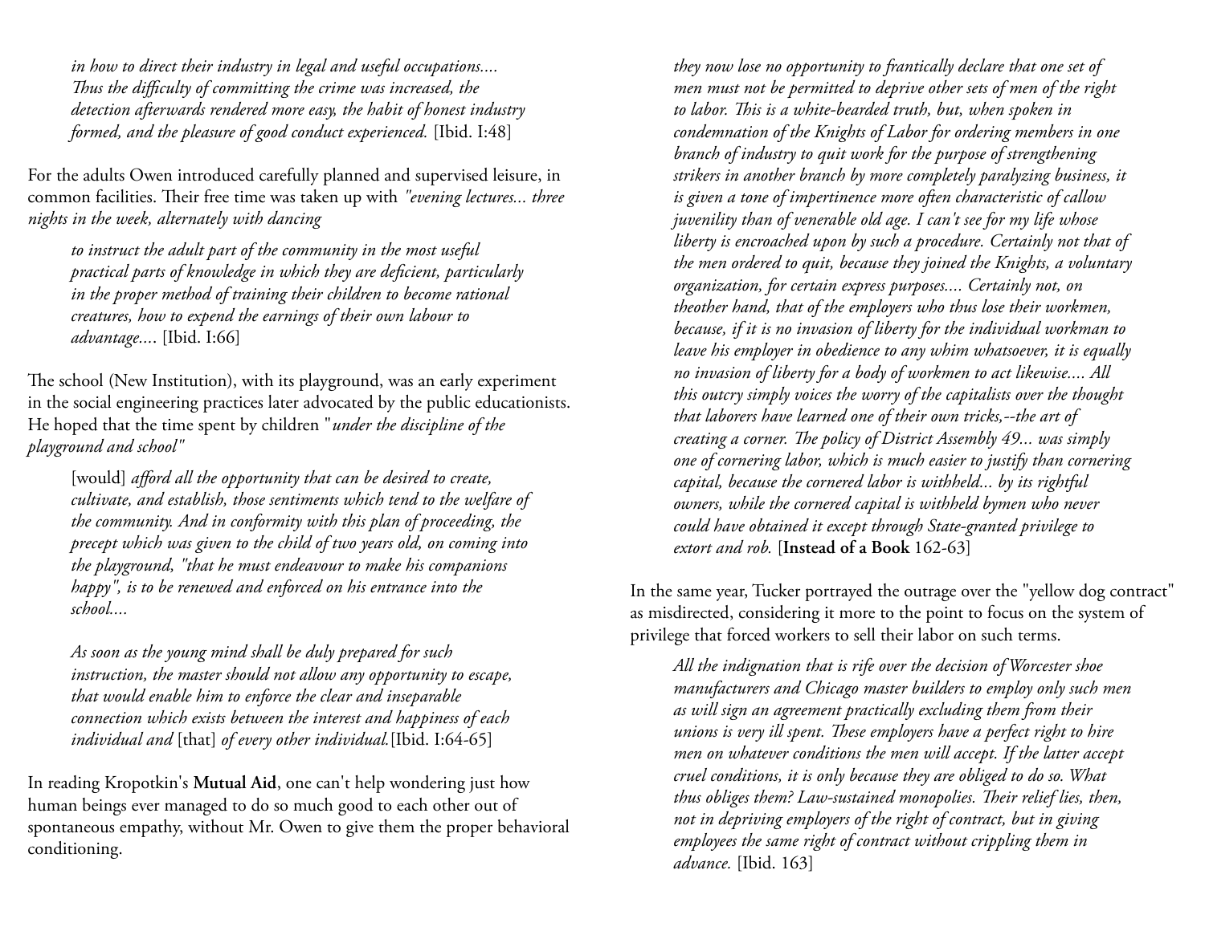> *in how to direct their industry in legal and useful occupations.... Thus the difficulty of committing the crime was increased, the detection afterwards rendered more easy, the habit of honest industry formed, and the pleasure of good conduct experienced.* [Ibid. I:48]

For the adults Owen introduced carefully planned and supervised leisure, in common facilities. Their free time was taken up with *"evening lectures... three nights in the week, alternately with dancing*

> *to instruct the adult part of the community in the most useful practical parts of knowledge in which they are deficient, particularly in the proper method of training their children to become rational creatures, how to expend the earnings of their own labour to advantage....* [Ibid. I:66]

The school (New Institution), with its playground, was an early experiment in the social engineering practices later advocated by the public educationists. He hoped that the time spent by children "*under the discipline of the playground and school"*

> [would] *afford all the opportunity that can be desired to create, cultivate, and establish, those sentiments which tend to the welfare of the community. And in conformity with this plan of proceeding, the precept which was given to the child of two years old, on coming into the playground, "that he must endeavour to make his companions happy", is to be renewed and enforced on his entrance into the school....*
>
> *As soon as the young mind shall be duly prepared for such instruction, the master should not allow any opportunity to escape, that would enable him to enforce the clear and inseparable connection which exists between the interest and happiness of each individual and* [that] *of every other individual.*[Ibid. I:64-65]

In reading Kropotkin's **Mutual Aid**, one can't help wondering just how human beings ever managed to do so much good to each other out of spontaneous empathy, without Mr. Owen to give them the proper behavioral conditioning.

> *they now lose no opportunity to frantically declare that one set of men must not be permitted to deprive other sets of men of the right to labor. This is a white-bearded truth, but, when spoken in condemnation of the Knights of Labor for ordering members in one branch of industry to quit work for the purpose of strengthening strikers in another branch by more completely paralyzing business, it is given a tone of impertinence more often characteristic of callow juvenility than of venerable old age. I can't see for my life whose liberty is encroached upon by such a procedure. Certainly not that of the men ordered to quit, because they joined the Knights, a voluntary organization, for certain express purposes.... Certainly not, on theother hand, that of the employers who thus lose their workmen, because, if it is no invasion of liberty for the individual workman to leave his employer in obedience to any whim whatsoever, it is equally no invasion of liberty for a body of workmen to act likewise.... All this outcry simply voices the worry of the capitalists over the thought that laborers have learned one of their own tricks,--the art of creating a corner. The policy of District Assembly 49... was simply one of cornering labor, which is much easier to justify than cornering capital, because the cornered labor is withheld... by its rightful owners, while the cornered capital is withheld bymen who never could have obtained it except through State-granted privilege to extort and rob.* [**Instead of a Book** 162-63]

In the same year, Tucker portrayed the outrage over the "yellow dog contract" as misdirected, considering it more to the point to focus on the system of privilege that forced workers to sell their labor on such terms.

> *All the indignation that is rife over the decision of Worcester shoe manufacturers and Chicago master builders to employ only such men as will sign an agreement practically excluding them from their unions is very ill spent. These employers have a perfect right to hire men on whatever conditions the men will accept. If the latter accept cruel conditions, it is only because they are obliged to do so. What thus obliges them? Law-sustained monopolies. Their relief lies, then, not in depriving employers of the right of contract, but in giving employees the same right of contract without crippling them in advance.* [Ibid. 163]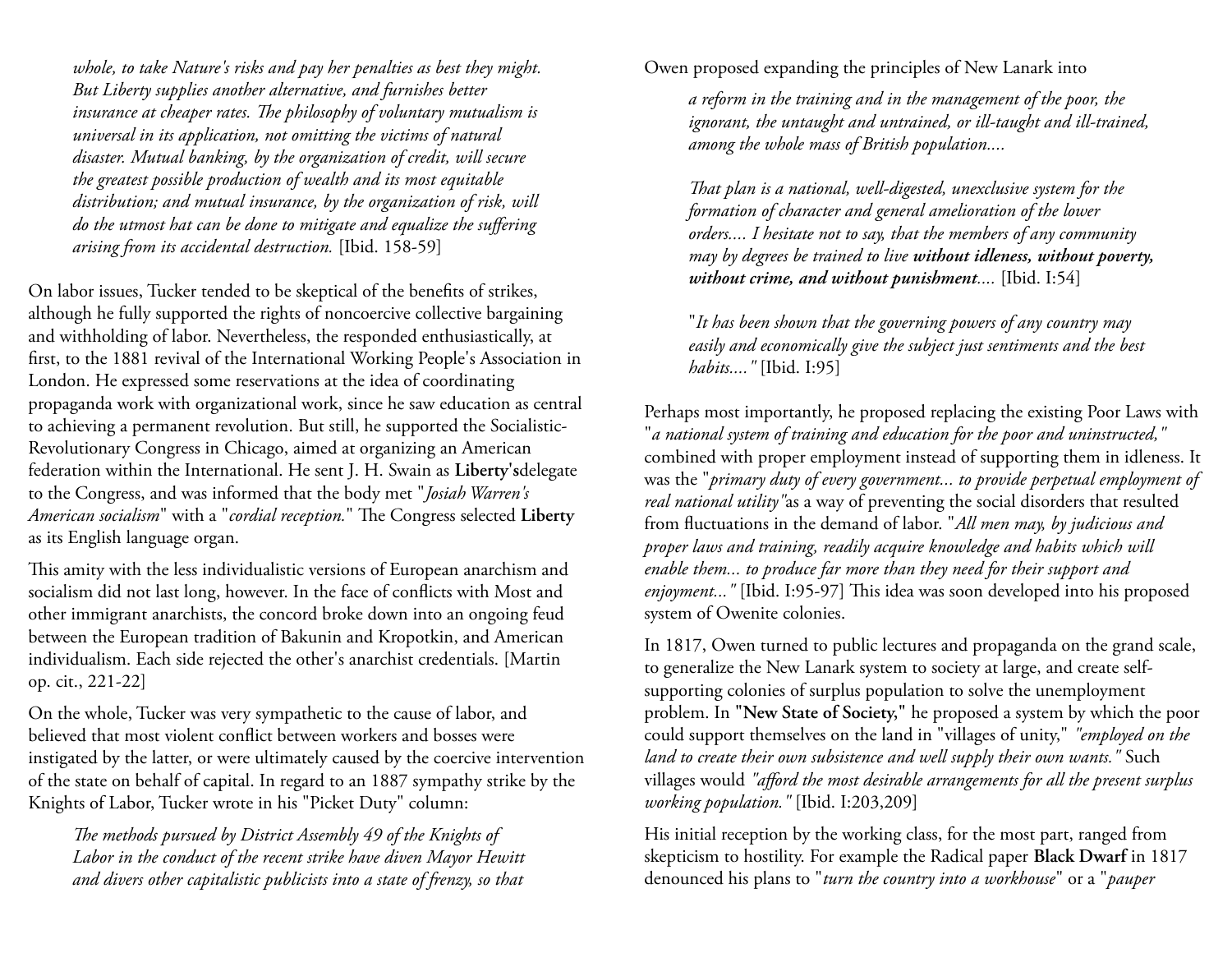*whole, to take Nature's risks and pay her penalties as best they might. But Liberty supplies another alternative, and furnishes better insurance at cheaper rates. The philosophy of voluntary mutualism is universal in its application, not omitting the victims of natural disaster. Mutual banking, by the organization of credit, will secure the greatest possible production of wealth and its most equitable distribution; and mutual insurance, by the organization of risk, will do the utmost hat can be done to mitigate and equalize the suffering arising from its accidental destruction.* [Ibid. 158-59]

On labor issues, Tucker tended to be skeptical of the benefits of strikes, although he fully supported the rights of noncoercive collective bargaining and withholding of labor. Nevertheless, the responded enthusiastically, at first, to the 1881 revival of the International Working People's Association in London. He expressed some reservations at the idea of coordinating propaganda work with organizational work, since he saw education as central to achieving a permanent revolution. But still, he supported the Socialistic-Revolutionary Congress in Chicago, aimed at organizing an American federation within the International. He sent J. H. Swain as **Liberty's**delegate to the Congress, and was informed that the body met "*Josiah Warren's American socialism*" with a "*cordial reception.*" The Congress selected **Liberty** as its English language organ.

This amity with the less individualistic versions of European anarchism and socialism did not last long, however. In the face of conflicts with Most and other immigrant anarchists, the concord broke down into an ongoing feud between the European tradition of Bakunin and Kropotkin, and American individualism. Each side rejected the other's anarchist credentials. [Martin op. cit., 221-22]

On the whole, Tucker was very sympathetic to the cause of labor, and believed that most violent conflict between workers and bosses were instigated by the latter, or were ultimately caused by the coercive intervention of the state on behalf of capital. In regard to an 1887 sympathy strike by the Knights of Labor, Tucker wrote in his "Picket Duty" column:

> *The methods pursued by District Assembly 49 of the Knights of Labor in the conduct of the recent strike have diven Mayor Hewitt and divers other capitalistic publicists into a state of frenzy, so that*

Owen proposed expanding the principles of New Lanark into

> *a reform in the training and in the management of the poor, the ignorant, the untaught and untrained, or ill-taught and ill-trained, among the whole mass of British population....*
>
> *That plan is a national, well-digested, unexclusive system for the formation of character and general amelioration of the lower orders.... I hesitate not to say, that the members of any community may by degrees be trained to live* ***without idleness, without poverty, without crime, and without punishment****....* [Ibid. I:54]
>
> "*It has been shown that the governing powers of any country may easily and economically give the subject just sentiments and the best habits....*" [Ibid. I:95]

Perhaps most importantly, he proposed replacing the existing Poor Laws with "*a national system of training and education for the poor and uninstructed,*" combined with proper employment instead of supporting them in idleness. It was the "*primary duty of every government... to provide perpetual employment of real national utility*"as a way of preventing the social disorders that resulted from fluctuations in the demand of labor. "*All men may, by judicious and proper laws and training, readily acquire knowledge and habits which will enable them... to produce far more than they need for their support and enjoyment...*" [Ibid. I:95-97] This idea was soon developed into his proposed system of Owenite colonies.

In 1817, Owen turned to public lectures and propaganda on the grand scale, to generalize the New Lanark system to society at large, and create self-supporting colonies of surplus population to solve the unemployment problem. In **"New State of Society,"** he proposed a system by which the poor could support themselves on the land in "villages of unity," *"employed on the land to create their own subsistence and well supply their own wants."* Such villages would *"afford the most desirable arrangements for all the present surplus working population."* [Ibid. I:203,209]

His initial reception by the working class, for the most part, ranged from skepticism to hostility. For example the Radical paper **Black Dwarf** in 1817 denounced his plans to "*turn the country into a workhouse*" or a "*pauper*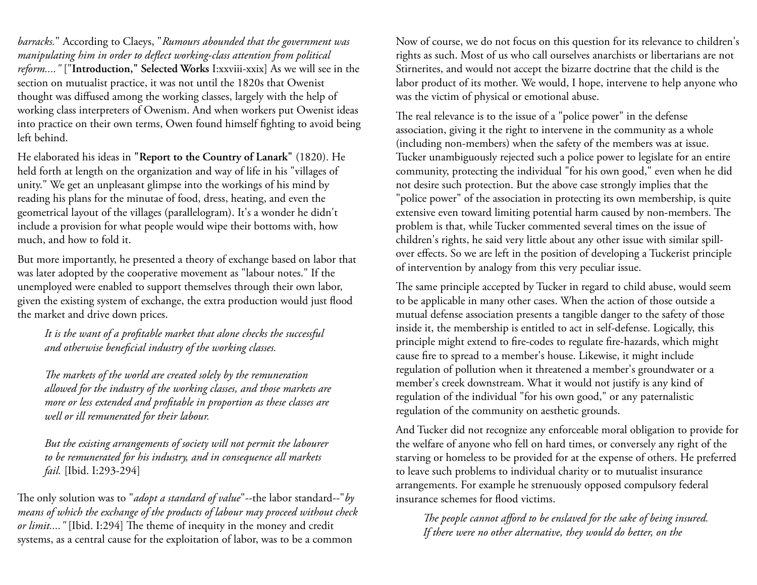*barracks.*" According to Claeys, "*Rumours abounded that the government was manipulating him in order to deflect working-class attention from political reform....*" ["**Introduction," Selected Works** I:xxviii-xxix] As we will see in the section on mutualist practice, it was not until the 1820s that Owenist thought was diffused among the working classes, largely with the help of working class interpreters of Owenism. And when workers put Owenist ideas into practice on their own terms, Owen found himself fighting to avoid being left behind.

He elaborated his ideas in **"Report to the Country of Lanark"** (1820). He held forth at length on the organization and way of life in his "villages of unity." We get an unpleasant glimpse into the workings of his mind by reading his plans for the minutae of food, dress, heating, and even the geometrical layout of the villages (parallelogram). It's a wonder he didn't include a provision for what people would wipe their bottoms with, how much, and how to fold it.

But more importantly, he presented a theory of exchange based on labor that was later adopted by the cooperative movement as "labour notes." If the unemployed were enabled to support themselves through their own labor, given the existing system of exchange, the extra production would just flood the market and drive down prices.

> *It is the want of a profitable market that alone checks the successful and otherwise beneficial industry of the working classes.*
>
> *The markets of the world are created solely by the remuneration allowed for the industry of the working classes, and those markets are more or less extended and profitable in proportion as these classes are well or ill remunerated for their labour.*
>
> *But the existing arrangements of society will not permit the labourer to be remunerated for his industry, and in consequence all markets fail.* [Ibid. I:293-294]

The only solution was to "*adopt a standard of value*"--the labor standard--"*by means of which the exchange of the products of labour may proceed without check or limit....*" [Ibid. I:294] The theme of inequity in the money and credit systems, as a central cause for the exploitation of labor, was to be a common

Now of course, we do not focus on this question for its relevance to children's rights as such. Most of us who call ourselves anarchists or libertarians are not Stirnerites, and would not accept the bizarre doctrine that the child is the labor product of its mother. We would, I hope, intervene to help anyone who was the victim of physical or emotional abuse.

The real relevance is to the issue of a "police power" in the defense association, giving it the right to intervene in the community as a whole (including non-members) when the safety of the members was at issue. Tucker unambiguously rejected such a police power to legislate for an entire community, protecting the individual "for his own good," even when he did not desire such protection. But the above case strongly implies that the "police power" of the association in protecting its own membership, is quite extensive even toward limiting potential harm caused by non-members. The problem is that, while Tucker commented several times on the issue of children's rights, he said very little about any other issue with similar spill-over effects. So we are left in the position of developing a Tuckerist principle of intervention by analogy from this very peculiar issue.

The same principle accepted by Tucker in regard to child abuse, would seem to be applicable in many other cases. When the action of those outside a mutual defense association presents a tangible danger to the safety of those inside it, the membership is entitled to act in self-defense. Logically, this principle might extend to fire-codes to regulate fire-hazards, which might cause fire to spread to a member's house. Likewise, it might include regulation of pollution when it threatened a member's groundwater or a member's creek downstream. What it would not justify is any kind of regulation of the individual "for his own good," or any paternalistic regulation of the community on aesthetic grounds.

And Tucker did not recognize any enforceable moral obligation to provide for the welfare of anyone who fell on hard times, or conversely any right of the starving or homeless to be provided for at the expense of others. He preferred to leave such problems to individual charity or to mutualist insurance arrangements. For example he strenuously opposed compulsory federal insurance schemes for flood victims.

> *The people cannot afford to be enslaved for the sake of being insured. If there were no other alternative, they would do better, on the*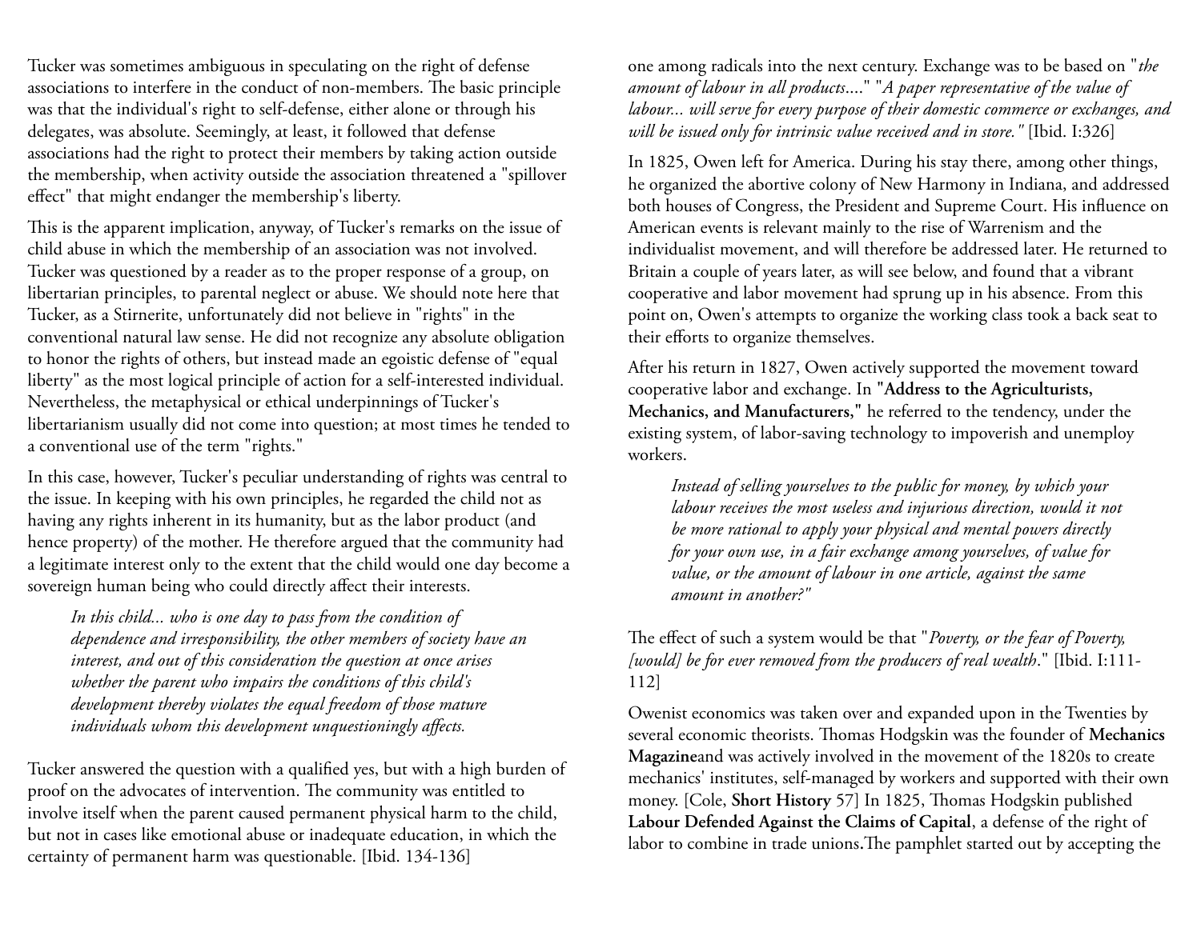Tucker was sometimes ambiguous in speculating on the right of defense associations to interfere in the conduct of non-members. The basic principle was that the individual's right to self-defense, either alone or through his delegates, was absolute. Seemingly, at least, it followed that defense associations had the right to protect their members by taking action outside the membership, when activity outside the association threatened a "spillover effect" that might endanger the membership's liberty.

This is the apparent implication, anyway, of Tucker's remarks on the issue of child abuse in which the membership of an association was not involved. Tucker was questioned by a reader as to the proper response of a group, on libertarian principles, to parental neglect or abuse. We should note here that Tucker, as a Stirnerite, unfortunately did not believe in "rights" in the conventional natural law sense. He did not recognize any absolute obligation to honor the rights of others, but instead made an egoistic defense of "equal liberty" as the most logical principle of action for a self-interested individual. Nevertheless, the metaphysical or ethical underpinnings of Tucker's libertarianism usually did not come into question; at most times he tended to a conventional use of the term "rights."

In this case, however, Tucker's peculiar understanding of rights was central to the issue. In keeping with his own principles, he regarded the child not as having any rights inherent in its humanity, but as the labor product (and hence property) of the mother. He therefore argued that the community had a legitimate interest only to the extent that the child would one day become a sovereign human being who could directly affect their interests.

> *In this child... who is one day to pass from the condition of dependence and irresponsibility, the other members of society have an interest, and out of this consideration the question at once arises whether the parent who impairs the conditions of this child's development thereby violates the equal freedom of those mature individuals whom this development unquestioningly affects.*

Tucker answered the question with a qualified yes, but with a high burden of proof on the advocates of intervention. The community was entitled to involve itself when the parent caused permanent physical harm to the child, but not in cases like emotional abuse or inadequate education, in which the certainty of permanent harm was questionable. [Ibid. 134-136]

one among radicals into the next century. Exchange was to be based on "*the amount of labour in all products....*" "*A paper representative of the value of labour... will serve for every purpose of their domestic commerce or exchanges, and will be issued only for intrinsic value received and in store.*" [Ibid. I:326]

In 1825, Owen left for America. During his stay there, among other things, he organized the abortive colony of New Harmony in Indiana, and addressed both houses of Congress, the President and Supreme Court. His influence on American events is relevant mainly to the rise of Warrenism and the individualist movement, and will therefore be addressed later. He returned to Britain a couple of years later, as will see below, and found that a vibrant cooperative and labor movement had sprung up in his absence. From this point on, Owen's attempts to organize the working class took a back seat to their efforts to organize themselves.

After his return in 1827, Owen actively supported the movement toward cooperative labor and exchange. In **"Address to the Agriculturists, Mechanics, and Manufacturers,"** he referred to the tendency, under the existing system, of labor-saving technology to impoverish and unemploy workers.

> *Instead of selling yourselves to the public for money, by which your labour receives the most useless and injurious direction, would it not be more rational to apply your physical and mental powers directly for your own use, in a fair exchange among yourselves, of value for value, or the amount of labour in one article, against the same amount in another?"*

The effect of such a system would be that "*Poverty, or the fear of Poverty, [would] be for ever removed from the producers of real wealth*." [Ibid. I:111-112]

Owenist economics was taken over and expanded upon in the Twenties by several economic theorists. Thomas Hodgskin was the founder of **Mechanics Magazine**and was actively involved in the movement of the 1820s to create mechanics' institutes, self-managed by workers and supported with their own money. [Cole, **Short History** 57] In 1825, Thomas Hodgskin published **Labour Defended Against the Claims of Capital**, a defense of the right of labor to combine in trade unions**.**The pamphlet started out by accepting the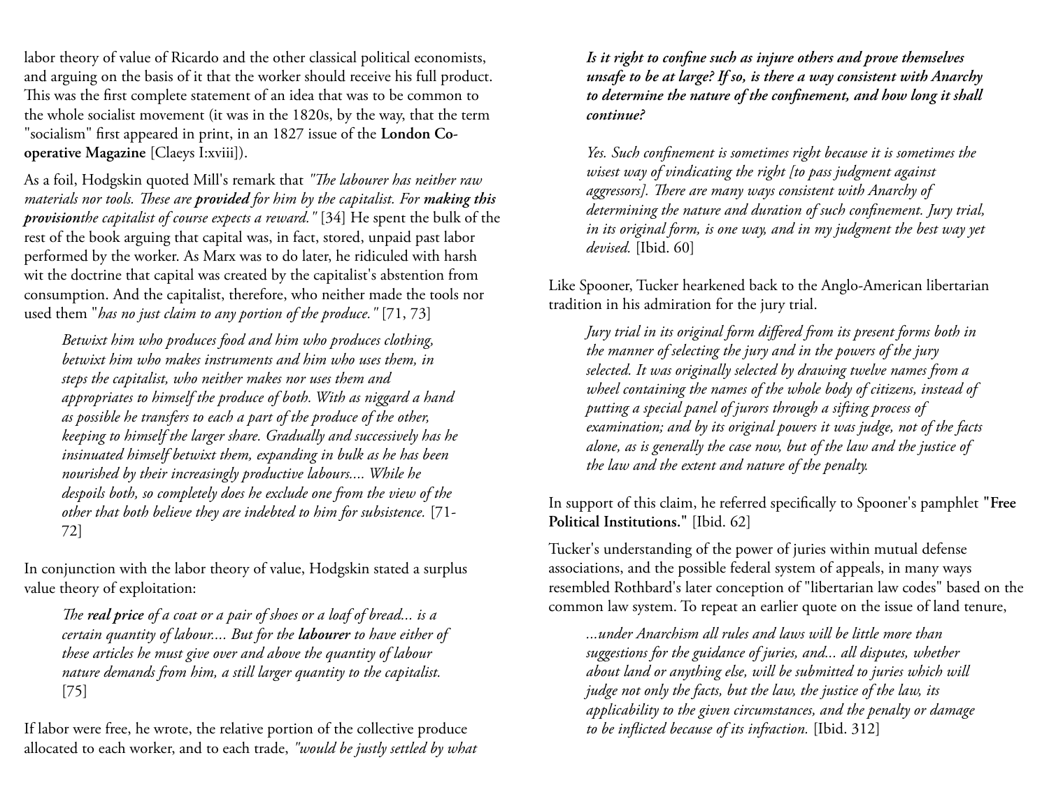labor theory of value of Ricardo and the other classical political economists, and arguing on the basis of it that the worker should receive his full product. This was the first complete statement of an idea that was to be common to the whole socialist movement (it was in the 1820s, by the way, that the term "socialism" first appeared in print, in an 1827 issue of the **London Co-operative Magazine** [Claeys I:xviii]).

As a foil, Hodgskin quoted Mill's remark that *"The labourer has neither raw materials nor tools. These are **provided** for him by the capitalist. For **making this provision**the capitalist of course expects a reward."* [34] He spent the bulk of the rest of the book arguing that capital was, in fact, stored, unpaid past labor performed by the worker. As Marx was to do later, he ridiculed with harsh wit the doctrine that capital was created by the capitalist's abstention from consumption. And the capitalist, therefore, who neither made the tools nor used them "*has no just claim to any portion of the produce."* [71, 73]

> *Betwixt him who produces food and him who produces clothing, betwixt him who makes instruments and him who uses them, in steps the capitalist, who neither makes nor uses them and appropriates to himself the produce of both. With as niggard a hand as possible he transfers to each a part of the produce of the other, keeping to himself the larger share. Gradually and successively has he insinuated himself betwixt them, expanding in bulk as he has been nourished by their increasingly productive labours.... While he despoils both, so completely does he exclude one from the view of the other that both believe they are indebted to him for subsistence.* [71-72]

In conjunction with the labor theory of value, Hodgskin stated a surplus value theory of exploitation:

> *The **real price** of a coat or a pair of shoes or a loaf of bread... is a certain quantity of labour.... But for the **labourer** to have either of these articles he must give over and above the quantity of labour nature demands from him, a still larger quantity to the capitalist.* [75]

If labor were free, he wrote, the relative portion of the collective produce allocated to each worker, and to each trade, *"would be justly settled by what*

> ***Is it right to confine such as injure others and prove themselves unsafe to be at large? If so, is there a way consistent with Anarchy to determine the nature of the confinement, and how long it shall continue?***
>
> *Yes. Such confinement is sometimes right because it is sometimes the wisest way of vindicating the right [to pass judgment against aggressors]. There are many ways consistent with Anarchy of determining the nature and duration of such confinement. Jury trial, in its original form, is one way, and in my judgment the best way yet devised.* [Ibid. 60]

Like Spooner, Tucker hearkened back to the Anglo-American libertarian tradition in his admiration for the jury trial.

> *Jury trial in its original form differed from its present forms both in the manner of selecting the jury and in the powers of the jury selected. It was originally selected by drawing twelve names from a wheel containing the names of the whole body of citizens, instead of putting a special panel of jurors through a sifting process of examination; and by its original powers it was judge, not of the facts alone, as is generally the case now, but of the law and the justice of the law and the extent and nature of the penalty.*

In support of this claim, he referred specifically to Spooner's pamphlet **"Free Political Institutions."** [Ibid. 62]

Tucker's understanding of the power of juries within mutual defense associations, and the possible federal system of appeals, in many ways resembled Rothbard's later conception of "libertarian law codes" based on the common law system. To repeat an earlier quote on the issue of land tenure,

> *...under Anarchism all rules and laws will be little more than suggestions for the guidance of juries, and... all disputes, whether about land or anything else, will be submitted to juries which will judge not only the facts, but the law, the justice of the law, its applicability to the given circumstances, and the penalty or damage to be inflicted because of its infraction.* [Ibid. 312]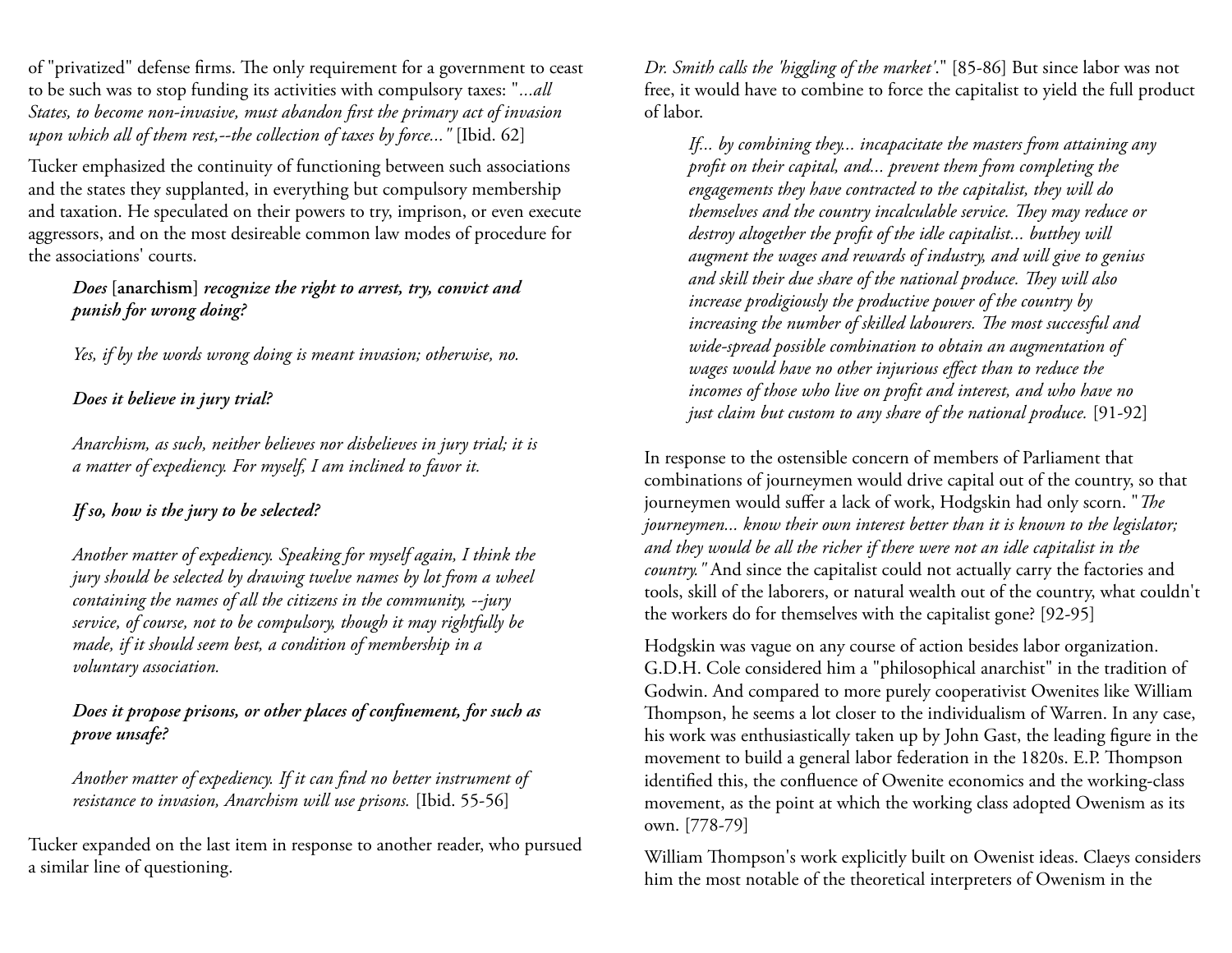of "privatized" defense firms. The only requirement for a government to ceast to be such was to stop funding its activities with compulsory taxes: "*...all States, to become non-invasive, must abandon first the primary act of invasion upon which all of them rest,--the collection of taxes by force...*" [Ibid. 62]

Tucker emphasized the continuity of functioning between such associations and the states they supplanted, in everything but compulsory membership and taxation. He speculated on their powers to try, imprison, or even execute aggressors, and on the most desireable common law modes of procedure for the associations' courts.

> ***Does* [anarchism] *recognize the right to arrest, try, convict and punish for wrong doing?***
>
> *Yes, if by the words wrong doing is meant invasion; otherwise, no.*
>
> ***Does it believe in jury trial?***
>
> *Anarchism, as such, neither believes nor disbelieves in jury trial; it is a matter of expediency. For myself, I am inclined to favor it.*
>
> ***If so, how is the jury to be selected?***
>
> *Another matter of expediency. Speaking for myself again, I think the jury should be selected by drawing twelve names by lot from a wheel containing the names of all the citizens in the community, --jury service, of course, not to be compulsory, though it may rightfully be made, if it should seem best, a condition of membership in a voluntary association.*
>
> ***Does it propose prisons, or other places of confinement, for such as prove unsafe?***
>
> *Another matter of expediency. If it can find no better instrument of resistance to invasion, Anarchism will use prisons.* [Ibid. 55-56]

Tucker expanded on the last item in response to another reader, who pursued a similar line of questioning.

*Dr. Smith calls the 'higgling of the market'.*" [85-86] But since labor was not free, it would have to combine to force the capitalist to yield the full product of labor.

> *If... by combining they... incapacitate the masters from attaining any profit on their capital, and... prevent them from completing the engagements they have contracted to the capitalist, they will do themselves and the country incalculable service. They may reduce or destroy altogether the profit of the idle capitalist... butthey will augment the wages and rewards of industry, and will give to genius and skill their due share of the national produce. They will also increase prodigiously the productive power of the country by increasing the number of skilled labourers. The most successful and wide-spread possible combination to obtain an augmentation of wages would have no other injurious effect than to reduce the incomes of those who live on profit and interest, and who have no just claim but custom to any share of the national produce.* [91-92]

In response to the ostensible concern of members of Parliament that combinations of journeymen would drive capital out of the country, so that journeymen would suffer a lack of work, Hodgskin had only scorn. "*The journeymen... know their own interest better than it is known to the legislator; and they would be all the richer if there were not an idle capitalist in the country.*" And since the capitalist could not actually carry the factories and tools, skill of the laborers, or natural wealth out of the country, what couldn't the workers do for themselves with the capitalist gone? [92-95]

Hodgskin was vague on any course of action besides labor organization. G.D.H. Cole considered him a "philosophical anarchist" in the tradition of Godwin. And compared to more purely cooperativist Owenites like William Thompson, he seems a lot closer to the individualism of Warren. In any case, his work was enthusiastically taken up by John Gast, the leading figure in the movement to build a general labor federation in the 1820s. E.P. Thompson identified this, the confluence of Owenite economics and the working-class movement, as the point at which the working class adopted Owenism as its own. [778-79]

William Thompson's work explicitly built on Owenist ideas. Claeys considers him the most notable of the theoretical interpreters of Owenism in the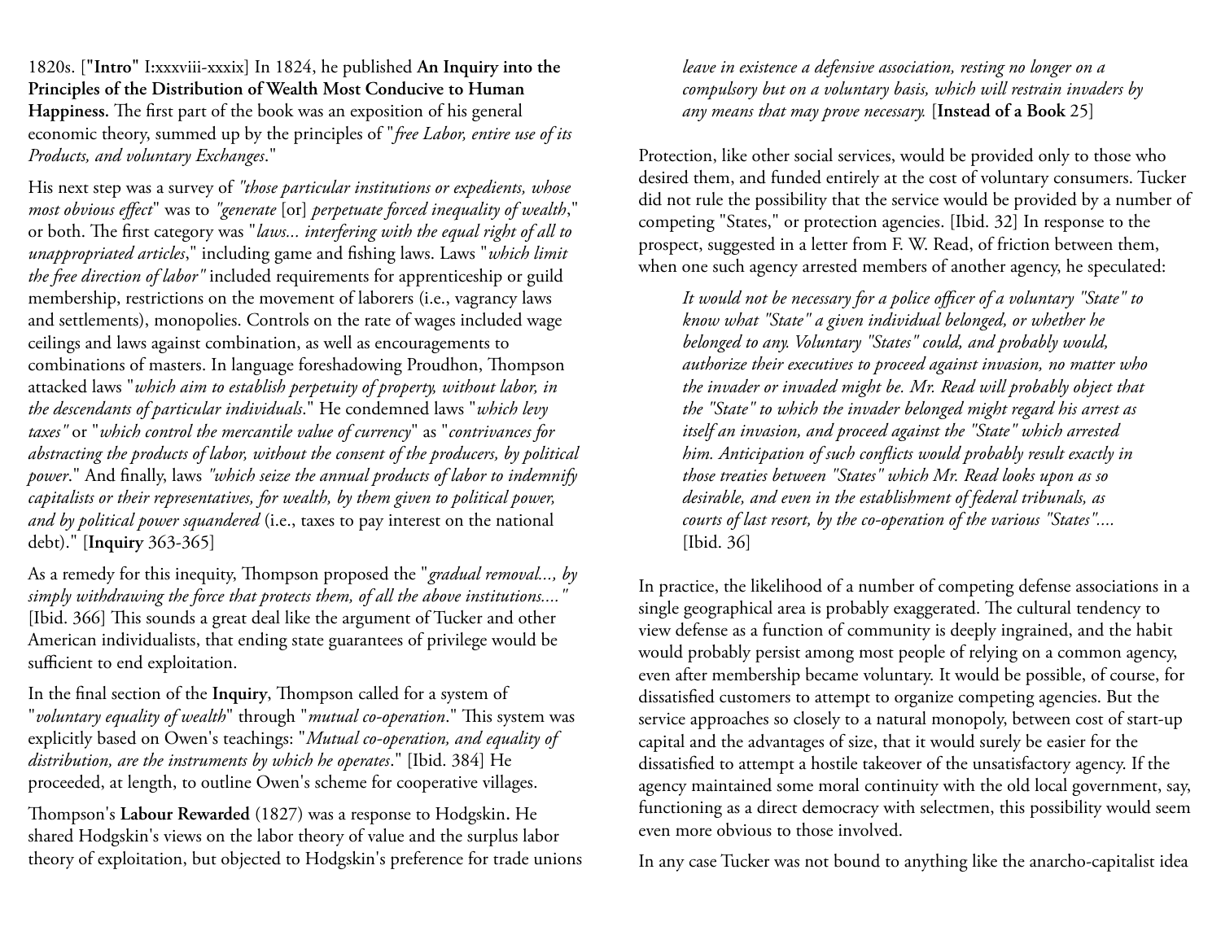1820s. ["**Intro**" I:xxxviii-xxxix] In 1824, he published **An Inquiry into the Principles of the Distribution of Wealth Most Conducive to Human Happiness.** The first part of the book was an exposition of his general economic theory, summed up by the principles of "*free Labor, entire use of its Products, and voluntary Exchanges*."

His next step was a survey of *"those particular institutions or expedients, whose most obvious effect"* was to *"generate* [or] *perpetuate forced inequality of wealth*," or both. The first category was "*laws... interfering with the equal right of all to unappropriated articles*," including game and fishing laws. Laws "*which limit the free direction of labor"* included requirements for apprenticeship or guild membership, restrictions on the movement of laborers (i.e., vagrancy laws and settlements), monopolies. Controls on the rate of wages included wage ceilings and laws against combination, as well as encouragements to combinations of masters. In language foreshadowing Proudhon, Thompson attacked laws "*which aim to establish perpetuity of property, without labor, in the descendants of particular individuals*." He condemned laws "*which levy taxes"* or "*which control the mercantile value of currency*" as "*contrivances for abstracting the products of labor, without the consent of the producers, by political power*." And finally, laws *"which seize the annual products of labor to indemnify capitalists or their representatives, for wealth, by them given to political power, and by political power squandered* (i.e., taxes to pay interest on the national debt)." [**Inquiry** 363-365]

As a remedy for this inequity, Thompson proposed the "*gradual removal..., by simply withdrawing the force that protects them, of all the above institutions...."* [Ibid. 366] This sounds a great deal like the argument of Tucker and other American individualists, that ending state guarantees of privilege would be sufficient to end exploitation.

In the final section of the **Inquiry**, Thompson called for a system of "*voluntary equality of wealth*" through "*mutual co-operation*." This system was explicitly based on Owen's teachings: "*Mutual co-operation, and equality of distribution, are the instruments by which he operates*." [Ibid. 384] He proceeded, at length, to outline Owen's scheme for cooperative villages.

Thompson's **Labour Rewarded** (1827) was a response to Hodgskin. He shared Hodgskin's views on the labor theory of value and the surplus labor theory of exploitation, but objected to Hodgskin's preference for trade unions

> *leave in existence a defensive association, resting no longer on a compulsory but on a voluntary basis, which will restrain invaders by any means that may prove necessary.* [**Instead of a Book** 25]

Protection, like other social services, would be provided only to those who desired them, and funded entirely at the cost of voluntary consumers. Tucker did not rule the possibility that the service would be provided by a number of competing "States," or protection agencies. [Ibid. 32] In response to the prospect, suggested in a letter from F. W. Read, of friction between them, when one such agency arrested members of another agency, he speculated:

> *It would not be necessary for a police officer of a voluntary "State" to know what "State" a given individual belonged, or whether he belonged to any. Voluntary "States" could, and probably would, authorize their executives to proceed against invasion, no matter who the invader or invaded might be. Mr. Read will probably object that the "State" to which the invader belonged might regard his arrest as itself an invasion, and proceed against the "State" which arrested him. Anticipation of such conflicts would probably result exactly in those treaties between "States" which Mr. Read looks upon as so desirable, and even in the establishment of federal tribunals, as courts of last resort, by the co-operation of the various "States"....* [Ibid. 36]

In practice, the likelihood of a number of competing defense associations in a single geographical area is probably exaggerated. The cultural tendency to view defense as a function of community is deeply ingrained, and the habit would probably persist among most people of relying on a common agency, even after membership became voluntary. It would be possible, of course, for dissatisfied customers to attempt to organize competing agencies. But the service approaches so closely to a natural monopoly, between cost of start-up capital and the advantages of size, that it would surely be easier for the dissatisfied to attempt a hostile takeover of the unsatisfactory agency. If the agency maintained some moral continuity with the old local government, say, functioning as a direct democracy with selectmen, this possibility would seem even more obvious to those involved.

In any case Tucker was not bound to anything like the anarcho-capitalist idea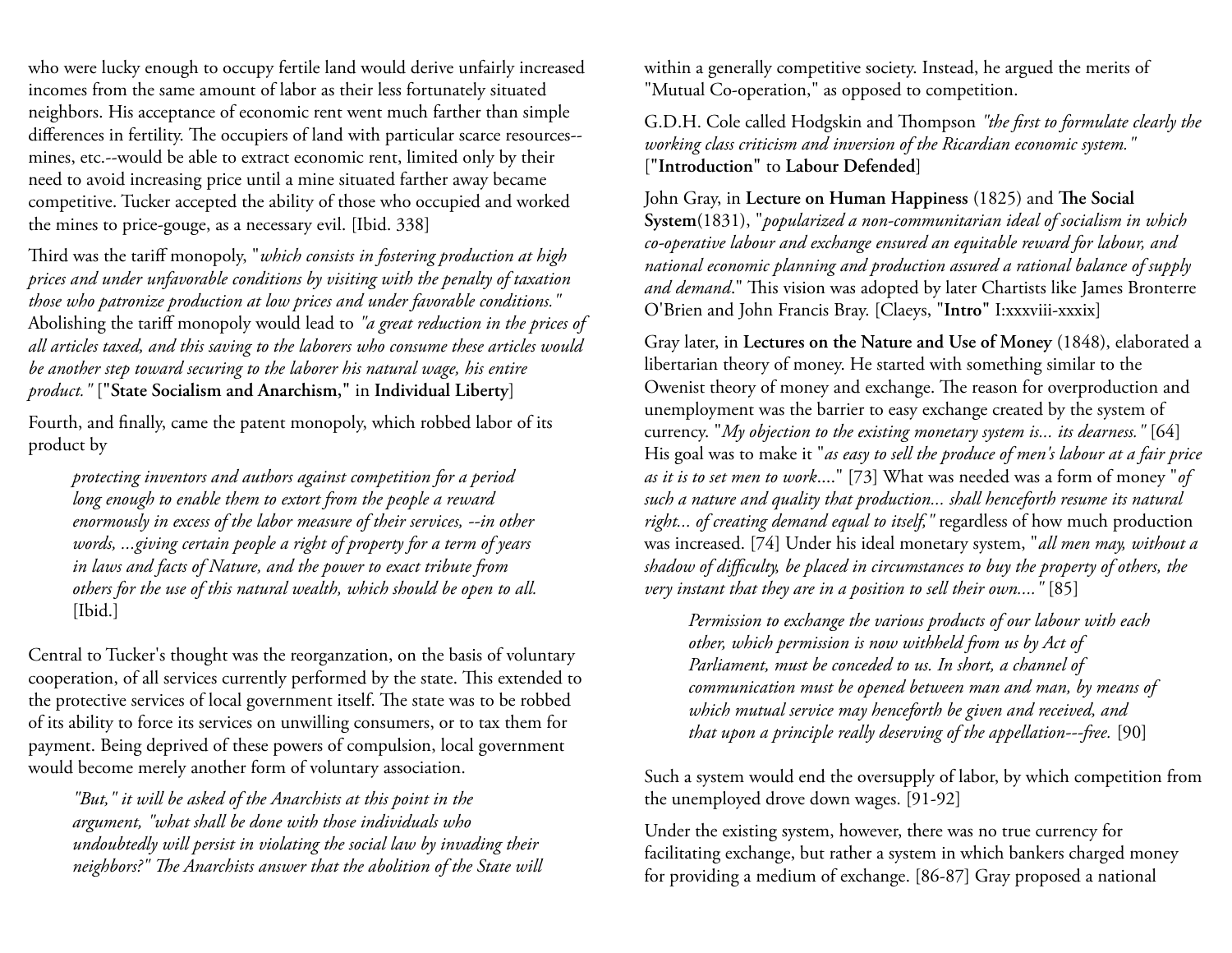who were lucky enough to occupy fertile land would derive unfairly increased incomes from the same amount of labor as their less fortunately situated neighbors. His acceptance of economic rent went much farther than simple differences in fertility. The occupiers of land with particular scarce resources--mines, etc.--would be able to extract economic rent, limited only by their need to avoid increasing price until a mine situated farther away became competitive. Tucker accepted the ability of those who occupied and worked the mines to price-gouge, as a necessary evil. [Ibid. 338]

Third was the tariff monopoly, "*which consists in fostering production at high prices and under unfavorable conditions by visiting with the penalty of taxation those who patronize production at low prices and under favorable conditions.*" Abolishing the tariff monopoly would lead to *"a great reduction in the prices of all articles taxed, and this saving to the laborers who consume these articles would be another step toward securing to the laborer his natural wage, his entire product."* [**"State Socialism and Anarchism,"** in **Individual Liberty**]

Fourth, and finally, came the patent monopoly, which robbed labor of its product by

> *protecting inventors and authors against competition for a period long enough to enable them to extort from the people a reward enormously in excess of the labor measure of their services, --in other words, ...giving certain people a right of property for a term of years in laws and facts of Nature, and the power to exact tribute from others for the use of this natural wealth, which should be open to all.* [Ibid.]

Central to Tucker's thought was the reorganzation, on the basis of voluntary cooperation, of all services currently performed by the state. This extended to the protective services of local government itself. The state was to be robbed of its ability to force its services on unwilling consumers, or to tax them for payment. Being deprived of these powers of compulsion, local government would become merely another form of voluntary association.

> *"But," it will be asked of the Anarchists at this point in the argument, "what shall be done with those individuals who undoubtedly will persist in violating the social law by invading their neighbors?" The Anarchists answer that the abolition of the State will*

within a generally competitive society. Instead, he argued the merits of "Mutual Co-operation," as opposed to competition.

G.D.H. Cole called Hodgskin and Thompson *"the first to formulate clearly the working class criticism and inversion of the Ricardian economic system."* [**"Introduction"** to **Labour Defended**]

John Gray, in **Lecture on Human Happiness** (1825) and **The Social System**(1831), "*popularized a non-communitarian ideal of socialism in which co-operative labour and exchange ensured an equitable reward for labour, and national economic planning and production assured a rational balance of supply and demand*." This vision was adopted by later Chartists like James Bronterre O'Brien and John Francis Bray. [Claeys, "**Intro**" I:xxxviii-xxxix]

Gray later, in **Lectures on the Nature and Use of Money** (1848), elaborated a libertarian theory of money. He started with something similar to the Owenist theory of money and exchange. The reason for overproduction and unemployment was the barrier to easy exchange created by the system of currency. "*My objection to the existing monetary system is... its dearness.*" [64] His goal was to make it "*as easy to sell the produce of men's labour at a fair price as it is to set men to work....*" [73] What was needed was a form of money "*of such a nature and quality that production... shall henceforth resume its natural right... of creating demand equal to itself,*" regardless of how much production was increased. [74] Under his ideal monetary system, "*all men may, without a shadow of difficulty, be placed in circumstances to buy the property of others, the very instant that they are in a position to sell their own....*" [85]

> *Permission to exchange the various products of our labour with each other, which permission is now withheld from us by Act of Parliament, must be conceded to us. In short, a channel of communication must be opened between man and man, by means of which mutual service may henceforth be given and received, and that upon a principle really deserving of the appellation---free.* [90]

Such a system would end the oversupply of labor, by which competition from the unemployed drove down wages. [91-92]

Under the existing system, however, there was no true currency for facilitating exchange, but rather a system in which bankers charged money for providing a medium of exchange. [86-87] Gray proposed a national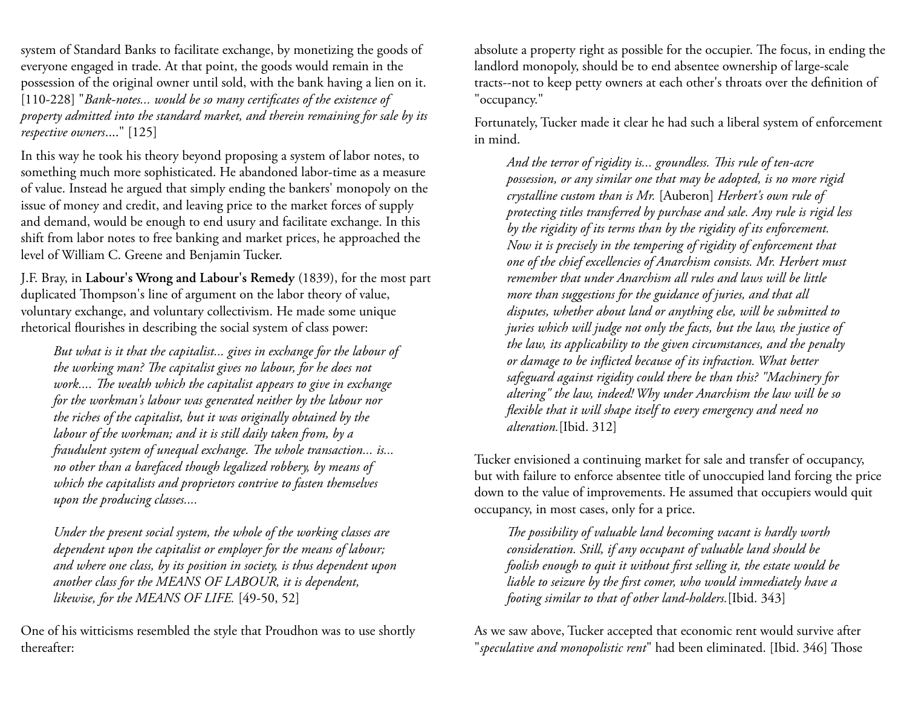system of Standard Banks to facilitate exchange, by monetizing the goods of everyone engaged in trade. At that point, the goods would remain in the possession of the original owner until sold, with the bank having a lien on it. [110-228] "*Bank-notes... would be so many certificates of the existence of property admitted into the standard market, and therein remaining for sale by its respective owners*...." [125]

In this way he took his theory beyond proposing a system of labor notes, to something much more sophisticated. He abandoned labor-time as a measure of value. Instead he argued that simply ending the bankers' monopoly on the issue of money and credit, and leaving price to the market forces of supply and demand, would be enough to end usury and facilitate exchange. In this shift from labor notes to free banking and market prices, he approached the level of William C. Greene and Benjamin Tucker.

J.F. Bray, in **Labour's Wrong and Labour's Remedy** (1839), for the most part duplicated Thompson's line of argument on the labor theory of value, voluntary exchange, and voluntary collectivism. He made some unique rhetorical flourishes in describing the social system of class power:

> *But what is it that the capitalist... gives in exchange for the labour of the working man? The capitalist gives no labour, for he does not work.... The wealth which the capitalist appears to give in exchange for the workman's labour was generated neither by the labour nor the riches of the capitalist, but it was originally obtained by the labour of the workman; and it is still daily taken from, by a fraudulent system of unequal exchange. The whole transaction... is... no other than a barefaced though legalized robbery, by means of which the capitalists and proprietors contrive to fasten themselves upon the producing classes....*
>
> *Under the present social system, the whole of the working classes are dependent upon the capitalist or employer for the means of labour; and where one class, by its position in society, is thus dependent upon another class for the MEANS OF LABOUR, it is dependent, likewise, for the MEANS OF LIFE.* [49-50, 52]

One of his witticisms resembled the style that Proudhon was to use shortly thereafter:

absolute a property right as possible for the occupier. The focus, in ending the landlord monopoly, should be to end absentee ownership of large-scale tracts--not to keep petty owners at each other's throats over the definition of "occupancy."

Fortunately, Tucker made it clear he had such a liberal system of enforcement in mind.

> *And the terror of rigidity is... groundless. This rule of ten-acre possession, or any similar one that may be adopted, is no more rigid crystalline custom than is Mr.* [Auberon] *Herbert's own rule of protecting titles transferred by purchase and sale. Any rule is rigid less by the rigidity of its terms than by the rigidity of its enforcement. Now it is precisely in the tempering of rigidity of enforcement that one of the chief excellencies of Anarchism consists. Mr. Herbert must remember that under Anarchism all rules and laws will be little more than suggestions for the guidance of juries, and that all disputes, whether about land or anything else, will be submitted to juries which will judge not only the facts, but the law, the justice of the law, its applicability to the given circumstances, and the penalty or damage to be inflicted because of its infraction. What better safeguard against rigidity could there be than this? "Machinery for altering" the law, indeed! Why under Anarchism the law will be so flexible that it will shape itself to every emergency and need no alteration.*[Ibid. 312]

Tucker envisioned a continuing market for sale and transfer of occupancy, but with failure to enforce absentee title of unoccupied land forcing the price down to the value of improvements. He assumed that occupiers would quit occupancy, in most cases, only for a price.

> *The possibility of valuable land becoming vacant is hardly worth consideration. Still, if any occupant of valuable land should be foolish enough to quit it without first selling it, the estate would be liable to seizure by the first comer, who would immediately have a footing similar to that of other land-holders.*[Ibid. 343]

As we saw above, Tucker accepted that economic rent would survive after "*speculative and monopolistic rent*" had been eliminated. [Ibid. 346] Those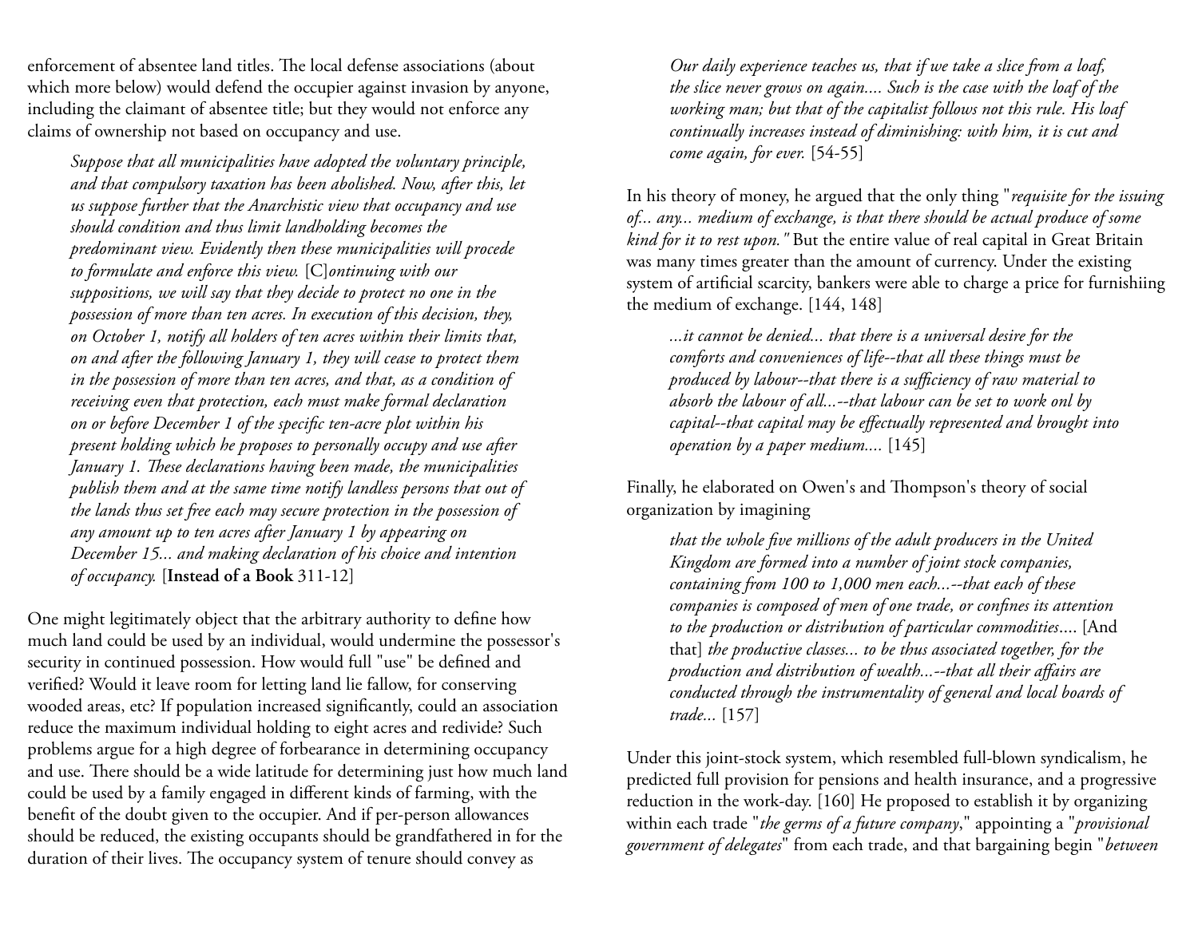enforcement of absentee land titles. The local defense associations (about which more below) would defend the occupier against invasion by anyone, including the claimant of absentee title; but they would not enforce any claims of ownership not based on occupancy and use.

> *Suppose that all municipalities have adopted the voluntary principle, and that compulsory taxation has been abolished. Now, after this, let us suppose further that the Anarchistic view that occupancy and use should condition and thus limit landholding becomes the predominant view. Evidently then these municipalities will procede to formulate and enforce this view.* [C]*ontinuing with our suppositions, we will say that they decide to protect no one in the possession of more than ten acres. In execution of this decision, they, on October 1, notify all holders of ten acres within their limits that, on and after the following January 1, they will cease to protect them in the possession of more than ten acres, and that, as a condition of receiving even that protection, each must make formal declaration on or before December 1 of the specific ten-acre plot within his present holding which he proposes to personally occupy and use after January 1. These declarations having been made, the municipalities publish them and at the same time notify landless persons that out of the lands thus set free each may secure protection in the possession of any amount up to ten acres after January 1 by appearing on December 15... and making declaration of his choice and intention of occupancy.* [**Instead of a Book** 311-12]

One might legitimately object that the arbitrary authority to define how much land could be used by an individual, would undermine the possessor's security in continued possession. How would full "use" be defined and verified? Would it leave room for letting land lie fallow, for conserving wooded areas, etc? If population increased significantly, could an association reduce the maximum individual holding to eight acres and redivide? Such problems argue for a high degree of forbearance in determining occupancy and use. There should be a wide latitude for determining just how much land could be used by a family engaged in different kinds of farming, with the benefit of the doubt given to the occupier. And if per-person allowances should be reduced, the existing occupants should be grandfathered in for the duration of their lives. The occupancy system of tenure should convey as

> *Our daily experience teaches us, that if we take a slice from a loaf, the slice never grows on again.... Such is the case with the loaf of the working man; but that of the capitalist follows not this rule. His loaf continually increases instead of diminishing: with him, it is cut and come again, for ever.* [54-55]

In his theory of money, he argued that the only thing "*requisite for the issuing of... any... medium of exchange, is that there should be actual produce of some kind for it to rest upon."* But the entire value of real capital in Great Britain was many times greater than the amount of currency. Under the existing system of artificial scarcity, bankers were able to charge a price for furnishiing the medium of exchange. [144, 148]

> *...it cannot be denied... that there is a universal desire for the comforts and conveniences of life--that all these things must be produced by labour--that there is a sufficiency of raw material to absorb the labour of all...--that labour can be set to work onl by capital--that capital may be effectually represented and brought into operation by a paper medium....* [145]

Finally, he elaborated on Owen's and Thompson's theory of social organization by imagining

> *that the whole five millions of the adult producers in the United Kingdom are formed into a number of joint stock companies, containing from 100 to 1,000 men each...--that each of these companies is composed of men of one trade, or confines its attention to the production or distribution of particular commodities*.... [And that] *the productive classes... to be thus associated together, for the production and distribution of wealth...--that all their affairs are conducted through the instrumentality of general and local boards of trade...* [157]

Under this joint-stock system, which resembled full-blown syndicalism, he predicted full provision for pensions and health insurance, and a progressive reduction in the work-day. [160] He proposed to establish it by organizing within each trade "*the germs of a future company*," appointing a "*provisional government of delegates*" from each trade, and that bargaining begin "*between*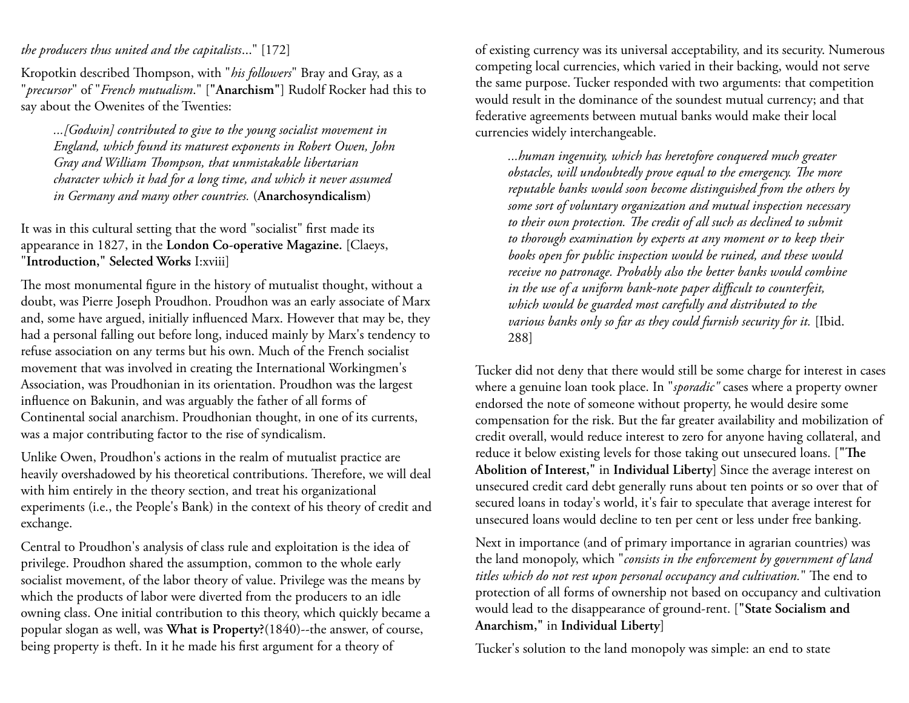*the producers thus united and the capitalists*..." [172]

Kropotkin described Thompson, with "*his followers*" Bray and Gray, as a "*precursor*" of "*French mutualism*." ["**Anarchism**"] Rudolf Rocker had this to say about the Owenites of the Twenties:

> *...[Godwin] contributed to give to the young socialist movement in England, which found its maturest exponents in Robert Owen, John Gray and William Thompson, that unmistakable libertarian character which it had for a long time, and which it never assumed in Germany and many other countries.* (**Anarchosyndicalism**)

It was in this cultural setting that the word "socialist" first made its appearance in 1827, in the **London Co-operative Magazine.** [Claeys, "**Introduction," Selected Works** I:xviii]

The most monumental figure in the history of mutualist thought, without a doubt, was Pierre Joseph Proudhon. Proudhon was an early associate of Marx and, some have argued, initially influenced Marx. However that may be, they had a personal falling out before long, induced mainly by Marx's tendency to refuse association on any terms but his own. Much of the French socialist movement that was involved in creating the International Workingmen's Association, was Proudhonian in its orientation. Proudhon was the largest influence on Bakunin, and was arguably the father of all forms of Continental social anarchism. Proudhonian thought, in one of its currents, was a major contributing factor to the rise of syndicalism.

Unlike Owen, Proudhon's actions in the realm of mutualist practice are heavily overshadowed by his theoretical contributions. Therefore, we will deal with him entirely in the theory section, and treat his organizational experiments (i.e., the People's Bank) in the context of his theory of credit and exchange.

Central to Proudhon's analysis of class rule and exploitation is the idea of privilege. Proudhon shared the assumption, common to the whole early socialist movement, of the labor theory of value. Privilege was the means by which the products of labor were diverted from the producers to an idle owning class. One initial contribution to this theory, which quickly became a popular slogan as well, was **What is Property?**(1840)--the answer, of course, being property is theft. In it he made his first argument for a theory of

of existing currency was its universal acceptability, and its security. Numerous competing local currencies, which varied in their backing, would not serve the same purpose. Tucker responded with two arguments: that competition would result in the dominance of the soundest mutual currency; and that federative agreements between mutual banks would make their local currencies widely interchangeable.

> *...human ingenuity, which has heretofore conquered much greater obstacles, will undoubtedly prove equal to the emergency. The more reputable banks would soon become distinguished from the others by some sort of voluntary organization and mutual inspection necessary to their own protection. The credit of all such as declined to submit to thorough examination by experts at any moment or to keep their books open for public inspection would be ruined, and these would receive no patronage. Probably also the better banks would combine in the use of a uniform bank-note paper difficult to counterfeit, which would be guarded most carefully and distributed to the various banks only so far as they could furnish security for it.* [Ibid. 288]

Tucker did not deny that there would still be some charge for interest in cases where a genuine loan took place. In "*sporadic"* cases where a property owner endorsed the note of someone without property, he would desire some compensation for the risk. But the far greater availability and mobilization of credit overall, would reduce interest to zero for anyone having collateral, and reduce it below existing levels for those taking out unsecured loans. [**"The Abolition of Interest,"** in **Individual Liberty**] Since the average interest on unsecured credit card debt generally runs about ten points or so over that of secured loans in today's world, it's fair to speculate that average interest for unsecured loans would decline to ten per cent or less under free banking.

Next in importance (and of primary importance in agrarian countries) was the land monopoly, which "*consists in the enforcement by government of land titles which do not rest upon personal occupancy and cultivation.*" The end to protection of all forms of ownership not based on occupancy and cultivation would lead to the disappearance of ground-rent. [**"State Socialism and Anarchism,"** in **Individual Liberty**]

Tucker's solution to the land monopoly was simple: an end to state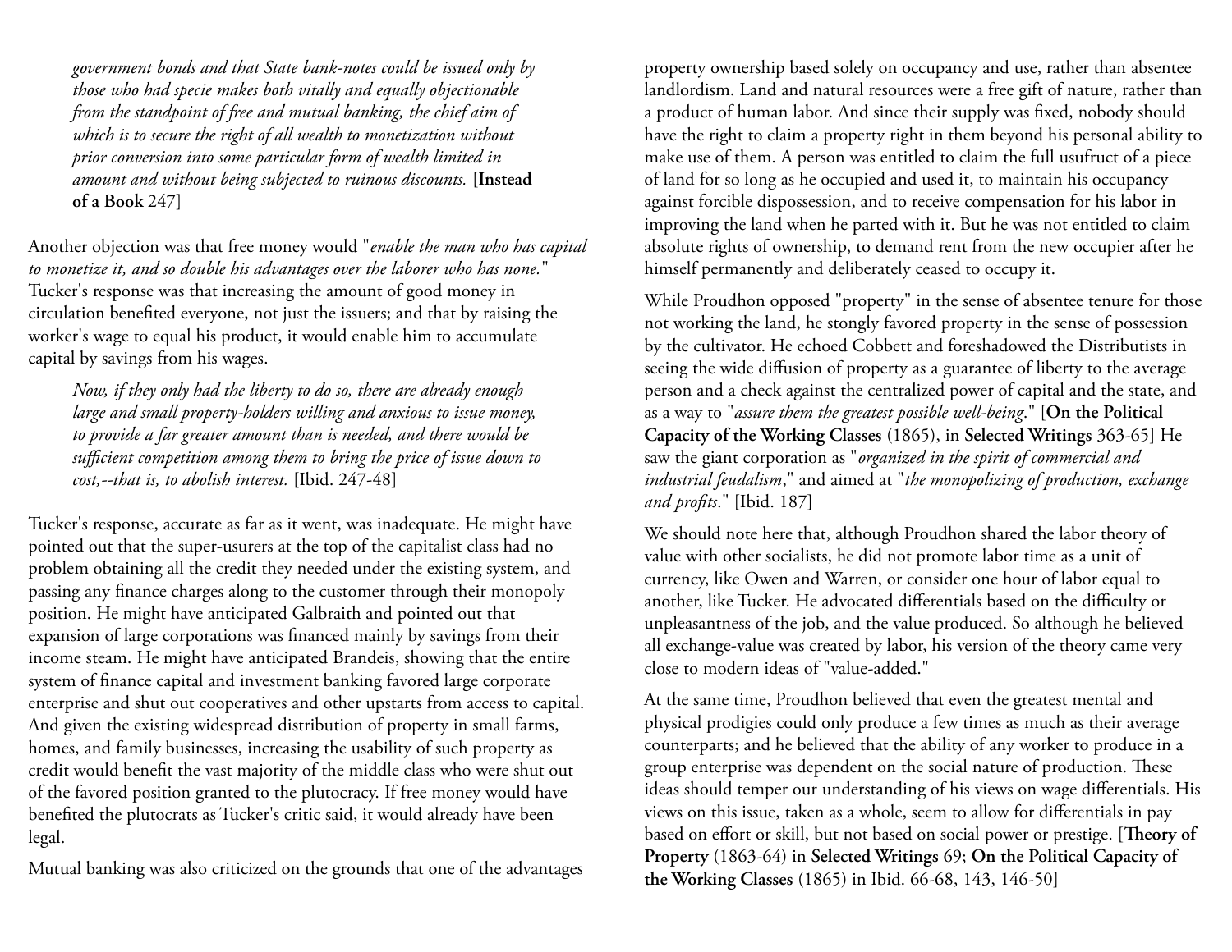> *government bonds and that State bank-notes could be issued only by those who had specie makes both vitally and equally objectionable from the standpoint of free and mutual banking, the chief aim of which is to secure the right of all wealth to monetization without prior conversion into some particular form of wealth limited in amount and without being subjected to ruinous discounts.* [**Instead of a Book** 247]

Another objection was that free money would "*enable the man who has capital to monetize it, and so double his advantages over the laborer who has none.*" Tucker's response was that increasing the amount of good money in circulation benefited everyone, not just the issuers; and that by raising the worker's wage to equal his product, it would enable him to accumulate capital by savings from his wages.

> *Now, if they only had the liberty to do so, there are already enough large and small property-holders willing and anxious to issue money, to provide a far greater amount than is needed, and there would be sufficient competition among them to bring the price of issue down to cost,--that is, to abolish interest.* [Ibid. 247-48]

Tucker's response, accurate as far as it went, was inadequate. He might have pointed out that the super-usurers at the top of the capitalist class had no problem obtaining all the credit they needed under the existing system, and passing any finance charges along to the customer through their monopoly position. He might have anticipated Galbraith and pointed out that expansion of large corporations was financed mainly by savings from their income steam. He might have anticipated Brandeis, showing that the entire system of finance capital and investment banking favored large corporate enterprise and shut out cooperatives and other upstarts from access to capital. And given the existing widespread distribution of property in small farms, homes, and family businesses, increasing the usability of such property as credit would benefit the vast majority of the middle class who were shut out of the favored position granted to the plutocracy. If free money would have benefited the plutocrats as Tucker's critic said, it would already have been legal.

Mutual banking was also criticized on the grounds that one of the advantages

property ownership based solely on occupancy and use, rather than absentee landlordism. Land and natural resources were a free gift of nature, rather than a product of human labor. And since their supply was fixed, nobody should have the right to claim a property right in them beyond his personal ability to make use of them. A person was entitled to claim the full usufruct of a piece of land for so long as he occupied and used it, to maintain his occupancy against forcible dispossession, and to receive compensation for his labor in improving the land when he parted with it. But he was not entitled to claim absolute rights of ownership, to demand rent from the new occupier after he himself permanently and deliberately ceased to occupy it.

While Proudhon opposed "property" in the sense of absentee tenure for those not working the land, he stongly favored property in the sense of possession by the cultivator. He echoed Cobbett and foreshadowed the Distributists in seeing the wide diffusion of property as a guarantee of liberty to the average person and a check against the centralized power of capital and the state, and as a way to "*assure them the greatest possible well-being*." [**On the Political Capacity of the Working Classes** (1865), in **Selected Writings** 363-65] He saw the giant corporation as "*organized in the spirit of commercial and industrial feudalism*," and aimed at "*the monopolizing of production, exchange and profits*." [Ibid. 187]

We should note here that, although Proudhon shared the labor theory of value with other socialists, he did not promote labor time as a unit of currency, like Owen and Warren, or consider one hour of labor equal to another, like Tucker. He advocated differentials based on the difficulty or unpleasantness of the job, and the value produced. So although he believed all exchange-value was created by labor, his version of the theory came very close to modern ideas of "value-added."

At the same time, Proudhon believed that even the greatest mental and physical prodigies could only produce a few times as much as their average counterparts; and he believed that the ability of any worker to produce in a group enterprise was dependent on the social nature of production. These ideas should temper our understanding of his views on wage differentials. His views on this issue, taken as a whole, seem to allow for differentials in pay based on effort or skill, but not based on social power or prestige. [**Theory of Property** (1863-64) in **Selected Writings** 69; **On the Political Capacity of the Working Classes** (1865) in Ibid. 66-68, 143, 146-50]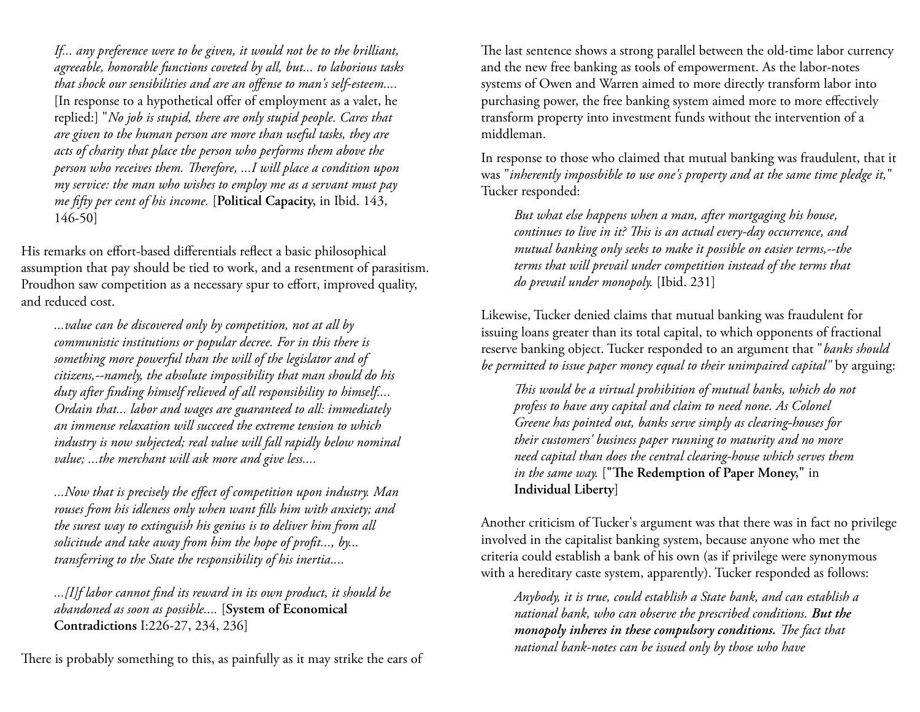> *If... any preference were to be given, it would not be to the brilliant, agreeable, honorable functions coveted by all, but... to laborious tasks that shock our sensibilities and are an offense to man's self-esteem....* [In response to a hypothetical offer of employment as a valet, he replied:] "*No job is stupid, there are only stupid people. Cares that are given to the human person are more than useful tasks, they are acts of charity that place the person who performs them above the person who receives them. Therefore, ...I will place a condition upon my service: the man who wishes to employ me as a servant must pay me fifty per cent of his income.* [**Political Capacity,** in Ibid. 143, 146-50]

His remarks on effort-based differentials reflect a basic philosophical assumption that pay should be tied to work, and a resentment of parasitism. Proudhon saw competition as a necessary spur to effort, improved quality, and reduced cost.

> *...value can be discovered only by competition, not at all by communistic institutions or popular decree. For in this there is something more powerful than the will of the legislator and of citizens,--namely, the absolute impossibility that man should do his duty after finding himself relieved of all responsibility to himself.... Ordain that... labor and wages are guaranteed to all: immediately an immense relaxation will succeed the extreme tension to which industry is now subjected; real value will fall rapidly below nominal value; ...the merchant will ask more and give less....*
>
> *...Now that is precisely the effect of competition upon industry. Man rouses from his idleness only when want fills him with anxiety; and the surest way to extinguish his genius is to deliver him from all solicitude and take away from him the hope of profit..., by... transferring to the State the responsibility of his inertia....*
>
> *...[I]f labor cannot find its reward in its own product, it should be abandoned as soon as possible....* [**System of Economical Contradictions** I:226-27, 234, 236]

There is probably something to this, as painfully as it may strike the ears of

The last sentence shows a strong parallel between the old-time labor currency and the new free banking as tools of empowerment. As the labor-notes systems of Owen and Warren aimed to more directly transform labor into purchasing power, the free banking system aimed more to more effectively transform property into investment funds without the intervention of a middleman.

In response to those who claimed that mutual banking was fraudulent, that it was "*inherently impossbible to use one's property and at the same time pledge it,*" Tucker responded:

> *But what else happens when a man, after mortgaging his house, continues to live in it? This is an actual every-day occurrence, and mutual banking only seeks to make it possible on easier terms,--the terms that will prevail under competition instead of the terms that do prevail under monopoly.* [Ibid. 231]

Likewise, Tucker denied claims that mutual banking was fraudulent for issuing loans greater than its total capital, to which opponents of fractional reserve banking object. Tucker responded to an argument that "*banks should be permitted to issue paper money equal to their unimpaired capital*" by arguing:

> *This would be a virtual prohibition of mutual banks, which do not profess to have any capital and claim to need none. As Colonel Greene has pointed out, banks serve simply as clearing-houses for their customers' business paper running to maturity and no more need capital than does the central clearing-house which serves them in the same way.* [**"The Redemption of Paper Money,"** in **Individual Liberty**]

Another criticism of Tucker's argument was that there was in fact no privilege involved in the capitalist banking system, because anyone who met the criteria could establish a bank of his own (as if privilege were synonymous with a hereditary caste system, apparently). Tucker responded as follows:

> *Anybody, it is true, could establish a State bank, and can establish a national bank, who can observe the prescribed conditions.* ***But the monopoly inheres in these compulsory conditions.*** *The fact that national bank-notes can be issued only by those who have*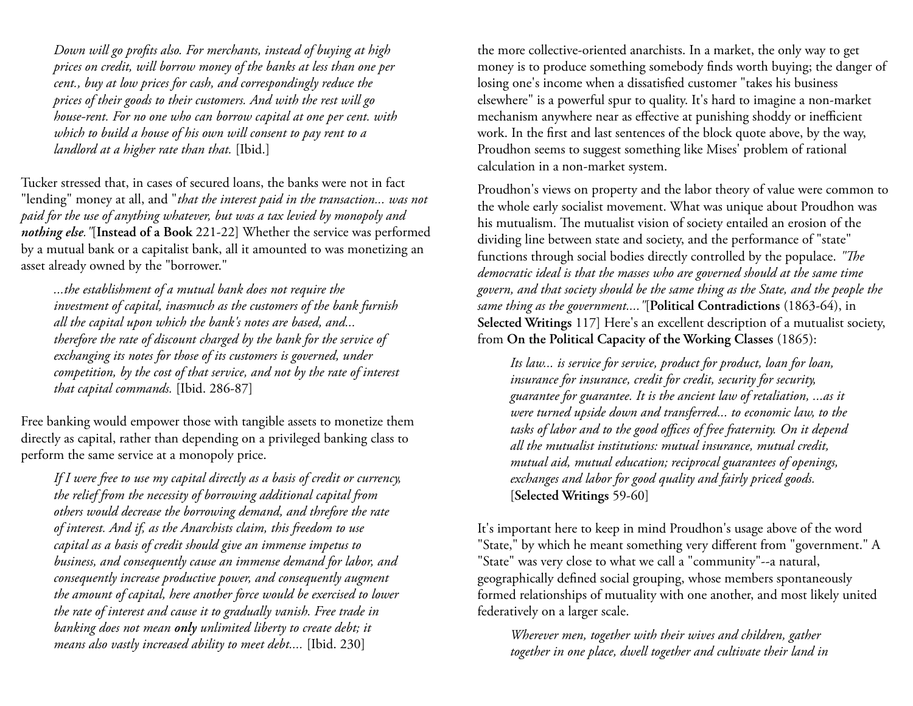*Down will go profits also. For merchants, instead of buying at high prices on credit, will borrow money of the banks at less than one per cent., buy at low prices for cash, and correspondingly reduce the prices of their goods to their customers. And with the rest will go house-rent. For no one who can borrow capital at one per cent. with which to build a house of his own will consent to pay rent to a landlord at a higher rate than that.* [Ibid.]

Tucker stressed that, in cases of secured loans, the banks were not in fact "lending" money at all, and "*that the interest paid in the transaction... was not paid for the use of anything whatever, but was a tax levied by monopoly and* ***nothing else***.*"*[**Instead of a Book** 221-22] Whether the service was performed by a mutual bank or a capitalist bank, all it amounted to was monetizing an asset already owned by the "borrower."

> *...the establishment of a mutual bank does not require the investment of capital, inasmuch as the customers of the bank furnish all the capital upon which the bank's notes are based, and... therefore the rate of discount charged by the bank for the service of exchanging its notes for those of its customers is governed, under competition, by the cost of that service, and not by the rate of interest that capital commands.* [Ibid. 286-87]

Free banking would empower those with tangible assets to monetize them directly as capital, rather than depending on a privileged banking class to perform the same service at a monopoly price.

> *If I were free to use my capital directly as a basis of credit or currency, the relief from the necessity of borrowing additional capital from others would decrease the borrowing demand, and threfore the rate of interest. And if, as the Anarchists claim, this freedom to use capital as a basis of credit should give an immense impetus to business, and consequently cause an immense demand for labor, and consequently increase productive power, and consequently augment the amount of capital, here another force would be exercised to lower the rate of interest and cause it to gradually vanish. Free trade in banking does not mean* ***only*** *unlimited liberty to create debt; it means also vastly increased ability to meet debt....* [Ibid. 230]

the more collective-oriented anarchists. In a market, the only way to get money is to produce something somebody finds worth buying; the danger of losing one's income when a dissatisfied customer "takes his business elsewhere" is a powerful spur to quality. It's hard to imagine a non-market mechanism anywhere near as effective at punishing shoddy or inefficient work. In the first and last sentences of the block quote above, by the way, Proudhon seems to suggest something like Mises' problem of rational calculation in a non-market system.

Proudhon's views on property and the labor theory of value were common to the whole early socialist movement. What was unique about Proudhon was his mutualism. The mutualist vision of society entailed an erosion of the dividing line between state and society, and the performance of "state" functions through social bodies directly controlled by the populace. *"The democratic ideal is that the masses who are governed should at the same time govern, and that society should be the same thing as the State, and the people the same thing as the government...."*[**Political Contradictions** (1863-64), in **Selected Writings** 117] Here's an excellent description of a mutualist society, from **On the Political Capacity of the Working Classes** (1865):

> *Its law... is service for service, product for product, loan for loan, insurance for insurance, credit for credit, security for security, guarantee for guarantee. It is the ancient law of retaliation, ...as it were turned upside down and transferred... to economic law, to the tasks of labor and to the good offices of free fraternity. On it depend all the mutualist institutions: mutual insurance, mutual credit, mutual aid, mutual education; reciprocal guarantees of openings, exchanges and labor for good quality and fairly priced goods.* [**Selected Writings** 59-60]

It's important here to keep in mind Proudhon's usage above of the word "State," by which he meant something very different from "government." A "State" was very close to what we call a "community"--a natural, geographically defined social grouping, whose members spontaneously formed relationships of mutuality with one another, and most likely united federatively on a larger scale.

> *Wherever men, together with their wives and children, gather together in one place, dwell together and cultivate their land in*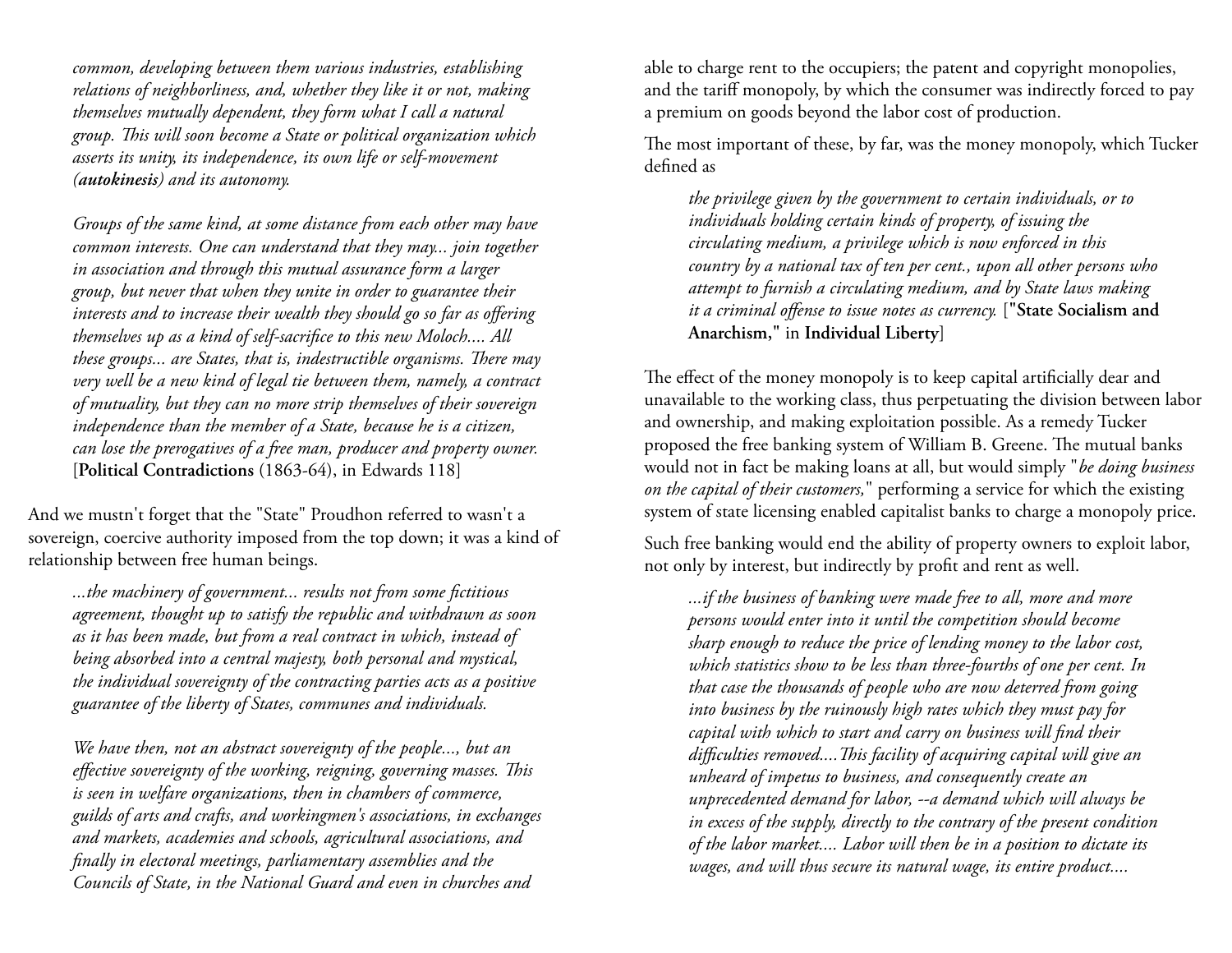*common, developing between them various industries, establishing relations of neighborliness, and, whether they like it or not, making themselves mutually dependent, they form what I call a natural group. This will soon become a State or political organization which asserts its unity, its independence, its own life or self-movement (**autokinesis**) and its autonomy.*

> *Groups of the same kind, at some distance from each other may have common interests. One can understand that they may... join together in association and through this mutual assurance form a larger group, but never that when they unite in order to guarantee their interests and to increase their wealth they should go so far as offering themselves up as a kind of self-sacrifice to this new Moloch.... All these groups... are States, that is, indestructible organisms. There may very well be a new kind of legal tie between them, namely, a contract of mutuality, but they can no more strip themselves of their sovereign independence than the member of a State, because he is a citizen, can lose the prerogatives of a free man, producer and property owner.* [**Political Contradictions** (1863-64), in Edwards 118]

And we mustn't forget that the "State" Proudhon referred to wasn't a sovereign, coercive authority imposed from the top down; it was a kind of relationship between free human beings.

> *...the machinery of government... results not from some fictitious agreement, thought up to satisfy the republic and withdrawn as soon as it has been made, but from a real contract in which, instead of being absorbed into a central majesty, both personal and mystical, the individual sovereignty of the contracting parties acts as a positive guarantee of the liberty of States, communes and individuals.*
>
> *We have then, not an abstract sovereignty of the people..., but an effective sovereignty of the working, reigning, governing masses. This is seen in welfare organizations, then in chambers of commerce, guilds of arts and crafts, and workingmen's associations, in exchanges and markets, academies and schools, agricultural associations, and finally in electoral meetings, parliamentary assemblies and the Councils of State, in the National Guard and even in churches and*

able to charge rent to the occupiers; the patent and copyright monopolies, and the tariff monopoly, by which the consumer was indirectly forced to pay a premium on goods beyond the labor cost of production.

The most important of these, by far, was the money monopoly, which Tucker defined as

> *the privilege given by the government to certain individuals, or to individuals holding certain kinds of property, of issuing the circulating medium, a privilege which is now enforced in this country by a national tax of ten per cent., upon all other persons who attempt to furnish a circulating medium, and by State laws making it a criminal offense to issue notes as currency.* [**"State Socialism and Anarchism,"** in **Individual Liberty**]

The effect of the money monopoly is to keep capital artificially dear and unavailable to the working class, thus perpetuating the division between labor and ownership, and making exploitation possible. As a remedy Tucker proposed the free banking system of William B. Greene. The mutual banks would not in fact be making loans at all, but would simply "*be doing business on the capital of their customers,*" performing a service for which the existing system of state licensing enabled capitalist banks to charge a monopoly price.

Such free banking would end the ability of property owners to exploit labor, not only by interest, but indirectly by profit and rent as well.

> *...if the business of banking were made free to all, more and more persons would enter into it until the competition should become sharp enough to reduce the price of lending money to the labor cost, which statistics show to be less than three-fourths of one per cent. In that case the thousands of people who are now deterred from going into business by the ruinously high rates which they must pay for capital with which to start and carry on business will find their difficulties removed....This facility of acquiring capital will give an unheard of impetus to business, and consequently create an unprecedented demand for labor, --a demand which will always be in excess of the supply, directly to the contrary of the present condition of the labor market.... Labor will then be in a position to dictate its wages, and will thus secure its natural wage, its entire product....*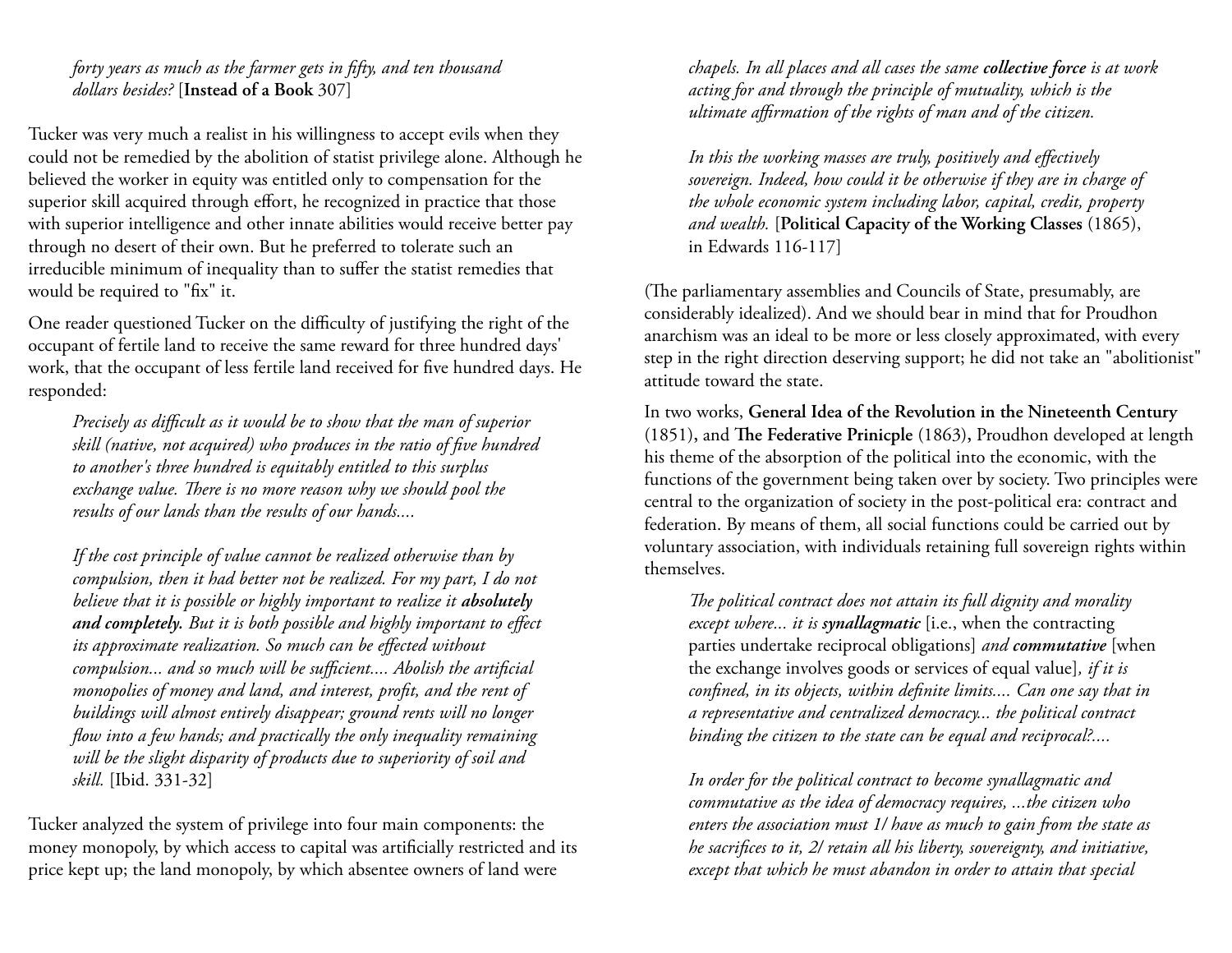*forty years as much as the farmer gets in fifty, and ten thousand dollars besides?* [**Instead of a Book** 307]

Tucker was very much a realist in his willingness to accept evils when they could not be remedied by the abolition of statist privilege alone. Although he believed the worker in equity was entitled only to compensation for the superior skill acquired through effort, he recognized in practice that those with superior intelligence and other innate abilities would receive better pay through no desert of their own. But he preferred to tolerate such an irreducible minimum of inequality than to suffer the statist remedies that would be required to "fix" it.

One reader questioned Tucker on the difficulty of justifying the right of the occupant of fertile land to receive the same reward for three hundred days' work, that the occupant of less fertile land received for five hundred days. He responded:

> *Precisely as difficult as it would be to show that the man of superior skill (native, not acquired) who produces in the ratio of five hundred to another's three hundred is equitably entitled to this surplus exchange value. There is no more reason why we should pool the results of our lands than the results of our hands....*
>
> *If the cost principle of value cannot be realized otherwise than by compulsion, then it had better not be realized. For my part, I do not believe that it is possible or highly important to realize it* ***absolutely and completely.*** *But it is both possible and highly important to effect its approximate realization. So much can be effected without compulsion... and so much will be sufficient.... Abolish the artificial monopolies of money and land, and interest, profit, and the rent of buildings will almost entirely disappear; ground rents will no longer flow into a few hands; and practically the only inequality remaining will be the slight disparity of products due to superiority of soil and skill.* [Ibid. 331-32]

Tucker analyzed the system of privilege into four main components: the money monopoly, by which access to capital was artificially restricted and its price kept up; the land monopoly, by which absentee owners of land were

> *chapels. In all places and all cases the same* ***collective force*** *is at work acting for and through the principle of mutuality, which is the ultimate affirmation of the rights of man and of the citizen.*
>
> *In this the working masses are truly, positively and effectively sovereign. Indeed, how could it be otherwise if they are in charge of the whole economic system including labor, capital, credit, property and wealth.* [**Political Capacity of the Working Classes** (1865), in Edwards 116-117]

(The parliamentary assemblies and Councils of State, presumably, are considerably idealized). And we should bear in mind that for Proudhon anarchism was an ideal to be more or less closely approximated, with every step in the right direction deserving support; he did not take an "abolitionist" attitude toward the state.

In two works, **General Idea of the Revolution in the Nineteenth Century** (1851), and **The Federative Prinicple** (1863), Proudhon developed at length his theme of the absorption of the political into the economic, with the functions of the government being taken over by society. Two principles were central to the organization of society in the post-political era: contract and federation. By means of them, all social functions could be carried out by voluntary association, with individuals retaining full sovereign rights within themselves.

> *The political contract does not attain its full dignity and morality except where... it is* ***synallagmatic*** [i.e., when the contracting parties undertake reciprocal obligations] *and* ***commutative*** [when the exchange involves goods or services of equal value]*, if it is confined, in its objects, within definite limits.... Can one say that in a representative and centralized democracy... the political contract binding the citizen to the state can be equal and reciprocal?....*
>
> *In order for the political contract to become synallagmatic and commutative as the idea of democracy requires, ...the citizen who enters the association must 1/ have as much to gain from the state as he sacrifices to it, 2/ retain all his liberty, sovereignty, and initiative, except that which he must abandon in order to attain that special*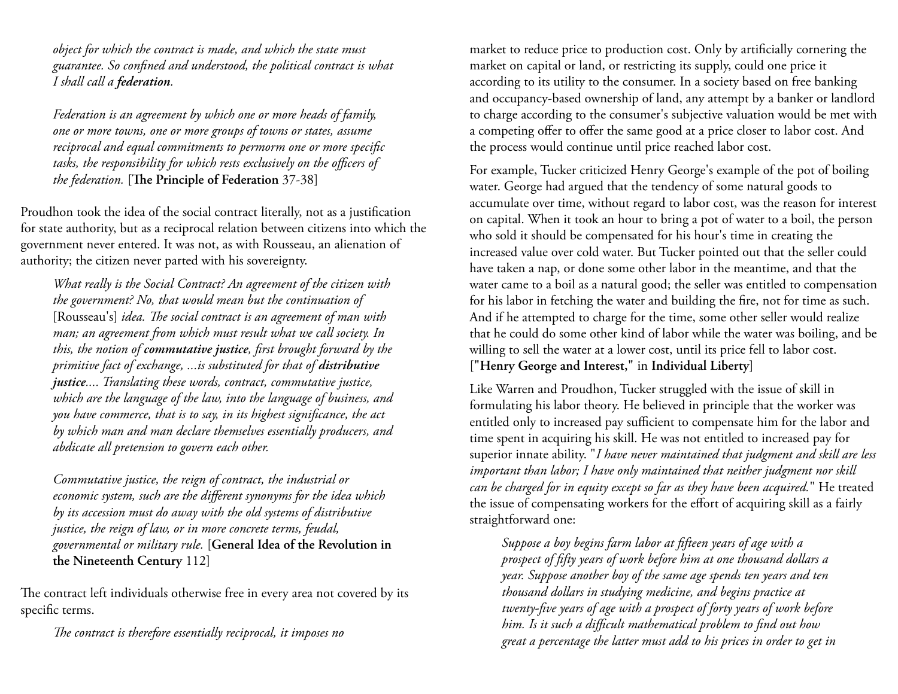> *object for which the contract is made, and which the state must guarantee. So confined and understood, the political contract is what I shall call a **federation**.*
>
> *Federation is an agreement by which one or more heads of family, one or more towns, one or more groups of towns or states, assume reciprocal and equal commitments to permorm one or more specific tasks, the responsibility for which rests exclusively on the officers of the federation.* [**The Principle of Federation** 37-38]

Proudhon took the idea of the social contract literally, not as a justification for state authority, but as a reciprocal relation between citizens into which the government never entered. It was not, as with Rousseau, an alienation of authority; the citizen never parted with his sovereignty.

> *What really is the Social Contract? An agreement of the citizen with the government? No, that would mean but the continuation of* [Rousseau's] *idea. The social contract is an agreement of man with man; an agreement from which must result what we call society. In this, the notion of **commutative justice**, first brought forward by the primitive fact of exchange, ...is substituted for that of **distributive justice**.... Translating these words, contract, commutative justice, which are the language of the law, into the language of business, and you have commerce, that is to say, in its highest significance, the act by which man and man declare themselves essentially producers, and abdicate all pretension to govern each other.*
>
> *Commutative justice, the reign of contract, the industrial or economic system, such are the different synonyms for the idea which by its accession must do away with the old systems of distributive justice, the reign of law, or in more concrete terms, feudal, governmental or military rule.* [**General Idea of the Revolution in the Nineteenth Century** 112]

The contract left individuals otherwise free in every area not covered by its specific terms.

> *The contract is therefore essentially reciprocal, it imposes no*

market to reduce price to production cost. Only by artificially cornering the market on capital or land, or restricting its supply, could one price it according to its utility to the consumer. In a society based on free banking and occupancy-based ownership of land, any attempt by a banker or landlord to charge according to the consumer's subjective valuation would be met with a competing offer to offer the same good at a price closer to labor cost. And the process would continue until price reached labor cost.

For example, Tucker criticized Henry George's example of the pot of boiling water. George had argued that the tendency of some natural goods to accumulate over time, without regard to labor cost, was the reason for interest on capital. When it took an hour to bring a pot of water to a boil, the person who sold it should be compensated for his hour's time in creating the increased value over cold water. But Tucker pointed out that the seller could have taken a nap, or done some other labor in the meantime, and that the water came to a boil as a natural good; the seller was entitled to compensation for his labor in fetching the water and building the fire, not for time as such. And if he attempted to charge for the time, some other seller would realize that he could do some other kind of labor while the water was boiling, and be willing to sell the water at a lower cost, until its price fell to labor cost. [**"Henry George and Interest,"** in **Individual Liberty**]

Like Warren and Proudhon, Tucker struggled with the issue of skill in formulating his labor theory. He believed in principle that the worker was entitled only to increased pay sufficient to compensate him for the labor and time spent in acquiring his skill. He was not entitled to increased pay for superior innate ability. "*I have never maintained that judgment and skill are less important than labor; I have only maintained that neither judgment nor skill can be charged for in equity except so far as they have been acquired.*" He treated the issue of compensating workers for the effort of acquiring skill as a fairly straightforward one:

> *Suppose a boy begins farm labor at fifteen years of age with a prospect of fifty years of work before him at one thousand dollars a year. Suppose another boy of the same age spends ten years and ten thousand dollars in studying medicine, and begins practice at twenty-five years of age with a prospect of forty years of work before him. Is it such a difficult mathematical problem to find out how great a percentage the latter must add to his prices in order to get in*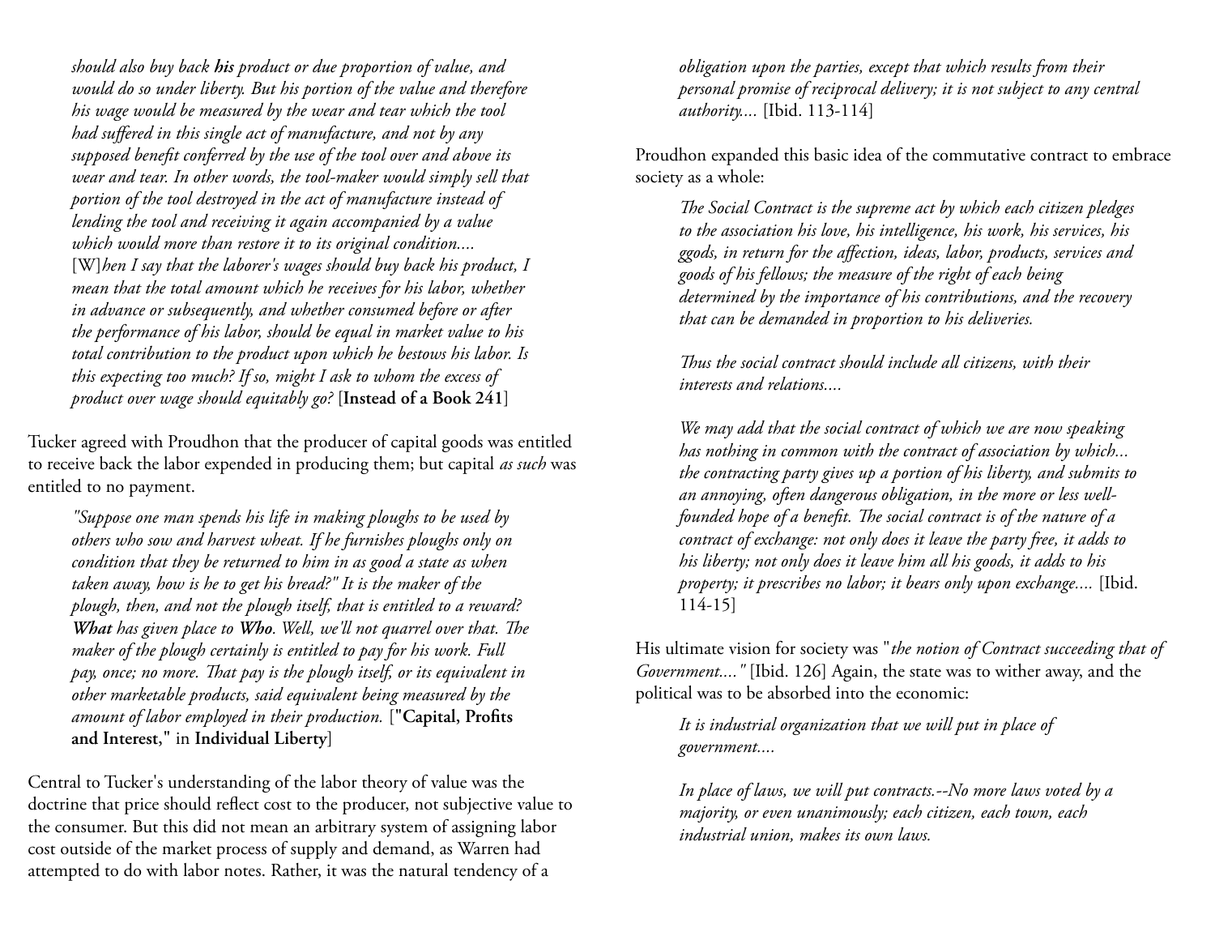*should also buy back **his** product or due proportion of value, and would do so under liberty. But his portion of the value and therefore his wage would be measured by the wear and tear which the tool had suffered in this single act of manufacture, and not by any supposed benefit conferred by the use of the tool over and above its wear and tear. In other words, the tool-maker would simply sell that portion of the tool destroyed in the act of manufacture instead of lending the tool and receiving it again accompanied by a value which would more than restore it to its original condition....* [W]*hen I say that the laborer's wages should buy back his product, I mean that the total amount which he receives for his labor, whether in advance or subsequently, and whether consumed before or after the performance of his labor, should be equal in market value to his total contribution to the product upon which he bestows his labor. Is this expecting too much? If so, might I ask to whom the excess of product over wage should equitably go?* [**Instead of a Book 241**]

Tucker agreed with Proudhon that the producer of capital goods was entitled to receive back the labor expended in producing them; but capital *as such* was entitled to no payment.

> *"Suppose one man spends his life in making ploughs to be used by others who sow and harvest wheat. If he furnishes ploughs only on condition that they be returned to him in as good a state as when taken away, how is he to get his bread?" It is the maker of the plough, then, and not the plough itself, that is entitled to a reward? **What** has given place to **Who**. Well, we'll not quarrel over that. The maker of the plough certainly is entitled to pay for his work. Full pay, once; no more. That pay is the plough itself, or its equivalent in other marketable products, said equivalent being measured by the amount of labor employed in their production.* [**"Capital, Profits and Interest,"** in **Individual Liberty**]

Central to Tucker's understanding of the labor theory of value was the doctrine that price should reflect cost to the producer, not subjective value to the consumer. But this did not mean an arbitrary system of assigning labor cost outside of the market process of supply and demand, as Warren had attempted to do with labor notes. Rather, it was the natural tendency of a

> *obligation upon the parties, except that which results from their personal promise of reciprocal delivery; it is not subject to any central authority....* [Ibid. 113-114]

Proudhon expanded this basic idea of the commutative contract to embrace society as a whole:

> *The Social Contract is the supreme act by which each citizen pledges to the association his love, his intelligence, his work, his services, his ggods, in return for the affection, ideas, labor, products, services and goods of his fellows; the measure of the right of each being determined by the importance of his contributions, and the recovery that can be demanded in proportion to his deliveries.*
>
> *Thus the social contract should include all citizens, with their interests and relations....*
>
> *We may add that the social contract of which we are now speaking has nothing in common with the contract of association by which... the contracting party gives up a portion of his liberty, and submits to an annoying, often dangerous obligation, in the more or less well-founded hope of a benefit. The social contract is of the nature of a contract of exchange: not only does it leave the party free, it adds to his liberty; not only does it leave him all his goods, it adds to his property; it prescribes no labor; it bears only upon exchange....* [Ibid. 114-15]

His ultimate vision for society was "*the notion of Contract succeeding that of Government...."* [Ibid. 126] Again, the state was to wither away, and the political was to be absorbed into the economic:

> *It is industrial organization that we will put in place of government....*
>
> *In place of laws, we will put contracts.--No more laws voted by a majority, or even unanimously; each citizen, each town, each industrial union, makes its own laws.*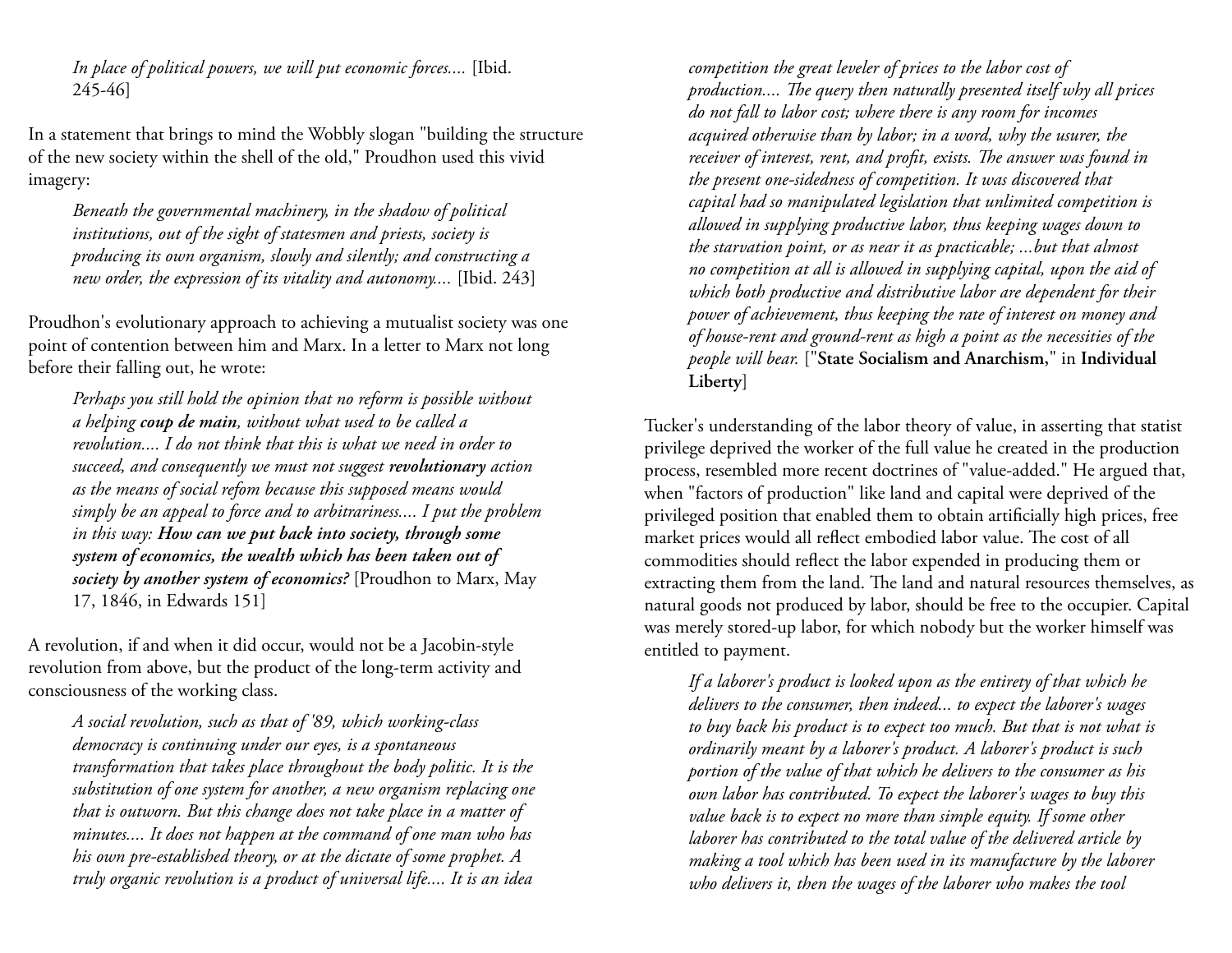*In place of political powers, we will put economic forces....* [Ibid. 245-46]

In a statement that brings to mind the Wobbly slogan "building the structure of the new society within the shell of the old," Proudhon used this vivid imagery:

> *Beneath the governmental machinery, in the shadow of political institutions, out of the sight of statesmen and priests, society is producing its own organism, slowly and silently; and constructing a new order, the expression of its vitality and autonomy....* [Ibid. 243]

Proudhon's evolutionary approach to achieving a mutualist society was one point of contention between him and Marx. In a letter to Marx not long before their falling out, he wrote:

> *Perhaps you still hold the opinion that no reform is possible without a helping* ***coup de main****, without what used to be called a revolution.... I do not think that this is what we need in order to succeed, and consequently we must not suggest* ***revolutionary*** *action as the means of social refom because this supposed means would simply be an appeal to force and to arbitrariness.... I put the problem in this way:* ***How can we put back into society, through some system of economics, the wealth which has been taken out of society by another system of economics?*** [Proudhon to Marx, May 17, 1846, in Edwards 151]

A revolution, if and when it did occur, would not be a Jacobin-style revolution from above, but the product of the long-term activity and consciousness of the working class.

> *A social revolution, such as that of '89, which working-class democracy is continuing under our eyes, is a spontaneous transformation that takes place throughout the body politic. It is the substitution of one system for another, a new organism replacing one that is outworn. But this change does not take place in a matter of minutes.... It does not happen at the command of one man who has his own pre-established theory, or at the dictate of some prophet. A truly organic revolution is a product of universal life.... It is an idea*

> *competition the great leveler of prices to the labor cost of production.... The query then naturally presented itself why all prices do not fall to labor cost; where there is any room for incomes acquired otherwise than by labor; in a word, why the usurer, the receiver of interest, rent, and profit, exists. The answer was found in the present one-sidedness of competition. It was discovered that capital had so manipulated legislation that unlimited competition is allowed in supplying productive labor, thus keeping wages down to the starvation point, or as near it as practicable; ...but that almost no competition at all is allowed in supplying capital, upon the aid of which both productive and distributive labor are dependent for their power of achievement, thus keeping the rate of interest on money and of house-rent and ground-rent as high a point as the necessities of the people will bear.* ["**State Socialism and Anarchism,**" in **Individual Liberty**]

Tucker's understanding of the labor theory of value, in asserting that statist privilege deprived the worker of the full value he created in the production process, resembled more recent doctrines of "value-added." He argued that, when "factors of production" like land and capital were deprived of the privileged position that enabled them to obtain artificially high prices, free market prices would all reflect embodied labor value. The cost of all commodities should reflect the labor expended in producing them or extracting them from the land. The land and natural resources themselves, as natural goods not produced by labor, should be free to the occupier. Capital was merely stored-up labor, for which nobody but the worker himself was entitled to payment.

> *If a laborer's product is looked upon as the entirety of that which he delivers to the consumer, then indeed... to expect the laborer's wages to buy back his product is to expect too much. But that is not what is ordinarily meant by a laborer's product. A laborer's product is such portion of the value of that which he delivers to the consumer as his own labor has contributed. To expect the laborer's wages to buy this value back is to expect no more than simple equity. If some other laborer has contributed to the total value of the delivered article by making a tool which has been used in its manufacture by the laborer who delivers it, then the wages of the laborer who makes the tool*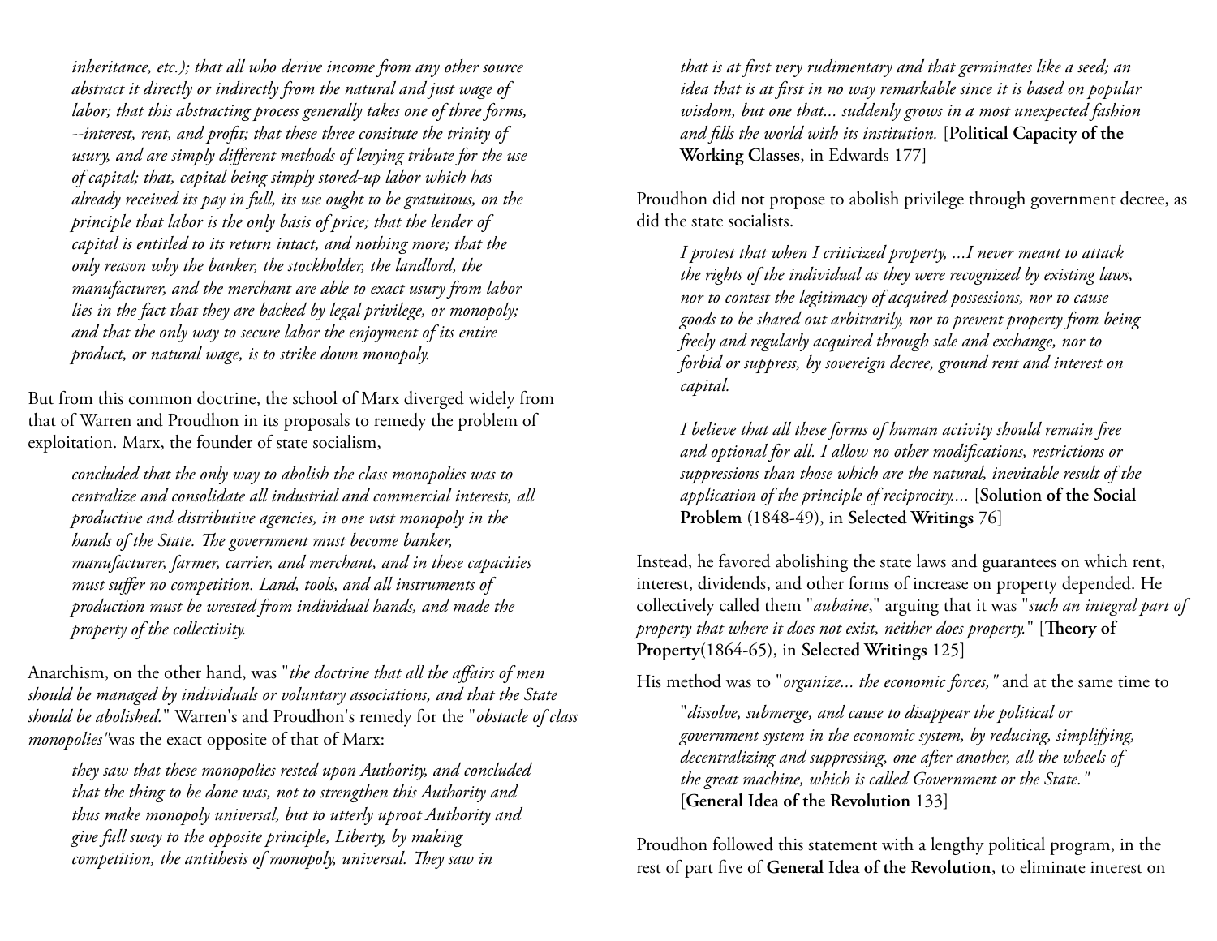> *inheritance, etc.); that all who derive income from any other source abstract it directly or indirectly from the natural and just wage of labor; that this abstracting process generally takes one of three forms, --interest, rent, and profit; that these three consitute the trinity of usury, and are simply different methods of levying tribute for the use of capital; that, capital being simply stored-up labor which has already received its pay in full, its use ought to be gratuitous, on the principle that labor is the only basis of price; that the lender of capital is entitled to its return intact, and nothing more; that the only reason why the banker, the stockholder, the landlord, the manufacturer, and the merchant are able to exact usury from labor lies in the fact that they are backed by legal privilege, or monopoly; and that the only way to secure labor the enjoyment of its entire product, or natural wage, is to strike down monopoly.*

But from this common doctrine, the school of Marx diverged widely from that of Warren and Proudhon in its proposals to remedy the problem of exploitation. Marx, the founder of state socialism,

> *concluded that the only way to abolish the class monopolies was to centralize and consolidate all industrial and commercial interests, all productive and distributive agencies, in one vast monopoly in the hands of the State. The government must become banker, manufacturer, farmer, carrier, and merchant, and in these capacities must suffer no competition. Land, tools, and all instruments of production must be wrested from individual hands, and made the property of the collectivity.*

Anarchism, on the other hand, was "*the doctrine that all the affairs of men should be managed by individuals or voluntary associations, and that the State should be abolished.*" Warren's and Proudhon's remedy for the "*obstacle of class monopolies"*was the exact opposite of that of Marx:

> *they saw that these monopolies rested upon Authority, and concluded that the thing to be done was, not to strengthen this Authority and thus make monopoly universal, but to utterly uproot Authority and give full sway to the opposite principle, Liberty, by making competition, the antithesis of monopoly, universal. They saw in that is at first very rudimentary and that germinates like a seed; an idea that is at first in no way remarkable since it is based on popular wisdom, but one that... suddenly grows in a most unexpected fashion and fills the world with its institution.* [**Political Capacity of the Working Classes**, in Edwards 177]

Proudhon did not propose to abolish privilege through government decree, as did the state socialists.

> *I protest that when I criticized property, ...I never meant to attack the rights of the individual as they were recognized by existing laws, nor to contest the legitimacy of acquired possessions, nor to cause goods to be shared out arbitrarily, nor to prevent property from being freely and regularly acquired through sale and exchange, nor to forbid or suppress, by sovereign decree, ground rent and interest on capital.*
>
> *I believe that all these forms of human activity should remain free and optional for all. I allow no other modifications, restrictions or suppressions than those which are the natural, inevitable result of the application of the principle of reciprocity....* [**Solution of the Social Problem** (1848-49), in **Selected Writings** 76]

Instead, he favored abolishing the state laws and guarantees on which rent, interest, dividends, and other forms of increase on property depended. He collectively called them "*aubaine*," arguing that it was "*such an integral part of property that where it does not exist, neither does property.*" [**Theory of Property**(1864-65), in **Selected Writings** 125]

His method was to "*organize... the economic forces,"* and at the same time to

> "*dissolve, submerge, and cause to disappear the political or government system in the economic system, by reducing, simplifying, decentralizing and suppressing, one after another, all the wheels of the great machine, which is called Government or the State."* [**General Idea of the Revolution** 133]

Proudhon followed this statement with a lengthy political program, in the rest of part five of **General Idea of the Revolution**, to eliminate interest on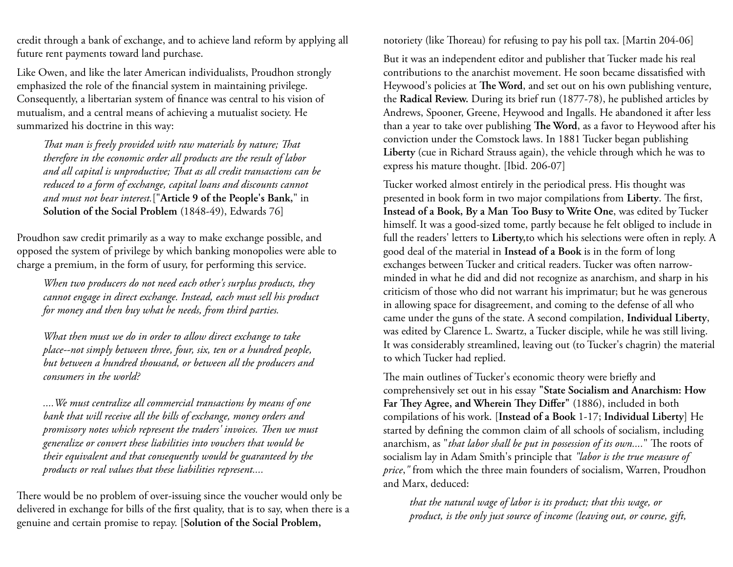credit through a bank of exchange, and to achieve land reform by applying all future rent payments toward land purchase.

Like Owen, and like the later American individualists, Proudhon strongly emphasized the role of the financial system in maintaining privilege. Consequently, a libertarian system of finance was central to his vision of mutualism, and a central means of achieving a mutualist society. He summarized his doctrine in this way:

> *That man is freely provided with raw materials by nature; That therefore in the economic order all products are the result of labor and all capital is unproductive; That as all credit transactions can be reduced to a form of exchange, capital loans and discounts cannot and must not bear interest.*["**Article 9 of the People's Bank,**" in **Solution of the Social Problem** (1848-49), Edwards 76]

Proudhon saw credit primarily as a way to make exchange possible, and opposed the system of privilege by which banking monopolies were able to charge a premium, in the form of usury, for performing this service.

> *When two producers do not need each other's surplus products, they cannot engage in direct exchange. Instead, each must sell his product for money and then buy what he needs, from third parties.*
>
> *What then must we do in order to allow direct exchange to take place--not simply between three, four, six, ten or a hundred people, but between a hundred thousand, or between all the producers and consumers in the world?*
>
> *....We must centralize all commercial transactions by means of one bank that will receive all the bills of exchange, money orders and promissory notes which represent the traders' invoices. Then we must generalize or convert these liabilities into vouchers that would be their equivalent and that consequently would be guaranteed by the products or real values that these liabilities represent....*

There would be no problem of over-issuing since the voucher would only be delivered in exchange for bills of the first quality, that is to say, when there is a genuine and certain promise to repay. [**Solution of the Social Problem,**

notoriety (like Thoreau) for refusing to pay his poll tax. [Martin 204-06]

But it was an independent editor and publisher that Tucker made his real contributions to the anarchist movement. He soon became dissatisfied with Heywood's policies at **The Word**, and set out on his own publishing venture, the **Radical Review.** During its brief run (1877-78), he published articles by Andrews, Spooner, Greene, Heywood and Ingalls. He abandoned it after less than a year to take over publishing **The Word**, as a favor to Heywood after his conviction under the Comstock laws. In 1881 Tucker began publishing **Liberty** (cue in Richard Strauss again), the vehicle through which he was to express his mature thought. [Ibid. 206-07]

Tucker worked almost entirely in the periodical press. His thought was presented in book form in two major compilations from **Liberty**. The first, **Instead of a Book, By a Man Too Busy to Write One**, was edited by Tucker himself. It was a good-sized tome, partly because he felt obliged to include in full the readers' letters to **Liberty,**to which his selections were often in reply. A good deal of the material in **Instead of a Book** is in the form of long exchanges between Tucker and critical readers. Tucker was often narrow-minded in what he did and did not recognize as anarchism, and sharp in his criticism of those who did not warrant his imprimatur; but he was generous in allowing space for disagreement, and coming to the defense of all who came under the guns of the state. A second compilation, **Individual Liberty**, was edited by Clarence L. Swartz, a Tucker disciple, while he was still living. It was considerably streamlined, leaving out (to Tucker's chagrin) the material to which Tucker had replied.

The main outlines of Tucker's economic theory were briefly and comprehensively set out in his essay **"State Socialism and Anarchism: How Far They Agree, and Wherein They Differ"** (1886), included in both compilations of his work. [**Instead of a Book** 1-17; **Individual Liberty**] He started by defining the common claim of all schools of socialism, including anarchism, as "*that labor shall be put in possession of its own....*" The roots of socialism lay in Adam Smith's principle that *"labor is the true measure of price,"* from which the three main founders of socialism, Warren, Proudhon and Marx, deduced:

> *that the natural wage of labor is its product; that this wage, or product, is the only just source of income (leaving out, or course, gift,*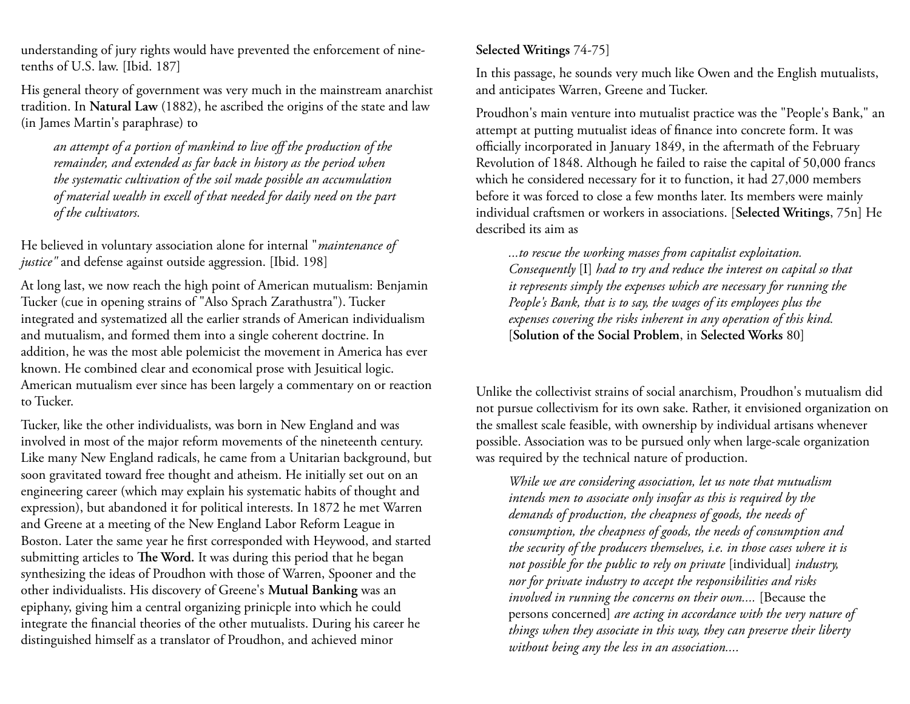understanding of jury rights would have prevented the enforcement of nine-tenths of U.S. law. [Ibid. 187]

His general theory of government was very much in the mainstream anarchist tradition. In **Natural Law** (1882), he ascribed the origins of the state and law (in James Martin's paraphrase) to

> *an attempt of a portion of mankind to live off the production of the remainder, and extended as far back in history as the period when the systematic cultivation of the soil made possible an accumulation of material wealth in excell of that needed for daily need on the part of the cultivators.*

He believed in voluntary association alone for internal "*maintenance of justice"* and defense against outside aggression. [Ibid. 198]

At long last, we now reach the high point of American mutualism: Benjamin Tucker (cue in opening strains of "Also Sprach Zarathustra"). Tucker integrated and systematized all the earlier strands of American individualism and mutualism, and formed them into a single coherent doctrine. In addition, he was the most able polemicist the movement in America has ever known. He combined clear and economical prose with Jesuitical logic. American mutualism ever since has been largely a commentary on or reaction to Tucker.

Tucker, like the other individualists, was born in New England and was involved in most of the major reform movements of the nineteenth century. Like many New England radicals, he came from a Unitarian background, but soon gravitated toward free thought and atheism. He initially set out on an engineering career (which may explain his systematic habits of thought and expression), but abandoned it for political interests. In 1872 he met Warren and Greene at a meeting of the New England Labor Reform League in Boston. Later the same year he first corresponded with Heywood, and started submitting articles to **The Word.** It was during this period that he began synthesizing the ideas of Proudhon with those of Warren, Spooner and the other individualists. His discovery of Greene's **Mutual Banking** was an epiphany, giving him a central organizing prinicple into which he could integrate the financial theories of the other mutualists. During his career he distinguished himself as a translator of Proudhon, and achieved minor

**Selected Writings** 74-75]

In this passage, he sounds very much like Owen and the English mutualists, and anticipates Warren, Greene and Tucker.

Proudhon's main venture into mutualist practice was the "People's Bank," an attempt at putting mutualist ideas of finance into concrete form. It was officially incorporated in January 1849, in the aftermath of the February Revolution of 1848. Although he failed to raise the capital of 50,000 francs which he considered necessary for it to function, it had 27,000 members before it was forced to close a few months later. Its members were mainly individual craftsmen or workers in associations. [**Selected Writings**, 75n] He described its aim as

> *...to rescue the working masses from capitalist exploitation. Consequently* [I] *had to try and reduce the interest on capital so that it represents simply the expenses which are necessary for running the People's Bank, that is to say, the wages of its employees plus the expenses covering the risks inherent in any operation of this kind.* [**Solution of the Social Problem**, in **Selected Works** 80]

Unlike the collectivist strains of social anarchism, Proudhon's mutualism did not pursue collectivism for its own sake. Rather, it envisioned organization on the smallest scale feasible, with ownership by individual artisans whenever possible. Association was to be pursued only when large-scale organization was required by the technical nature of production.

> *While we are considering association, let us note that mutualism intends men to associate only insofar as this is required by the demands of production, the cheapness of goods, the needs of consumption, the cheapness of goods, the needs of consumption and the security of the producers themselves, i.e. in those cases where it is not possible for the public to rely on private* [individual] *industry, nor for private industry to accept the responsibilities and risks involved in running the concerns on their own....* [Because the persons concerned] *are acting in accordance with the very nature of things when they associate in this way, they can preserve their liberty without being any the less in an association....*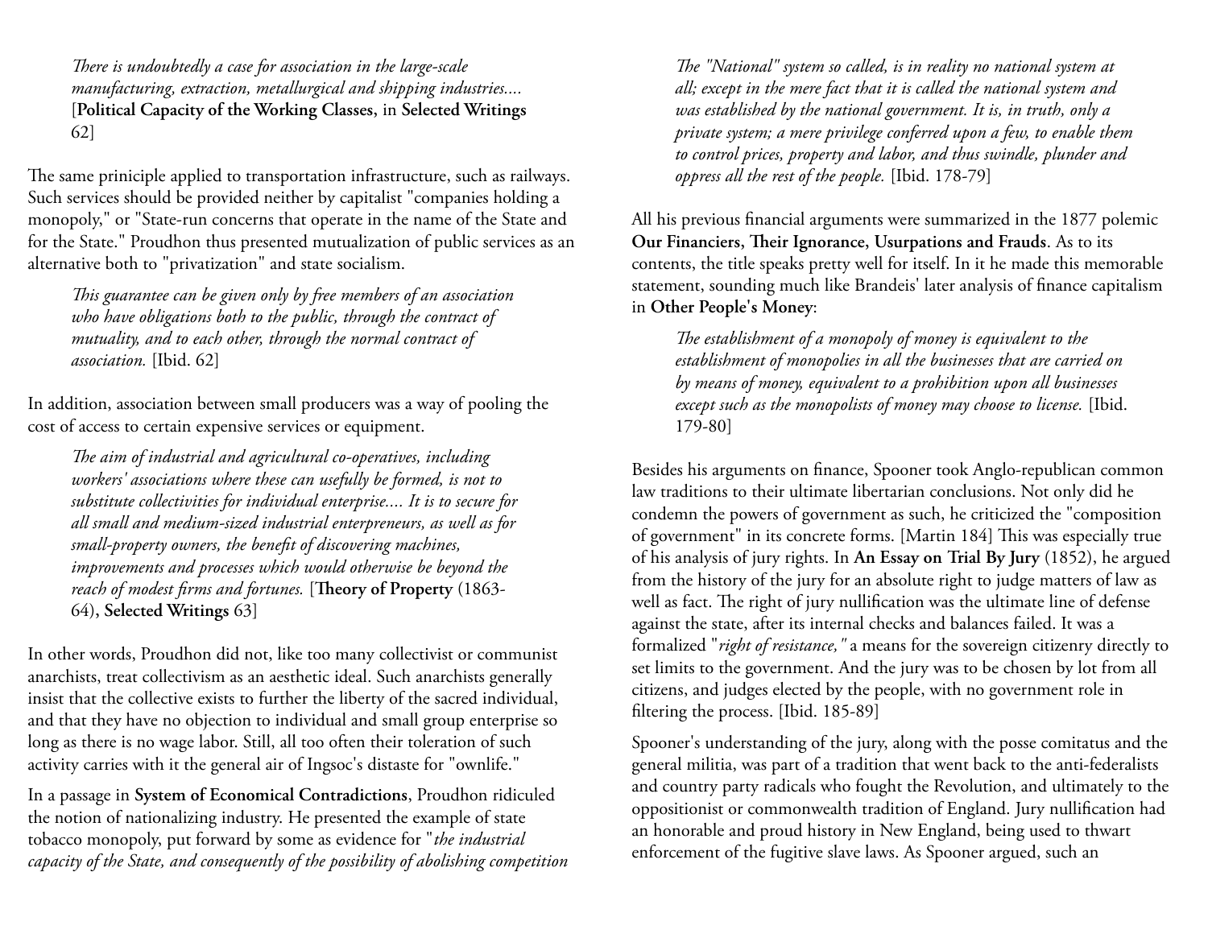*There is undoubtedly a case for association in the large-scale manufacturing, extraction, metallurgical and shipping industries....* [**Political Capacity of the Working Classes,** in **Selected Writings** 62]

The same priniciple applied to transportation infrastructure, such as railways. Such services should be provided neither by capitalist "companies holding a monopoly," or "State-run concerns that operate in the name of the State and for the State." Proudhon thus presented mutualization of public services as an alternative both to "privatization" and state socialism.

> *This guarantee can be given only by free members of an association who have obligations both to the public, through the contract of mutuality, and to each other, through the normal contract of association.* [Ibid. 62]

In addition, association between small producers was a way of pooling the cost of access to certain expensive services or equipment.

> *The aim of industrial and agricultural co-operatives, including workers' associations where these can usefully be formed, is not to substitute collectivities for individual enterprise.... It is to secure for all small and medium-sized industrial enterpreneurs, as well as for small-property owners, the benefit of discovering machines, improvements and processes which would otherwise be beyond the reach of modest firms and fortunes.* [**Theory of Property** (1863-64), **Selected Writings** 63]

In other words, Proudhon did not, like too many collectivist or communist anarchists, treat collectivism as an aesthetic ideal. Such anarchists generally insist that the collective exists to further the liberty of the sacred individual, and that they have no objection to individual and small group enterprise so long as there is no wage labor. Still, all too often their toleration of such activity carries with it the general air of Ingsoc's distaste for "ownlife."

In a passage in **System of Economical Contradictions**, Proudhon ridiculed the notion of nationalizing industry. He presented the example of state tobacco monopoly, put forward by some as evidence for "*the industrial capacity of the State, and consequently of the possibility of abolishing competition*

> *The "National" system so called, is in reality no national system at all; except in the mere fact that it is called the national system and was established by the national government. It is, in truth, only a private system; a mere privilege conferred upon a few, to enable them to control prices, property and labor, and thus swindle, plunder and oppress all the rest of the people.* [Ibid. 178-79]

All his previous financial arguments were summarized in the 1877 polemic **Our Financiers, Their Ignorance, Usurpations and Frauds**. As to its contents, the title speaks pretty well for itself. In it he made this memorable statement, sounding much like Brandeis' later analysis of finance capitalism in **Other People's Money**:

> *The establishment of a monopoly of money is equivalent to the establishment of monopolies in all the businesses that are carried on by means of money, equivalent to a prohibition upon all businesses except such as the monopolists of money may choose to license.* [Ibid. 179-80]

Besides his arguments on finance, Spooner took Anglo-republican common law traditions to their ultimate libertarian conclusions. Not only did he condemn the powers of government as such, he criticized the "composition of government" in its concrete forms. [Martin 184] This was especially true of his analysis of jury rights. In **An Essay on Trial By Jury** (1852), he argued from the history of the jury for an absolute right to judge matters of law as well as fact. The right of jury nullification was the ultimate line of defense against the state, after its internal checks and balances failed. It was a formalized "*right of resistance,"* a means for the sovereign citizenry directly to set limits to the government. And the jury was to be chosen by lot from all citizens, and judges elected by the people, with no government role in filtering the process. [Ibid. 185-89]

Spooner's understanding of the jury, along with the posse comitatus and the general militia, was part of a tradition that went back to the anti-federalists and country party radicals who fought the Revolution, and ultimately to the oppositionist or commonwealth tradition of England. Jury nullification had an honorable and proud history in New England, being used to thwart enforcement of the fugitive slave laws. As Spooner argued, such an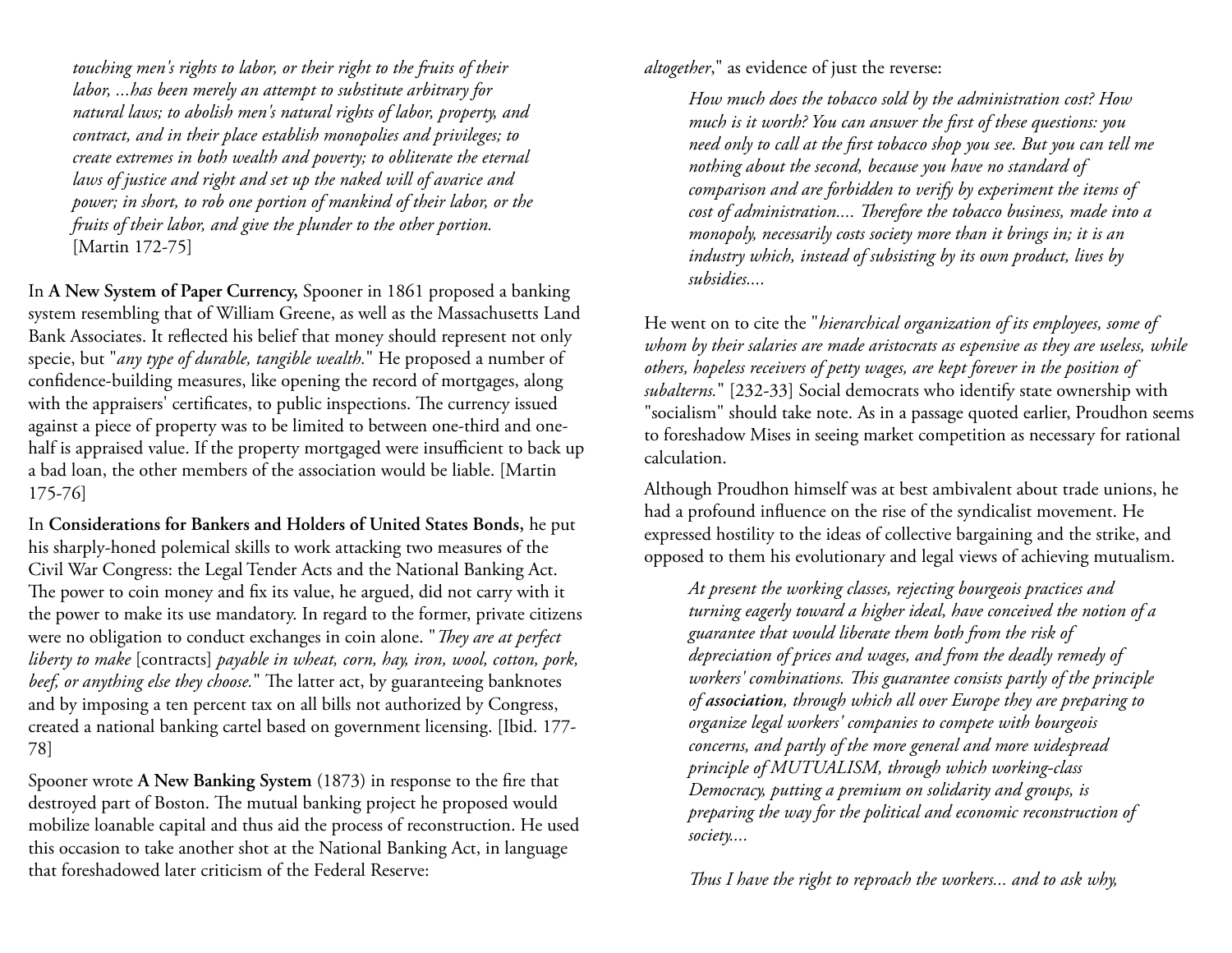> *touching men's rights to labor, or their right to the fruits of their labor, ...has been merely an attempt to substitute arbitrary for natural laws; to abolish men's natural rights of labor, property, and contract, and in their place establish monopolies and privileges; to create extremes in both wealth and poverty; to obliterate the eternal laws of justice and right and set up the naked will of avarice and power; in short, to rob one portion of mankind of their labor, or the fruits of their labor, and give the plunder to the other portion.* [Martin 172-75]

In **A New System of Paper Currency,** Spooner in 1861 proposed a banking system resembling that of William Greene, as well as the Massachusetts Land Bank Associates. It reflected his belief that money should represent not only specie, but "*any type of durable, tangible wealth.*" He proposed a number of confidence-building measures, like opening the record of mortgages, along with the appraisers' certificates, to public inspections. The currency issued against a piece of property was to be limited to between one-third and one-half is appraised value. If the property mortgaged were insufficient to back up a bad loan, the other members of the association would be liable. [Martin 175-76]

In **Considerations for Bankers and Holders of United States Bonds,** he put his sharply-honed polemical skills to work attacking two measures of the Civil War Congress: the Legal Tender Acts and the National Banking Act. The power to coin money and fix its value, he argued, did not carry with it the power to make its use mandatory. In regard to the former, private citizens were no obligation to conduct exchanges in coin alone. "*They are at perfect liberty to make* [contracts] *payable in wheat, corn, hay, iron, wool, cotton, pork, beef, or anything else they choose.*" The latter act, by guaranteeing banknotes and by imposing a ten percent tax on all bills not authorized by Congress, created a national banking cartel based on government licensing. [Ibid. 177-78]

Spooner wrote **A New Banking System** (1873) in response to the fire that destroyed part of Boston. The mutual banking project he proposed would mobilize loanable capital and thus aid the process of reconstruction. He used this occasion to take another shot at the National Banking Act, in language that foreshadowed later criticism of the Federal Reserve:

*altogether*," as evidence of just the reverse:

> *How much does the tobacco sold by the administration cost? How much is it worth? You can answer the first of these questions: you need only to call at the first tobacco shop you see. But you can tell me nothing about the second, because you have no standard of comparison and are forbidden to verify by experiment the items of cost of administration.... Therefore the tobacco business, made into a monopoly, necessarily costs society more than it brings in; it is an industry which, instead of subsisting by its own product, lives by subsidies....*

He went on to cite the "*hierarchical organization of its employees, some of whom by their salaries are made aristocrats as espensive as they are useless, while others, hopeless receivers of petty wages, are kept forever in the position of subalterns.*" [232-33] Social democrats who identify state ownership with "socialism" should take note. As in a passage quoted earlier, Proudhon seems to foreshadow Mises in seeing market competition as necessary for rational calculation.

Although Proudhon himself was at best ambivalent about trade unions, he had a profound influence on the rise of the syndicalist movement. He expressed hostility to the ideas of collective bargaining and the strike, and opposed to them his evolutionary and legal views of achieving mutualism.

> *At present the working classes, rejecting bourgeois practices and turning eagerly toward a higher ideal, have conceived the notion of a guarantee that would liberate them both from the risk of depreciation of prices and wages, and from the deadly remedy of workers' combinations. This guarantee consists partly of the principle of* ***association****, through which all over Europe they are preparing to organize legal workers' companies to compete with bourgeois concerns, and partly of the more general and more widespread principle of MUTUALISM, through which working-class Democracy, putting a premium on solidarity and groups, is preparing the way for the political and economic reconstruction of society....*
>
> *Thus I have the right to reproach the workers... and to ask why,*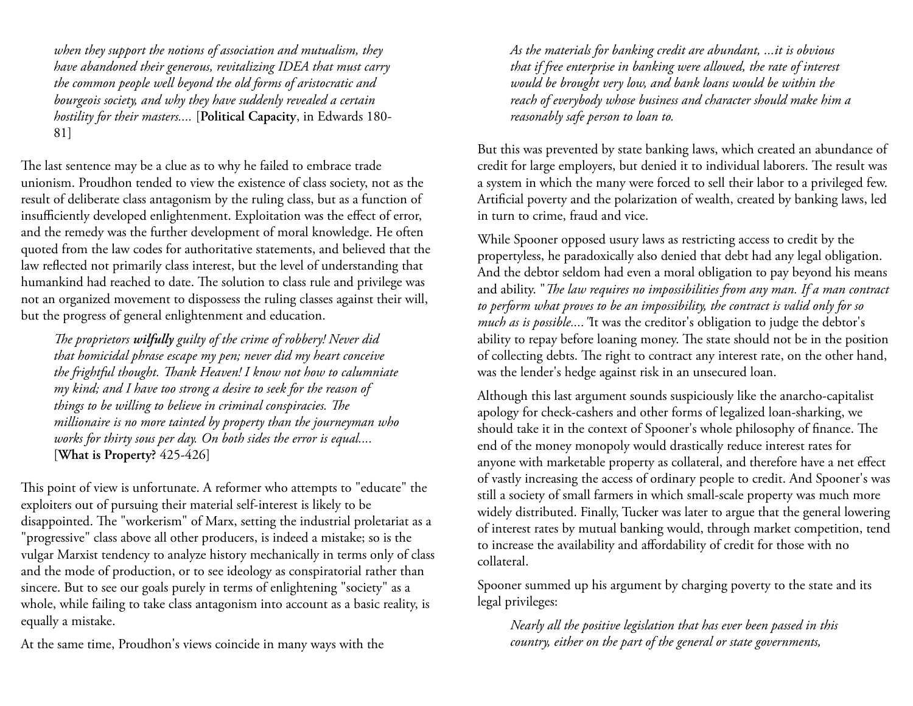*when they support the notions of association and mutualism, they have abandoned their generous, revitalizing IDEA that must carry the common people well beyond the old forms of aristocratic and bourgeois society, and why they have suddenly revealed a certain hostility for their masters....* [**Political Capacity**, in Edwards 180-81]

The last sentence may be a clue as to why he failed to embrace trade unionism. Proudhon tended to view the existence of class society, not as the result of deliberate class antagonism by the ruling class, but as a function of insufficiently developed enlightenment. Exploitation was the effect of error, and the remedy was the further development of moral knowledge. He often quoted from the law codes for authoritative statements, and believed that the law reflected not primarily class interest, but the level of understanding that humankind had reached to date. The solution to class rule and privilege was not an organized movement to dispossess the ruling classes against their will, but the progress of general enlightenment and education.

> *The proprietors **wilfully** guilty of the crime of robbery! Never did that homicidal phrase escape my pen; never did my heart conceive the frightful thought. Thank Heaven! I know not how to calumniate my kind; and I have too strong a desire to seek for the reason of things to be willing to believe in criminal conspiracies. The millionaire is no more tainted by property than the journeyman who works for thirty sous per day. On both sides the error is equal....* [**What is Property?** 425-426]

This point of view is unfortunate. A reformer who attempts to "educate" the exploiters out of pursuing their material self-interest is likely to be disappointed. The "workerism" of Marx, setting the industrial proletariat as a "progressive" class above all other producers, is indeed a mistake; so is the vulgar Marxist tendency to analyze history mechanically in terms only of class and the mode of production, or to see ideology as conspiratorial rather than sincere. But to see our goals purely in terms of enlightening "society" as a whole, while failing to take class antagonism into account as a basic reality, is equally a mistake.

At the same time, Proudhon's views coincide in many ways with the

> *As the materials for banking credit are abundant, ...it is obvious that if free enterprise in banking were allowed, the rate of interest would be brought very low, and bank loans would be within the reach of everybody whose business and character should make him a reasonably safe person to loan to.*

But this was prevented by state banking laws, which created an abundance of credit for large employers, but denied it to individual laborers. The result was a system in which the many were forced to sell their labor to a privileged few. Artificial poverty and the polarization of wealth, created by banking laws, led in turn to crime, fraud and vice.

While Spooner opposed usury laws as restricting access to credit by the propertyless, he paradoxically also denied that debt had any legal obligation. And the debtor seldom had even a moral obligation to pay beyond his means and ability. "*The law requires no impossibilities from any man. If a man contract to perform what proves to be an impossibility, the contract is valid only for so much as is possible....*"It was the creditor's obligation to judge the debtor's ability to repay before loaning money. The state should not be in the position of collecting debts. The right to contract any interest rate, on the other hand, was the lender's hedge against risk in an unsecured loan.

Although this last argument sounds suspiciously like the anarcho-capitalist apology for check-cashers and other forms of legalized loan-sharking, we should take it in the context of Spooner's whole philosophy of finance. The end of the money monopoly would drastically reduce interest rates for anyone with marketable property as collateral, and therefore have a net effect of vastly increasing the access of ordinary people to credit. And Spooner's was still a society of small farmers in which small-scale property was much more widely distributed. Finally, Tucker was later to argue that the general lowering of interest rates by mutual banking would, through market competition, tend to increase the availability and affordability of credit for those with no collateral.

Spooner summed up his argument by charging poverty to the state and its legal privileges:

> *Nearly all the positive legislation that has ever been passed in this country, either on the part of the general or state governments,*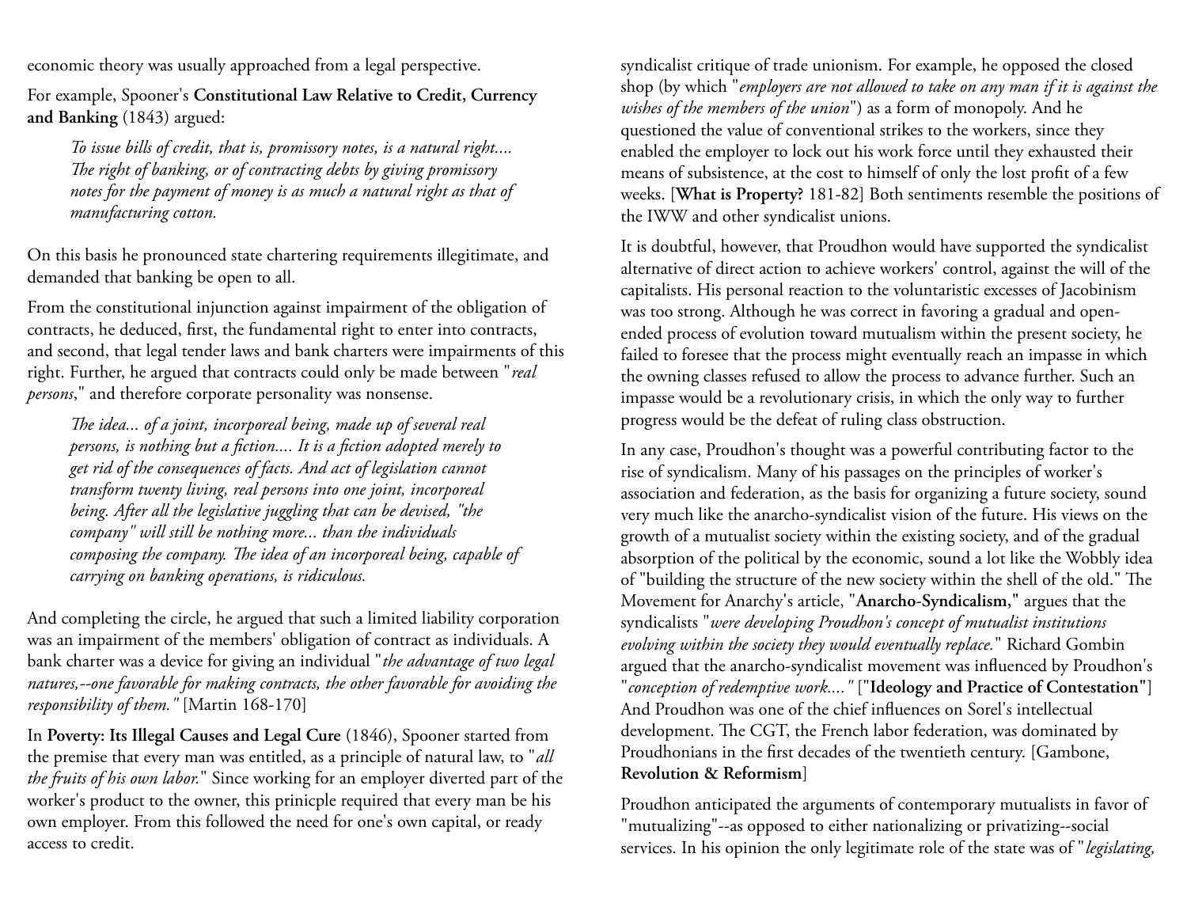economic theory was usually approached from a legal perspective.

For example, Spooner's **Constitutional Law Relative to Credit, Currency and Banking** (1843) argued:

> *To issue bills of credit, that is, promissory notes, is a natural right.... The right of banking, or of contracting debts by giving promissory notes for the payment of money is as much a natural right as that of manufacturing cotton.*

On this basis he pronounced state chartering requirements illegitimate, and demanded that banking be open to all.

From the constitutional injunction against impairment of the obligation of contracts, he deduced, first, the fundamental right to enter into contracts, and second, that legal tender laws and bank charters were impairments of this right. Further, he argued that contracts could only be made between "*real persons*," and therefore corporate personality was nonsense.

> *The idea... of a joint, incorporeal being, made up of several real persons, is nothing but a fiction.... It is a fiction adopted merely to get rid of the consequences of facts. And act of legislation cannot transform twenty living, real persons into one joint, incorporeal being. After all the legislative juggling that can be devised, "the company" will still be nothing more... than the individuals composing the company. The idea of an incorporeal being, capable of carrying on banking operations, is ridiculous.*

And completing the circle, he argued that such a limited liability corporation was an impairment of the members' obligation of contract as individuals. A bank charter was a device for giving an individual "*the advantage of two legal natures,--one favorable for making contracts, the other favorable for avoiding the responsibility of them."* [Martin 168-170]

In **Poverty: Its Illegal Causes and Legal Cure** (1846), Spooner started from the premise that every man was entitled, as a principle of natural law, to "*all the fruits of his own labor.*" Since working for an employer diverted part of the worker's product to the owner, this prinicple required that every man be his own employer. From this followed the need for one's own capital, or ready access to credit.

syndicalist critique of trade unionism. For example, he opposed the closed shop (by which "*employers are not allowed to take on any man if it is against the wishes of the members of the union*") as a form of monopoly. And he questioned the value of conventional strikes to the workers, since they enabled the employer to lock out his work force until they exhausted their means of subsistence, at the cost to himself of only the lost profit of a few weeks. [**What is Property?** 181-82] Both sentiments resemble the positions of the IWW and other syndicalist unions.

It is doubtful, however, that Proudhon would have supported the syndicalist alternative of direct action to achieve workers' control, against the will of the capitalists. His personal reaction to the voluntaristic excesses of Jacobinism was too strong. Although he was correct in favoring a gradual and open-ended process of evolution toward mutualism within the present society, he failed to foresee that the process might eventually reach an impasse in which the owning classes refused to allow the process to advance further. Such an impasse would be a revolutionary crisis, in which the only way to further progress would be the defeat of ruling class obstruction.

In any case, Proudhon's thought was a powerful contributing factor to the rise of syndicalism. Many of his passages on the principles of worker's association and federation, as the basis for organizing a future society, sound very much like the anarcho-syndicalist vision of the future. His views on the growth of a mutualist society within the existing society, and of the gradual absorption of the political by the economic, sound a lot like the Wobbly idea of "building the structure of the new society within the shell of the old." The Movement for Anarchy's article, "**Anarcho-Syndicalism,"** argues that the syndicalists "*were developing Proudhon's concept of mutualist institutions evolving within the society they would eventually replace.*" Richard Gombin argued that the anarcho-syndicalist movement was influenced by Proudhon's "*conception of redemptive work...."* ["**Ideology and Practice of Contestation"**] And Proudhon was one of the chief influences on Sorel's intellectual development. The CGT, the French labor federation, was dominated by Proudhonians in the first decades of the twentieth century. [Gambone, **Revolution & Reformism**]

Proudhon anticipated the arguments of contemporary mutualists in favor of "mutualizing"--as opposed to either nationalizing or privatizing--social services. In his opinion the only legitimate role of the state was of "*legislating,*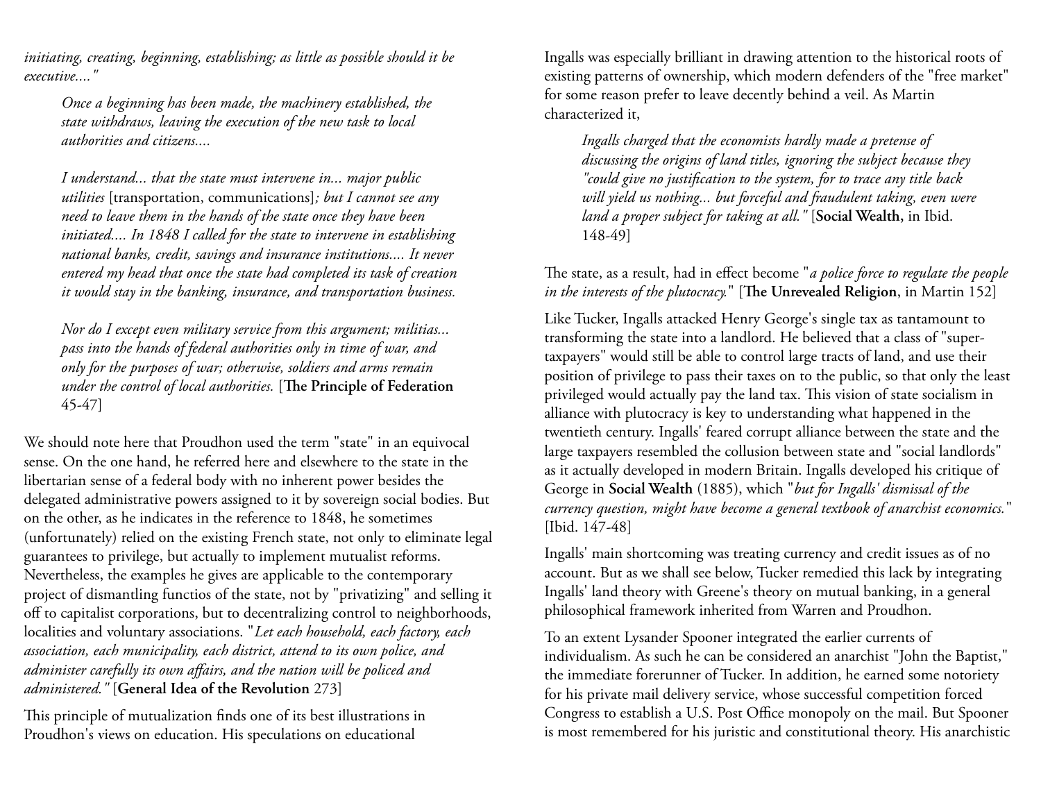*initiating, creating, beginning, establishing; as little as possible should it be executive...."*

> *Once a beginning has been made, the machinery established, the state withdraws, leaving the execution of the new task to local authorities and citizens....*
>
> *I understand... that the state must intervene in... major public utilities* [transportation, communications]*; but I cannot see any need to leave them in the hands of the state once they have been initiated.... In 1848 I called for the state to intervene in establishing national banks, credit, savings and insurance institutions.... It never entered my head that once the state had completed its task of creation it would stay in the banking, insurance, and transportation business.*
>
> *Nor do I except even military service from this argument; militias... pass into the hands of federal authorities only in time of war, and only for the purposes of war; otherwise, soldiers and arms remain under the control of local authorities.* [**The Principle of Federation** 45-47]

We should note here that Proudhon used the term "state" in an equivocal sense. On the one hand, he referred here and elsewhere to the state in the libertarian sense of a federal body with no inherent power besides the delegated administrative powers assigned to it by sovereign social bodies. But on the other, as he indicates in the reference to 1848, he sometimes (unfortunately) relied on the existing French state, not only to eliminate legal guarantees to privilege, but actually to implement mutualist reforms. Nevertheless, the examples he gives are applicable to the contemporary project of dismantling functios of the state, not by "privatizing" and selling it off to capitalist corporations, but to decentralizing control to neighborhoods, localities and voluntary associations. "*Let each household, each factory, each association, each municipality, each district, attend to its own police, and administer carefully its own affairs, and the nation will be policed and administered."* [**General Idea of the Revolution** 273]

This principle of mutualization finds one of its best illustrations in Proudhon's views on education. His speculations on educational

Ingalls was especially brilliant in drawing attention to the historical roots of existing patterns of ownership, which modern defenders of the "free market" for some reason prefer to leave decently behind a veil. As Martin characterized it,

> *Ingalls charged that the economists hardly made a pretense of discussing the origins of land titles, ignoring the subject because they "could give no justification to the system, for to trace any title back will yield us nothing... but forceful and fraudulent taking, even were land a proper subject for taking at all."* [**Social Wealth,** in Ibid. 148-49]

The state, as a result, had in effect become "*a police force to regulate the people in the interests of the plutocracy.*" [**The Unrevealed Religion**, in Martin 152]

Like Tucker, Ingalls attacked Henry George's single tax as tantamount to transforming the state into a landlord. He believed that a class of "super-taxpayers" would still be able to control large tracts of land, and use their position of privilege to pass their taxes on to the public, so that only the least privileged would actually pay the land tax. This vision of state socialism in alliance with plutocracy is key to understanding what happened in the twentieth century. Ingalls' feared corrupt alliance between the state and the large taxpayers resembled the collusion between state and "social landlords" as it actually developed in modern Britain. Ingalls developed his critique of George in **Social Wealth** (1885), which "*but for Ingalls' dismissal of the currency question, might have become a general textbook of anarchist economics.*" [Ibid. 147-48]

Ingalls' main shortcoming was treating currency and credit issues as of no account. But as we shall see below, Tucker remedied this lack by integrating Ingalls' land theory with Greene's theory on mutual banking, in a general philosophical framework inherited from Warren and Proudhon.

To an extent Lysander Spooner integrated the earlier currents of individualism. As such he can be considered an anarchist "John the Baptist," the immediate forerunner of Tucker. In addition, he earned some notoriety for his private mail delivery service, whose successful competition forced Congress to establish a U.S. Post Office monopoly on the mail. But Spooner is most remembered for his juristic and constitutional theory. His anarchistic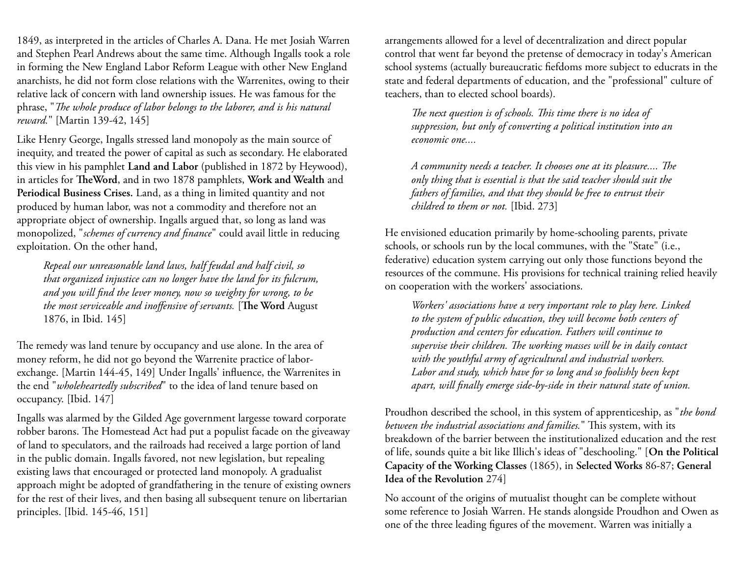1849, as interpreted in the articles of Charles A. Dana. He met Josiah Warren and Stephen Pearl Andrews about the same time. Although Ingalls took a role in forming the New England Labor Reform League with other New England anarchists, he did not form close relations with the Warrenites, owing to their relative lack of concern with land ownership issues. He was famous for the phrase, "*The whole produce of labor belongs to the laborer, and is his natural reward.*" [Martin 139-42, 145]

Like Henry George, Ingalls stressed land monopoly as the main source of inequity, and treated the power of capital as such as secondary. He elaborated this view in his pamphlet **Land and Labor** (published in 1872 by Heywood), in articles for **TheWord**, and in two 1878 pamphlets, **Work and Wealth** and **Periodical Business Crises.** Land, as a thing in limited quantity and not produced by human labor, was not a commodity and therefore not an appropriate object of ownership. Ingalls argued that, so long as land was monopolized, "*schemes of currency and finance*" could avail little in reducing exploitation. On the other hand,

> *Repeal our unreasonable land laws, half feudal and half civil, so that organized injustice can no longer have the land for its fulcrum, and you will find the lever money, now so weighty for wrong, to be the most serviceable and inoffensive of servants.* [**The Word** August 1876, in Ibid. 145]

The remedy was land tenure by occupancy and use alone. In the area of money reform, he did not go beyond the Warrenite practice of labor-exchange. [Martin 144-45, 149] Under Ingalls' influence, the Warrenites in the end "*wholeheartedly subscribed*" to the idea of land tenure based on occupancy. [Ibid. 147]

Ingalls was alarmed by the Gilded Age government largesse toward corporate robber barons. The Homestead Act had put a populist facade on the giveaway of land to speculators, and the railroads had received a large portion of land in the public domain. Ingalls favored, not new legislation, but repealing existing laws that encouraged or protected land monopoly. A gradualist approach might be adopted of grandfathering in the tenure of existing owners for the rest of their lives, and then basing all subsequent tenure on libertarian principles. [Ibid. 145-46, 151]

arrangements allowed for a level of decentralization and direct popular control that went far beyond the pretense of democracy in today's American school systems (actually bureaucratic fiefdoms more subject to educrats in the state and federal departments of education, and the "professional" culture of teachers, than to elected school boards).

> *The next question is of schools. This time there is no idea of suppression, but only of converting a political institution into an economic one....*
>
> *A community needs a teacher. It chooses one at its pleasure.... The only thing that is essential is that the said teacher should suit the fathers of families, and that they should be free to entrust their childred to them or not.* [Ibid. 273]

He envisioned education primarily by home-schooling parents, private schools, or schools run by the local communes, with the "State" (i.e., federative) education system carrying out only those functions beyond the resources of the commune. His provisions for technical training relied heavily on cooperation with the workers' associations.

> *Workers' associations have a very important role to play here. Linked to the system of public education, they will become both centers of production and centers for education. Fathers will continue to supervise their children. The working masses will be in daily contact with the youthful army of agricultural and industrial workers. Labor and study, which have for so long and so foolishly been kept apart, will finally emerge side-by-side in their natural state of union.*

Proudhon described the school, in this system of apprenticeship, as "*the bond between the industrial associations and families.*" This system, with its breakdown of the barrier between the institutionalized education and the rest of life, sounds quite a bit like Illich's ideas of "deschooling." [**On the Political Capacity of the Working Classes** (1865), in **Selected Works** 86-87; **General Idea of the Revolution** 274]

No account of the origins of mutualist thought can be complete without some reference to Josiah Warren. He stands alongside Proudhon and Owen as one of the three leading figures of the movement. Warren was initially a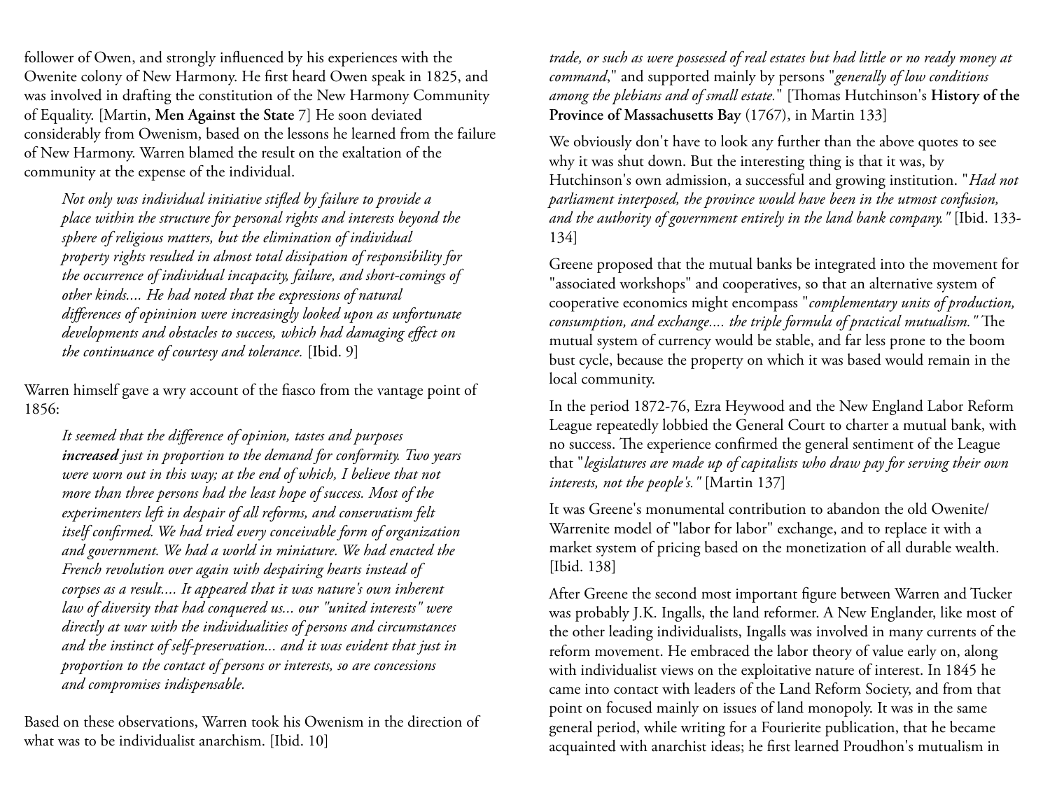follower of Owen, and strongly influenced by his experiences with the Owenite colony of New Harmony. He first heard Owen speak in 1825, and was involved in drafting the constitution of the New Harmony Community of Equality. [Martin, **Men Against the State** 7] He soon deviated considerably from Owenism, based on the lessons he learned from the failure of New Harmony. Warren blamed the result on the exaltation of the community at the expense of the individual.

> *Not only was individual initiative stifled by failure to provide a place within the structure for personal rights and interests beyond the sphere of religious matters, but the elimination of individual property rights resulted in almost total dissipation of responsibility for the occurrence of individual incapacity, failure, and short-comings of other kinds.... He had noted that the expressions of natural differences of opininion were increasingly looked upon as unfortunate developments and obstacles to success, which had damaging effect on the continuance of courtesy and tolerance.* [Ibid. 9]

Warren himself gave a wry account of the fiasco from the vantage point of 1856:

> *It seemed that the difference of opinion, tastes and purposes* ***increased*** *just in proportion to the demand for conformity. Two years were worn out in this way; at the end of which, I believe that not more than three persons had the least hope of success. Most of the experimenters left in despair of all reforms, and conservatism felt itself confirmed. We had tried every conceivable form of organization and government. We had a world in miniature. We had enacted the French revolution over again with despairing hearts instead of corpses as a result.... It appeared that it was nature's own inherent law of diversity that had conquered us... our "united interests" were directly at war with the individualities of persons and circumstances and the instinct of self-preservation... and it was evident that just in proportion to the contact of persons or interests, so are concessions and compromises indispensable.*

Based on these observations, Warren took his Owenism in the direction of what was to be individualist anarchism. [Ibid. 10]

*trade, or such as were possessed of real estates but had little or no ready money at command*," and supported mainly by persons "*generally of low conditions among the plebians and of small estate.*" [Thomas Hutchinson's **History of the Province of Massachusetts Bay** (1767), in Martin 133]

We obviously don't have to look any further than the above quotes to see why it was shut down. But the interesting thing is that it was, by Hutchinson's own admission, a successful and growing institution. "*Had not parliament interposed, the province would have been in the utmost confusion, and the authority of government entirely in the land bank company.*" [Ibid. 133-134]

Greene proposed that the mutual banks be integrated into the movement for "associated workshops" and cooperatives, so that an alternative system of cooperative economics might encompass "*complementary units of production, consumption, and exchange.... the triple formula of practical mutualism.*" The mutual system of currency would be stable, and far less prone to the boom bust cycle, because the property on which it was based would remain in the local community.

In the period 1872-76, Ezra Heywood and the New England Labor Reform League repeatedly lobbied the General Court to charter a mutual bank, with no success. The experience confirmed the general sentiment of the League that "*legislatures are made up of capitalists who draw pay for serving their own interests, not the people's.*" [Martin 137]

It was Greene's monumental contribution to abandon the old Owenite/ Warrenite model of "labor for labor" exchange, and to replace it with a market system of pricing based on the monetization of all durable wealth. [Ibid. 138]

After Greene the second most important figure between Warren and Tucker was probably J.K. Ingalls, the land reformer. A New Englander, like most of the other leading individualists, Ingalls was involved in many currents of the reform movement. He embraced the labor theory of value early on, along with individualist views on the exploitative nature of interest. In 1845 he came into contact with leaders of the Land Reform Society, and from that point on focused mainly on issues of land monopoly. It was in the same general period, while writing for a Fourierite publication, that he became acquainted with anarchist ideas; he first learned Proudhon's mutualism in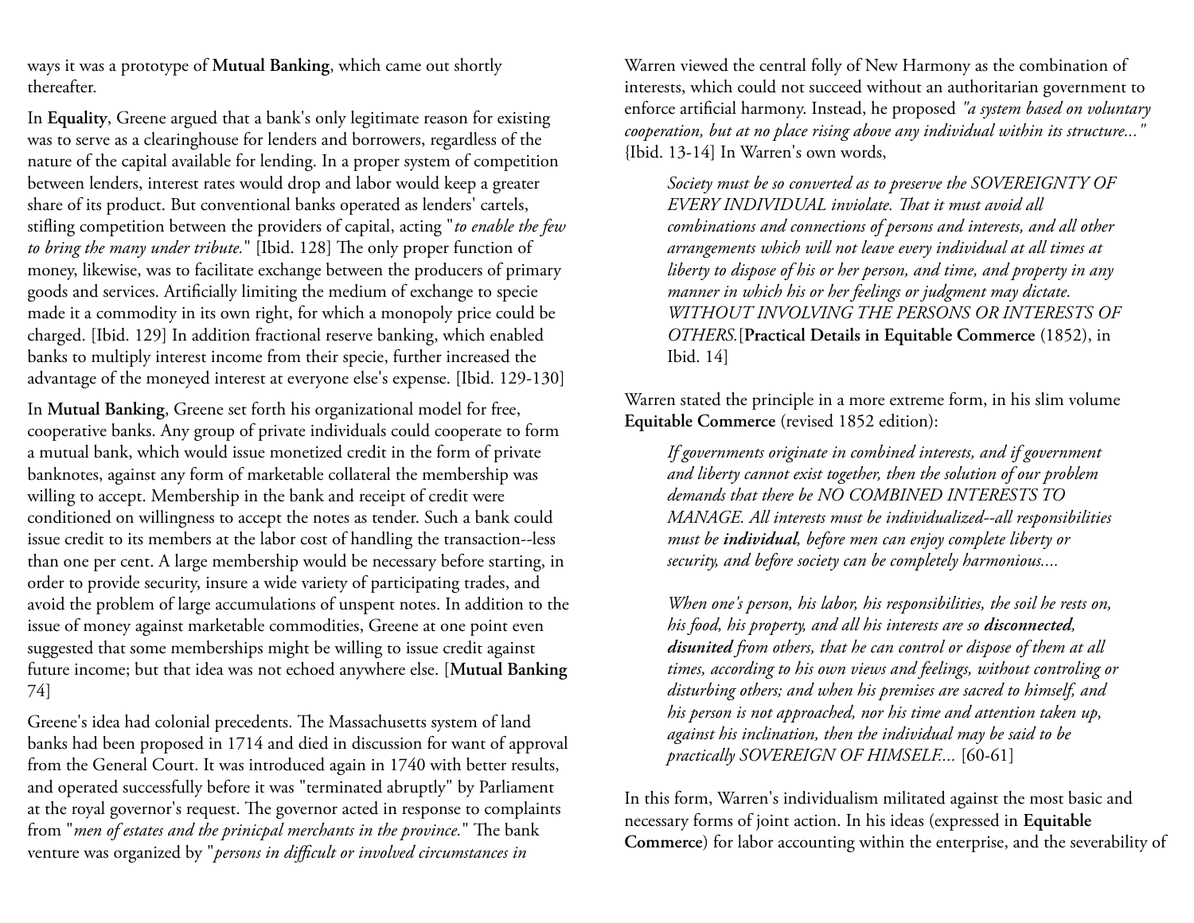ways it was a prototype of **Mutual Banking**, which came out shortly thereafter.

In **Equality**, Greene argued that a bank's only legitimate reason for existing was to serve as a clearinghouse for lenders and borrowers, regardless of the nature of the capital available for lending. In a proper system of competition between lenders, interest rates would drop and labor would keep a greater share of its product. But conventional banks operated as lenders' cartels, stifling competition between the providers of capital, acting "*to enable the few to bring the many under tribute.*" [Ibid. 128] The only proper function of money, likewise, was to facilitate exchange between the producers of primary goods and services. Artificially limiting the medium of exchange to specie made it a commodity in its own right, for which a monopoly price could be charged. [Ibid. 129] In addition fractional reserve banking, which enabled banks to multiply interest income from their specie, further increased the advantage of the moneyed interest at everyone else's expense. [Ibid. 129-130]

In **Mutual Banking**, Greene set forth his organizational model for free, cooperative banks. Any group of private individuals could cooperate to form a mutual bank, which would issue monetized credit in the form of private banknotes, against any form of marketable collateral the membership was willing to accept. Membership in the bank and receipt of credit were conditioned on willingness to accept the notes as tender. Such a bank could issue credit to its members at the labor cost of handling the transaction--less than one per cent. A large membership would be necessary before starting, in order to provide security, insure a wide variety of participating trades, and avoid the problem of large accumulations of unspent notes. In addition to the issue of money against marketable commodities, Greene at one point even suggested that some memberships might be willing to issue credit against future income; but that idea was not echoed anywhere else. [**Mutual Banking** 74]

Greene's idea had colonial precedents. The Massachusetts system of land banks had been proposed in 1714 and died in discussion for want of approval from the General Court. It was introduced again in 1740 with better results, and operated successfully before it was "terminated abruptly" by Parliament at the royal governor's request. The governor acted in response to complaints from "*men of estates and the prinicpal merchants in the province.*" The bank venture was organized by "*persons in difficult or involved circumstances in*

Warren viewed the central folly of New Harmony as the combination of interests, which could not succeed without an authoritarian government to enforce artificial harmony. Instead, he proposed *"a system based on voluntary cooperation, but at no place rising above any individual within its structure..."* {Ibid. 13-14] In Warren's own words,

> *Society must be so converted as to preserve the SOVEREIGNTY OF EVERY INDIVIDUAL inviolate. That it must avoid all combinations and connections of persons and interests, and all other arrangements which will not leave every individual at all times at liberty to dispose of his or her person, and time, and property in any manner in which his or her feelings or judgment may dictate. WITHOUT INVOLVING THE PERSONS OR INTERESTS OF OTHERS.*[**Practical Details in Equitable Commerce** (1852), in Ibid. 14]

Warren stated the principle in a more extreme form, in his slim volume **Equitable Commerce** (revised 1852 edition):

> *If governments originate in combined interests, and if government and liberty cannot exist together, then the solution of our problem demands that there be NO COMBINED INTERESTS TO MANAGE. All interests must be individualized--all responsibilities must be* ***individual****, before men can enjoy complete liberty or security, and before society can be completely harmonious....*
>
> *When one's person, his labor, his responsibilities, the soil he rests on, his food, his property, and all his interests are so* ***disconnected****,* ***disunited*** *from others, that he can control or dispose of them at all times, according to his own views and feelings, without controling or disturbing others; and when his premises are sacred to himself, and his person is not approached, nor his time and attention taken up, against his inclination, then the individual may be said to be practically SOVEREIGN OF HIMSELF...* [60-61]

In this form, Warren's individualism militated against the most basic and necessary forms of joint action. In his ideas (expressed in **Equitable Commerce**) for labor accounting within the enterprise, and the severability of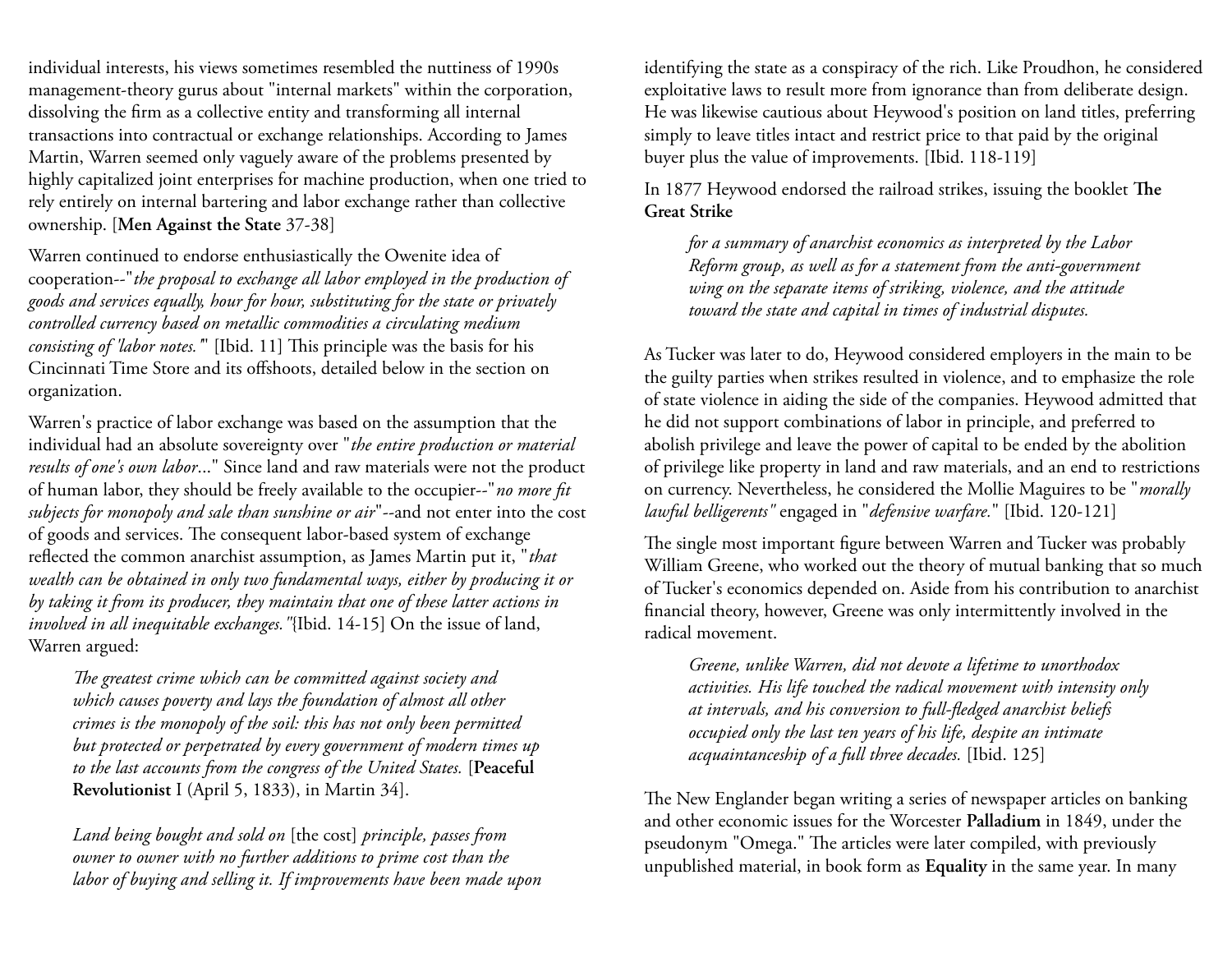individual interests, his views sometimes resembled the nuttiness of 1990s management-theory gurus about "internal markets" within the corporation, dissolving the firm as a collective entity and transforming all internal transactions into contractual or exchange relationships. According to James Martin, Warren seemed only vaguely aware of the problems presented by highly capitalized joint enterprises for machine production, when one tried to rely entirely on internal bartering and labor exchange rather than collective ownership. [**Men Against the State** 37-38]

Warren continued to endorse enthusiastically the Owenite idea of cooperation--"*the proposal to exchange all labor employed in the production of goods and services equally, hour for hour, substituting for the state or privately controlled currency based on metallic commodities a circulating medium consisting of 'labor notes.'*" [Ibid. 11] This principle was the basis for his Cincinnati Time Store and its offshoots, detailed below in the section on organization.

Warren's practice of labor exchange was based on the assumption that the individual had an absolute sovereignty over "*the entire production or material results of one's own labor*..." Since land and raw materials were not the product of human labor, they should be freely available to the occupier--"*no more fit subjects for monopoly and sale than sunshine or air*"--and not enter into the cost of goods and services. The consequent labor-based system of exchange reflected the common anarchist assumption, as James Martin put it, "*that wealth can be obtained in only two fundamental ways, either by producing it or by taking it from its producer, they maintain that one of these latter actions in involved in all inequitable exchanges."*{Ibid. 14-15] On the issue of land, Warren argued:

> *The greatest crime which can be committed against society and which causes poverty and lays the foundation of almost all other crimes is the monopoly of the soil: this has not only been permitted but protected or perpetrated by every government of modern times up to the last accounts from the congress of the United States.* [**Peaceful Revolutionist** I (April 5, 1833), in Martin 34].
>
> *Land being bought and sold on* [the cost] *principle, passes from owner to owner with no further additions to prime cost than the labor of buying and selling it. If improvements have been made upon*

identifying the state as a conspiracy of the rich. Like Proudhon, he considered exploitative laws to result more from ignorance than from deliberate design. He was likewise cautious about Heywood's position on land titles, preferring simply to leave titles intact and restrict price to that paid by the original buyer plus the value of improvements. [Ibid. 118-119]

In 1877 Heywood endorsed the railroad strikes, issuing the booklet **The Great Strike**

> *for a summary of anarchist economics as interpreted by the Labor Reform group, as well as for a statement from the anti-government wing on the separate items of striking, violence, and the attitude toward the state and capital in times of industrial disputes.*

As Tucker was later to do, Heywood considered employers in the main to be the guilty parties when strikes resulted in violence, and to emphasize the role of state violence in aiding the side of the companies. Heywood admitted that he did not support combinations of labor in principle, and preferred to abolish privilege and leave the power of capital to be ended by the abolition of privilege like property in land and raw materials, and an end to restrictions on currency. Nevertheless, he considered the Mollie Maguires to be "*morally lawful belligerents"* engaged in "*defensive warfare.*" [Ibid. 120-121]

The single most important figure between Warren and Tucker was probably William Greene, who worked out the theory of mutual banking that so much of Tucker's economics depended on. Aside from his contribution to anarchist financial theory, however, Greene was only intermittently involved in the radical movement.

> *Greene, unlike Warren, did not devote a lifetime to unorthodox activities. His life touched the radical movement with intensity only at intervals, and his conversion to full-fledged anarchist beliefs occupied only the last ten years of his life, despite an intimate acquaintanceship of a full three decades.* [Ibid. 125]

The New Englander began writing a series of newspaper articles on banking and other economic issues for the Worcester **Palladium** in 1849, under the pseudonym "Omega." The articles were later compiled, with previously unpublished material, in book form as **Equality** in the same year. In many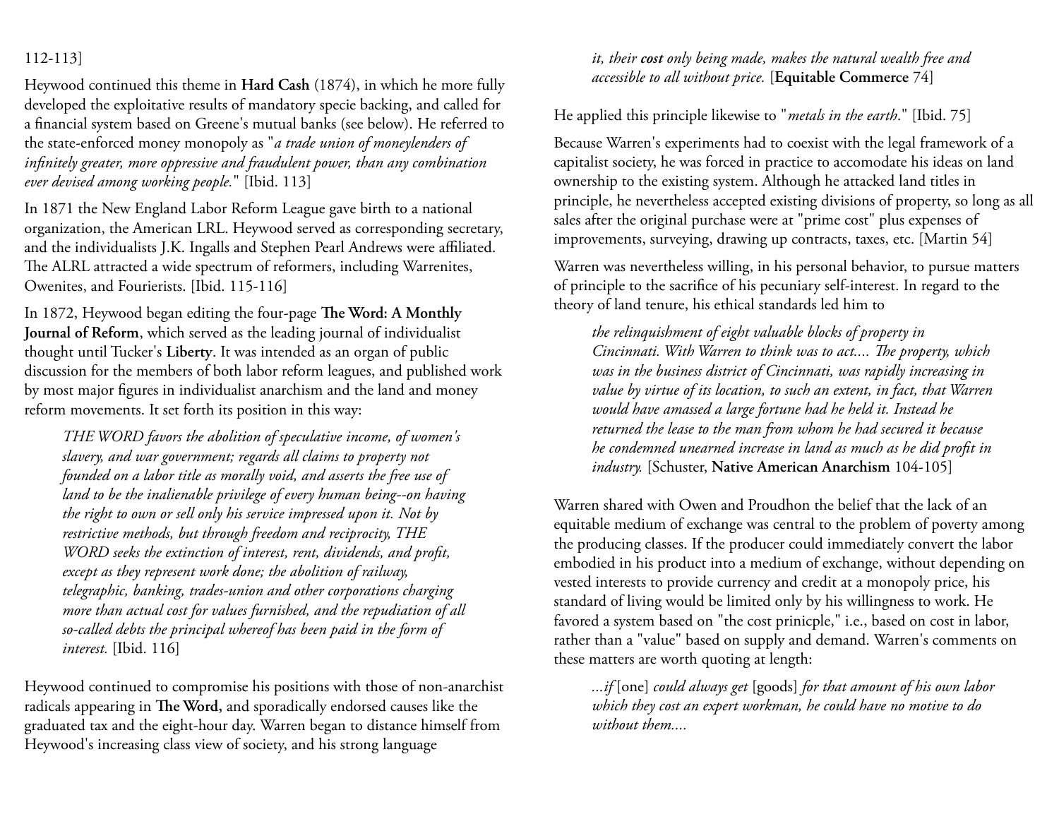112-113]

Heywood continued this theme in **Hard Cash** (1874), in which he more fully developed the exploitative results of mandatory specie backing, and called for a financial system based on Greene's mutual banks (see below). He referred to the state-enforced money monopoly as "*a trade union of moneylenders of infinitely greater, more oppressive and fraudulent power, than any combination ever devised among working people.*" [Ibid. 113]

In 1871 the New England Labor Reform League gave birth to a national organization, the American LRL. Heywood served as corresponding secretary, and the individualists J.K. Ingalls and Stephen Pearl Andrews were affiliated. The ALRL attracted a wide spectrum of reformers, including Warrenites, Owenites, and Fourierists. [Ibid. 115-116]

In 1872, Heywood began editing the four-page **The Word: A Monthly Journal of Reform**, which served as the leading journal of individualist thought until Tucker's **Liberty**. It was intended as an organ of public discussion for the members of both labor reform leagues, and published work by most major figures in individualist anarchism and the land and money reform movements. It set forth its position in this way:

> *THE WORD favors the abolition of speculative income, of women's slavery, and war government; regards all claims to property not founded on a labor title as morally void, and asserts the free use of land to be the inalienable privilege of every human being--on having the right to own or sell only his service impressed upon it. Not by restrictive methods, but through freedom and reciprocity, THE WORD seeks the extinction of interest, rent, dividends, and profit, except as they represent work done; the abolition of railway, telegraphic, banking, trades-union and other corporations charging more than actual cost for values furnished, and the repudiation of all so-called debts the principal whereof has been paid in the form of interest.* [Ibid. 116]

Heywood continued to compromise his positions with those of non-anarchist radicals appearing in **The Word,** and sporadically endorsed causes like the graduated tax and the eight-hour day. Warren began to distance himself from Heywood's increasing class view of society, and his strong language

> *it, their **cost** only being made, makes the natural wealth free and accessible to all without price.* [**Equitable Commerce** 74]

He applied this principle likewise to "*metals in the earth*." [Ibid. 75]

Because Warren's experiments had to coexist with the legal framework of a capitalist society, he was forced in practice to accomodate his ideas on land ownership to the existing system. Although he attacked land titles in principle, he nevertheless accepted existing divisions of property, so long as all sales after the original purchase were at "prime cost" plus expenses of improvements, surveying, drawing up contracts, taxes, etc. [Martin 54]

Warren was nevertheless willing, in his personal behavior, to pursue matters of principle to the sacrifice of his pecuniary self-interest. In regard to the theory of land tenure, his ethical standards led him to

> *the relinquishment of eight valuable blocks of property in Cincinnati. With Warren to think was to act.... The property, which was in the business district of Cincinnati, was rapidly increasing in value by virtue of its location, to such an extent, in fact, that Warren would have amassed a large fortune had he held it. Instead he returned the lease to the man from whom he had secured it because he condemned unearned increase in land as much as he did profit in industry.* [Schuster, **Native American Anarchism** 104-105]

Warren shared with Owen and Proudhon the belief that the lack of an equitable medium of exchange was central to the problem of poverty among the producing classes. If the producer could immediately convert the labor embodied in his product into a medium of exchange, without depending on vested interests to provide currency and credit at a monopoly price, his standard of living would be limited only by his willingness to work. He favored a system based on "the cost prinicple," i.e., based on cost in labor, rather than a "value" based on supply and demand. Warren's comments on these matters are worth quoting at length:

> *...if* [one] *could always get* [goods] *for that amount of his own labor which they cost an expert workman, he could have no motive to do without them....*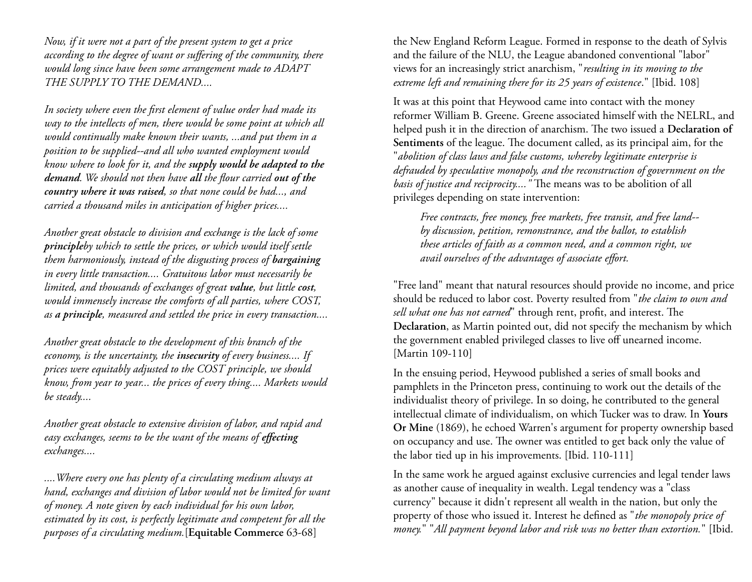*Now, if it were not a part of the present system to get a price according to the degree of want or suffering of the community, there would long since have been some arrangement made to ADAPT THE SUPPLY TO THE DEMAND....*

*In society where even the first element of value order had made its way to the intellects of men, there would be some point at which all would continually make known their wants, ...and put them in a position to be supplied--and all who wanted employment would know where to look for it, and the **supply would be adapted to the demand**. We should not then have **all** the flour carried **out of the country where it was raised**, so that none could be had..., and carried a thousand miles in anticipation of higher prices....*

*Another great obstacle to division and exchange is the lack of some **principle**by which to settle the prices, or which would itself settle them harmoniously, instead of the disgusting process of **bargaining** in every little transaction.... Gratuitous labor must necessarily be limited, and thousands of exchanges of great **value**, but little **cost**, would immensely increase the comforts of all parties, where COST, as **a principle**, measured and settled the price in every transaction....*

*Another great obstacle to the development of this branch of the economy, is the uncertainty, the **insecurity** of every business.... If prices were equitably adjusted to the COST principle, we should know, from year to year... the prices of every thing.... Markets would be steady....*

*Another great obstacle to extensive division of labor, and rapid and easy exchanges, seems to be the want of the means of **effecting** exchanges....*

*....Where every one has plenty of a circulating medium always at hand, exchanges and division of labor would not be limited for want of money. A note given by each individual for his own labor, estimated by its cost, is perfectly legitimate and competent for all the purposes of a circulating medium.*[**Equitable Commerce** 63-68]

the New England Reform League. Formed in response to the death of Sylvis and the failure of the NLU, the League abandoned conventional "labor" views for an increasingly strict anarchism, "*resulting in its moving to the extreme left and remaining there for its 25 years of existence*." [Ibid. 108]

It was at this point that Heywood came into contact with the money reformer William B. Greene. Greene associated himself with the NELRL, and helped push it in the direction of anarchism. The two issued a **Declaration of Sentiments** of the league. The document called, as its principal aim, for the "*abolition of class laws and false customs, whereby legitimate enterprise is defrauded by speculative monopoly, and the reconstruction of government on the basis of justice and reciprocity...."* The means was to be abolition of all privileges depending on state intervention:

> *Free contracts, free money, free markets, free transit, and free land--by discussion, petition, remonstrance, and the ballot, to establish these articles of faith as a common need, and a common right, we avail ourselves of the advantages of associate effort.*

"Free land" meant that natural resources should provide no income, and price should be reduced to labor cost. Poverty resulted from "*the claim to own and sell what one has not earned*" through rent, profit, and interest. The **Declaration**, as Martin pointed out, did not specify the mechanism by which the government enabled privileged classes to live off unearned income. [Martin 109-110]

In the ensuing period, Heywood published a series of small books and pamphlets in the Princeton press, continuing to work out the details of the individualist theory of privilege. In so doing, he contributed to the general intellectual climate of individualism, on which Tucker was to draw. In **Yours Or Mine** (1869), he echoed Warren's argument for property ownership based on occupancy and use. The owner was entitled to get back only the value of the labor tied up in his improvements. [Ibid. 110-111]

In the same work he argued against exclusive currencies and legal tender laws as another cause of inequality in wealth. Legal tendency was a "class currency" because it didn't represent all wealth in the nation, but only the property of those who issued it. Interest he defined as "*the monopoly price of money.*" "*All payment beyond labor and risk was no better than extortion.*" [Ibid.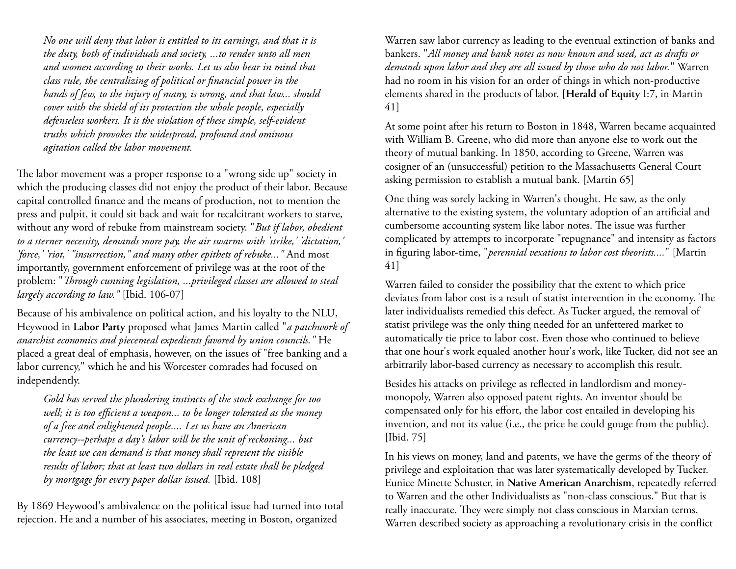> *No one will deny that labor is entitled to its earnings, and that it is the duty, both of individuals and society, ...to render unto all men and women according to their works. Let us also bear in mind that class rule, the centralizing of political or financial power in the hands of few, to the injury of many, is wrong, and that law... should cover with the shield of its protection the whole people, especially defenseless workers. It is the violation of these simple, self-evident truths which provokes the widespread, profound and ominous agitation called the labor movement.*

The labor movement was a proper response to a "wrong side up" society in which the producing classes did not enjoy the product of their labor. Because capital controlled finance and the means of production, not to mention the press and pulpit, it could sit back and wait for recalcitrant workers to starve, without any word of rebuke from mainstream society. "*But if labor, obedient to a sterner necessity, demands more pay, the air swarms with 'strike,' 'dictation,' 'force,' 'riot,' "insurrection," and many other epithets of rebuke...*" And most importantly, government enforcement of privilege was at the root of the problem: "*Through cunning legislation, ...privileged classes are allowed to steal largely according to law.*" [Ibid. 106-07]

Because of his ambivalence on political action, and his loyalty to the NLU, Heywood in **Labor Party** proposed what James Martin called "*a patchwork of anarchist economics and piecemeal expedients favored by union councils.*" He placed a great deal of emphasis, however, on the issues of "free banking and a labor currency," which he and his Worcester comrades had focused on independently.

> *Gold has served the plundering instincts of the stock exchange for too well; it is too efficient a weapon... to be longer tolerated as the money of a free and enlightened people.... Let us have an American currency--perhaps a day's labor will be the unit of reckoning... but the least we can demand is that money shall represent the visible results of labor; that at least two dollars in real estate shall be pledged by mortgage for every paper dollar issued.* [Ibid. 108]

By 1869 Heywood's ambivalence on the political issue had turned into total rejection. He and a number of his associates, meeting in Boston, organized

Warren saw labor currency as leading to the eventual extinction of banks and bankers. "*All money and bank notes as now known and used, act as drafts or demands upon labor and they are all issued by those who do not labor.*" Warren had no room in his vision for an order of things in which non-productive elements shared in the products of labor. [**Herald of Equity** I:7, in Martin 41]

At some point after his return to Boston in 1848, Warren became acquainted with William B. Greene, who did more than anyone else to work out the theory of mutual banking. In 1850, according to Greene, Warren was cosigner of an (unsuccessful) petition to the Massachusetts General Court asking permission to establish a mutual bank. [Martin 65]

One thing was sorely lacking in Warren's thought. He saw, as the only alternative to the existing system, the voluntary adoption of an artificial and cumbersome accounting system like labor notes. The issue was further complicated by attempts to incorporate "repugnance" and intensity as factors in figuring labor-time, "*perennial vexations to labor cost theorists....*" [Martin 41]

Warren failed to consider the possibility that the extent to which price deviates from labor cost is a result of statist intervention in the economy. The later individualists remedied this defect. As Tucker argued, the removal of statist privilege was the only thing needed for an unfettered market to automatically tie price to labor cost. Even those who continued to believe that one hour's work equaled another hour's work, like Tucker, did not see an arbitrarily labor-based currency as necessary to accomplish this result.

Besides his attacks on privilege as reflected in landlordism and money-monopoly, Warren also opposed patent rights. An inventor should be compensated only for his effort, the labor cost entailed in developing his invention, and not its value (i.e., the price he could gouge from the public). [Ibid. 75]

In his views on money, land and patents, we have the germs of the theory of privilege and exploitation that was later systematically developed by Tucker. Eunice Minette Schuster, in **Native American Anarchism**, repeatedly referred to Warren and the other Individualists as "non-class conscious." But that is really inaccurate. They were simply not class conscious in Marxian terms. Warren described society as approaching a revolutionary crisis in the conflict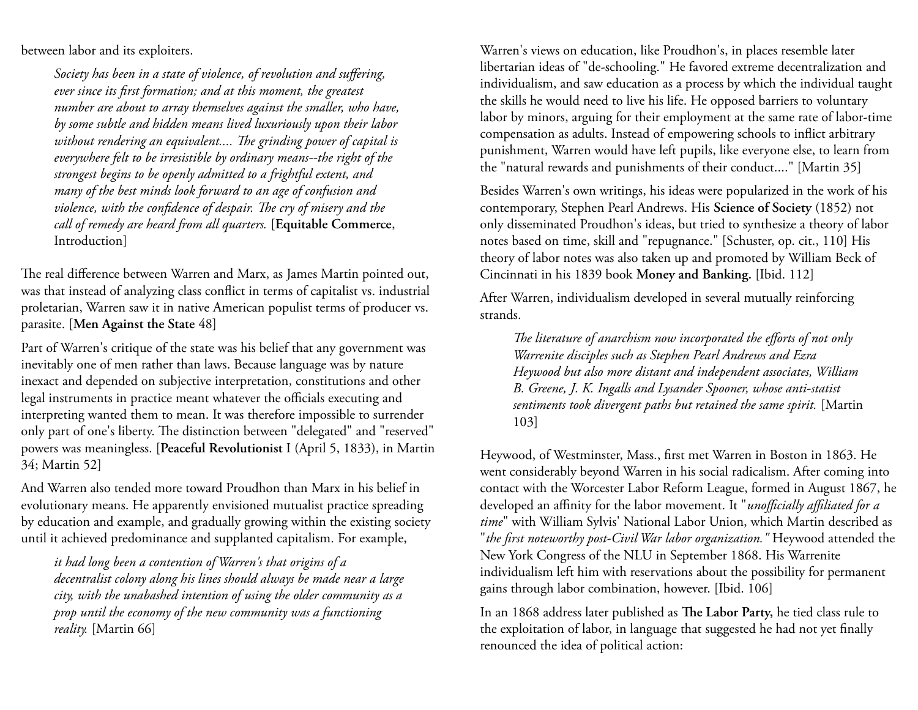between labor and its exploiters.

> *Society has been in a state of violence, of revolution and suffering, ever since its first formation; and at this moment, the greatest number are about to array themselves against the smaller, who have, by some subtle and hidden means lived luxuriously upon their labor without rendering an equivalent.... The grinding power of capital is everywhere felt to be irresistible by ordinary means--the right of the strongest begins to be openly admitted to a frightful extent, and many of the best minds look forward to an age of confusion and violence, with the confidence of despair. The cry of misery and the call of remedy are heard from all quarters.* [**Equitable Commerce**, Introduction]

The real difference between Warren and Marx, as James Martin pointed out, was that instead of analyzing class conflict in terms of capitalist vs. industrial proletarian, Warren saw it in native American populist terms of producer vs. parasite. [**Men Against the State** 48]

Part of Warren's critique of the state was his belief that any government was inevitably one of men rather than laws. Because language was by nature inexact and depended on subjective interpretation, constitutions and other legal instruments in practice meant whatever the officials executing and interpreting wanted them to mean. It was therefore impossible to surrender only part of one's liberty. The distinction between "delegated" and "reserved" powers was meaningless. [**Peaceful Revolutionist** I (April 5, 1833), in Martin 34; Martin 52]

And Warren also tended more toward Proudhon than Marx in his belief in evolutionary means. He apparently envisioned mutualist practice spreading by education and example, and gradually growing within the existing society until it achieved predominance and supplanted capitalism. For example,

> *it had long been a contention of Warren's that origins of a decentralist colony along his lines should always be made near a large city, with the unabashed intention of using the older community as a prop until the economy of the new community was a functioning reality.* [Martin 66]

Warren's views on education, like Proudhon's, in places resemble later libertarian ideas of "de-schooling." He favored extreme decentralization and individualism, and saw education as a process by which the individual taught the skills he would need to live his life. He opposed barriers to voluntary labor by minors, arguing for their employment at the same rate of labor-time compensation as adults. Instead of empowering schools to inflict arbitrary punishment, Warren would have left pupils, like everyone else, to learn from the "natural rewards and punishments of their conduct...." [Martin 35]

Besides Warren's own writings, his ideas were popularized in the work of his contemporary, Stephen Pearl Andrews. His **Science of Society** (1852) not only disseminated Proudhon's ideas, but tried to synthesize a theory of labor notes based on time, skill and "repugnance." [Schuster, op. cit., 110] His theory of labor notes was also taken up and promoted by William Beck of Cincinnati in his 1839 book **Money and Banking.** [Ibid. 112]

After Warren, individualism developed in several mutually reinforcing strands.

> *The literature of anarchism now incorporated the efforts of not only Warrenite disciples such as Stephen Pearl Andrews and Ezra Heywood but also more distant and independent associates, William B. Greene, J. K. Ingalls and Lysander Spooner, whose anti-statist sentiments took divergent paths but retained the same spirit.* [Martin 103]

Heywood, of Westminster, Mass., first met Warren in Boston in 1863. He went considerably beyond Warren in his social radicalism. After coming into contact with the Worcester Labor Reform League, formed in August 1867, he developed an affinity for the labor movement. It "*unofficially affiliated for a time*" with William Sylvis' National Labor Union, which Martin described as "*the first noteworthy post-Civil War labor organization."* Heywood attended the New York Congress of the NLU in September 1868. His Warrenite individualism left him with reservations about the possibility for permanent gains through labor combination, however. [Ibid. 106]

In an 1868 address later published as **The Labor Party,** he tied class rule to the exploitation of labor, in language that suggested he had not yet finally renounced the idea of political action: